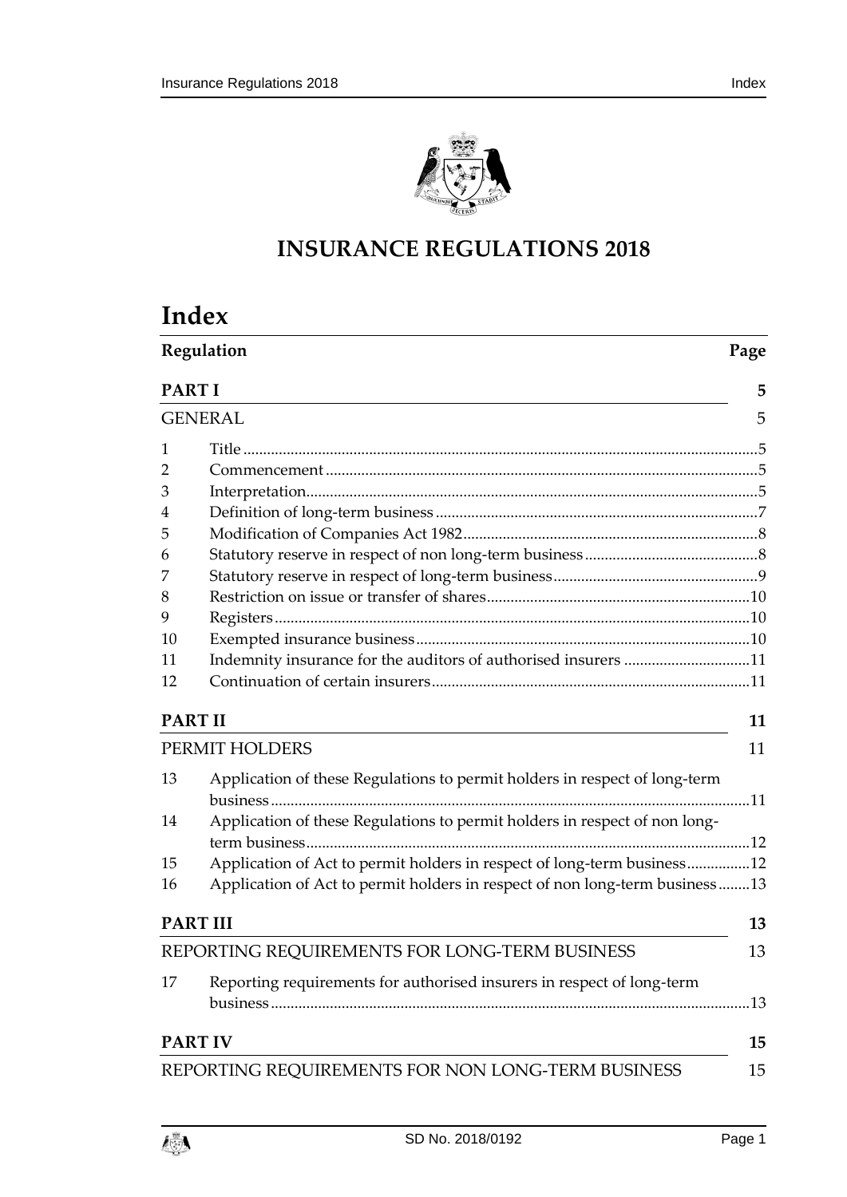# INSURANCE REGULATIONS 2018

## Index

| Regulation | | Page |
|---|---|---|
| **PART I** | | **5** |
| GENERAL | | 5 |
| 1 | Title | 5 |
| 2 | Commencement | 5 |
| 3 | Interpretation | 5 |
| 4 | Definition of long-term business | 7 |
| 5 | Modification of Companies Act 1982 | 8 |
| 6 | Statutory reserve in respect of non long-term business | 8 |
| 7 | Statutory reserve in respect of long-term business | 9 |
| 8 | Restriction on issue or transfer of shares | 10 |
| 9 | Registers | 10 |
| 10 | Exempted insurance business | 10 |
| 11 | Indemnity insurance for the auditors of authorised insurers | 11 |
| 12 | Continuation of certain insurers | 11 |
| **PART II** | | **11** |
| PERMIT HOLDERS | | 11 |
| 13 | Application of these Regulations to permit holders in respect of long-term business | 11 |
| 14 | Application of these Regulations to permit holders in respect of non long-term business | 12 |
| 15 | Application of Act to permit holders in respect of long-term business | 12 |
| 16 | Application of Act to permit holders in respect of non long-term business | 13 |
| **PART III** | | **13** |
| REPORTING REQUIREMENTS FOR LONG-TERM BUSINESS | | 13 |
| 17 | Reporting requirements for authorised insurers in respect of long-term business | 13 |
| **PART IV** | | **15** |
| REPORTING REQUIREMENTS FOR NON LONG-TERM BUSINESS | | 15 |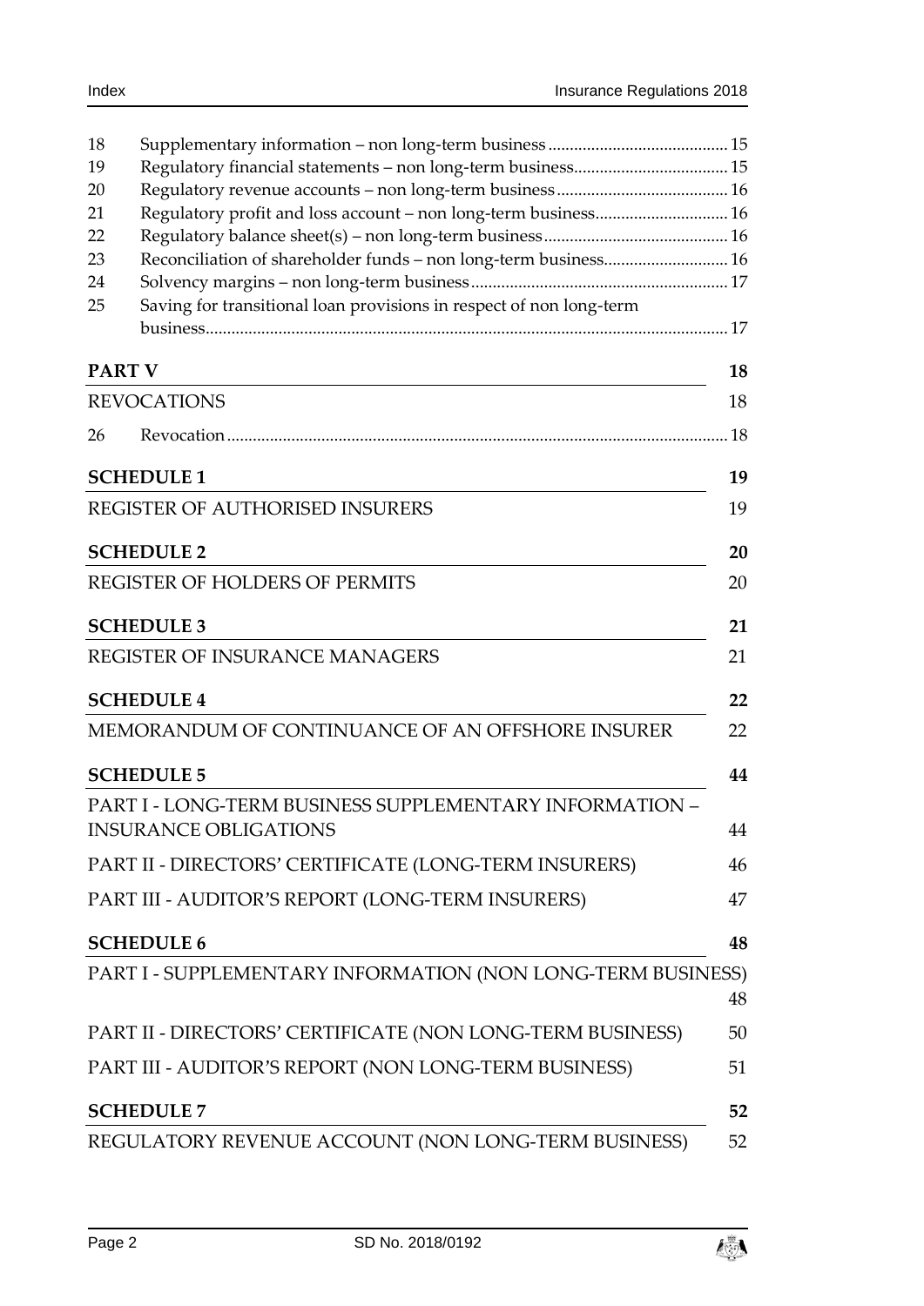| | | |
|---|---|---|
| 18 | Supplementary information – non long-term business | 15 |
| 19 | Regulatory financial statements – non long-term business | 15 |
| 20 | Regulatory revenue accounts – non long-term business | 16 |
| 21 | Regulatory profit and loss account – non long-term business | 16 |
| 22 | Regulatory balance sheet(s) – non long-term business | 16 |
| 23 | Reconciliation of shareholder funds – non long-term business | 16 |
| 24 | Solvency margins – non long-term business | 17 |
| 25 | Saving for transitional loan provisions in respect of non long-term business | 17 |

**PART V** 18

REVOCATIONS 18

| | | |
|---|---|---|
| 26 | Revocation | 18 |

**SCHEDULE 1** 19

REGISTER OF AUTHORISED INSURERS 19

**SCHEDULE 2** 20

REGISTER OF HOLDERS OF PERMITS 20

**SCHEDULE 3** 21

REGISTER OF INSURANCE MANAGERS 21

**SCHEDULE 4** 22

MEMORANDUM OF CONTINUANCE OF AN OFFSHORE INSURER 22

**SCHEDULE 5** 44

PART I - LONG-TERM BUSINESS SUPPLEMENTARY INFORMATION – INSURANCE OBLIGATIONS 44

PART II - DIRECTORS' CERTIFICATE (LONG-TERM INSURERS) 46

PART III - AUDITOR'S REPORT (LONG-TERM INSURERS) 47

**SCHEDULE 6** 48

PART I - SUPPLEMENTARY INFORMATION (NON LONG-TERM BUSINESS) 48

PART II - DIRECTORS' CERTIFICATE (NON LONG-TERM BUSINESS) 50

PART III - AUDITOR'S REPORT (NON LONG-TERM BUSINESS) 51

**SCHEDULE 7** 52

REGULATORY REVENUE ACCOUNT (NON LONG-TERM BUSINESS) 52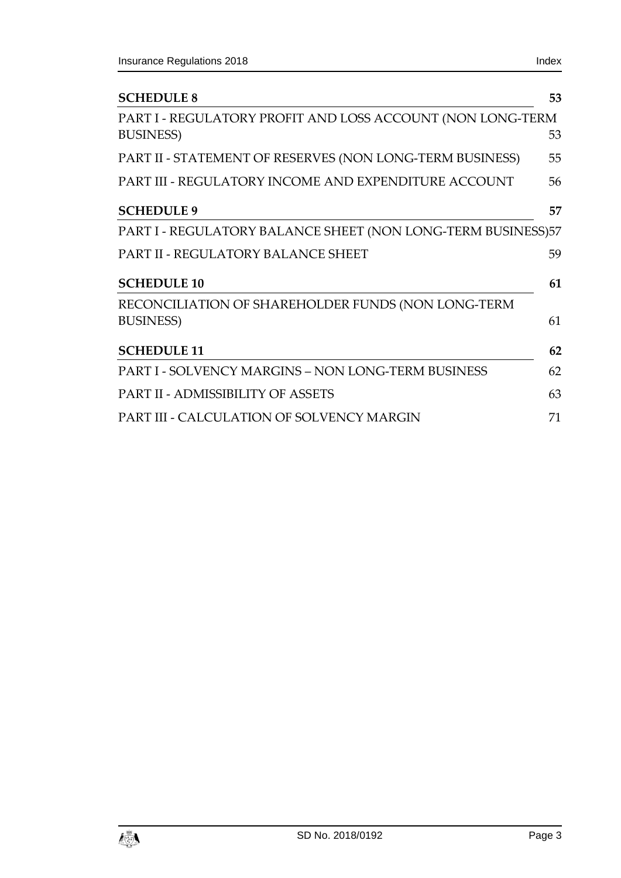**SCHEDULE 8** 53

PART I - REGULATORY PROFIT AND LOSS ACCOUNT (NON LONG-TERM BUSINESS) 53

PART II - STATEMENT OF RESERVES (NON LONG-TERM BUSINESS) 55

PART III - REGULATORY INCOME AND EXPENDITURE ACCOUNT 56

**SCHEDULE 9** 57

PART I - REGULATORY BALANCE SHEET (NON LONG-TERM BUSINESS) 57

PART II - REGULATORY BALANCE SHEET 59

**SCHEDULE 10** 61

RECONCILIATION OF SHAREHOLDER FUNDS (NON LONG-TERM BUSINESS) 61

**SCHEDULE 11** 62

PART I - SOLVENCY MARGINS – NON LONG-TERM BUSINESS 62

PART II - ADMISSIBILITY OF ASSETS 63

PART III - CALCULATION OF SOLVENCY MARGIN 71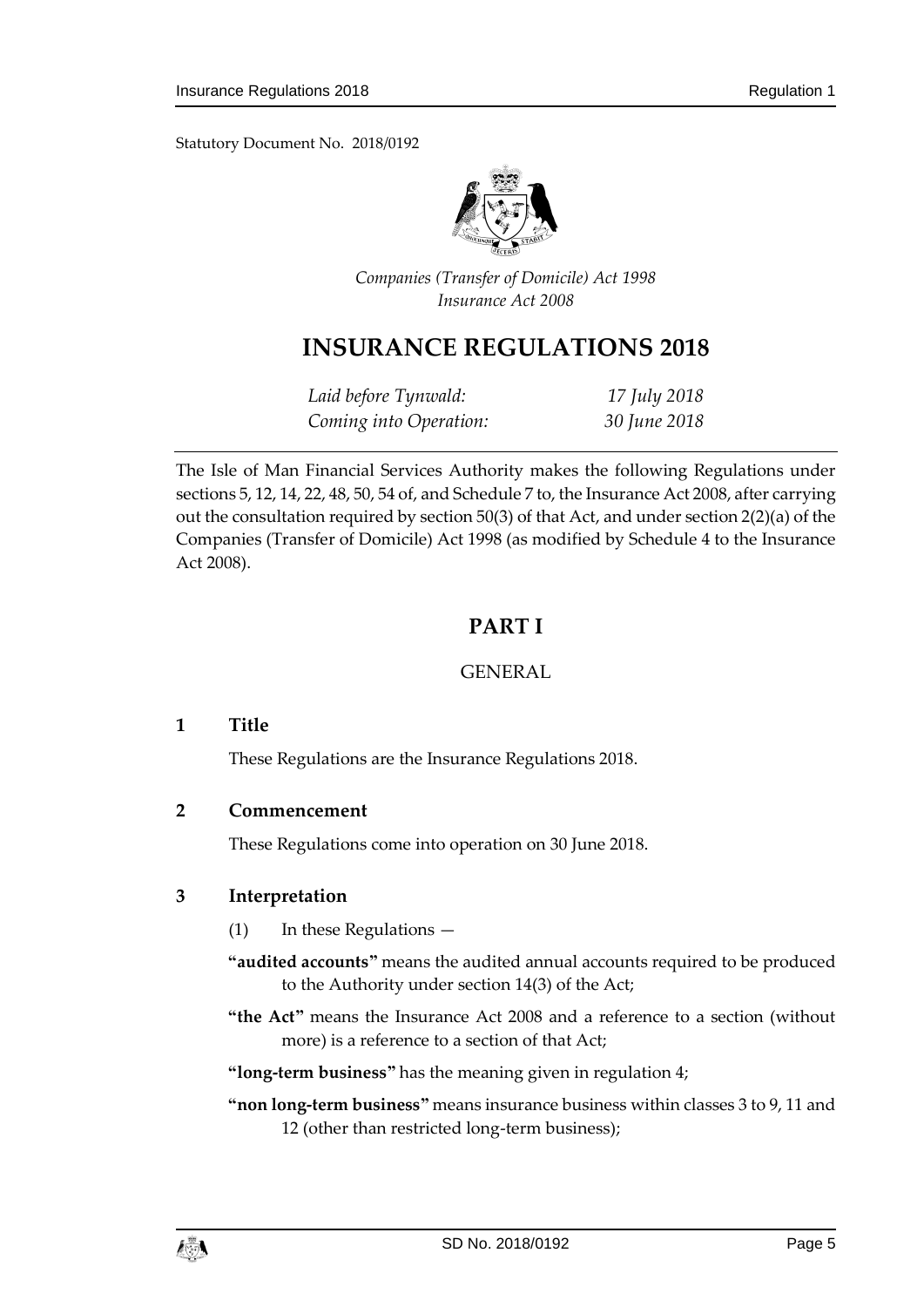Statutory Document No. 2018/0192

*Companies (Transfer of Domicile) Act 1998*
*Insurance Act 2008*

# INSURANCE REGULATIONS 2018

| | |
|---|---|
| *Laid before Tynwald:* | *17 July 2018* |
| *Coming into Operation:* | *30 June 2018* |

The Isle of Man Financial Services Authority makes the following Regulations under sections 5, 12, 14, 22, 48, 50, 54 of, and Schedule 7 to, the Insurance Act 2008, after carrying out the consultation required by section 50(3) of that Act, and under section 2(2)(a) of the Companies (Transfer of Domicile) Act 1998 (as modified by Schedule 4 to the Insurance Act 2008).

## PART I

GENERAL

### 1 Title

These Regulations are the Insurance Regulations 2018.

### 2 Commencement

These Regulations come into operation on 30 June 2018.

### 3 Interpretation

(1) In these Regulations —

**"audited accounts"** means the audited annual accounts required to be produced to the Authority under section 14(3) of the Act;

**"the Act"** means the Insurance Act 2008 and a reference to a section (without more) is a reference to a section of that Act;

**"long-term business"** has the meaning given in regulation 4;

**"non long-term business"** means insurance business within classes 3 to 9, 11 and 12 (other than restricted long-term business);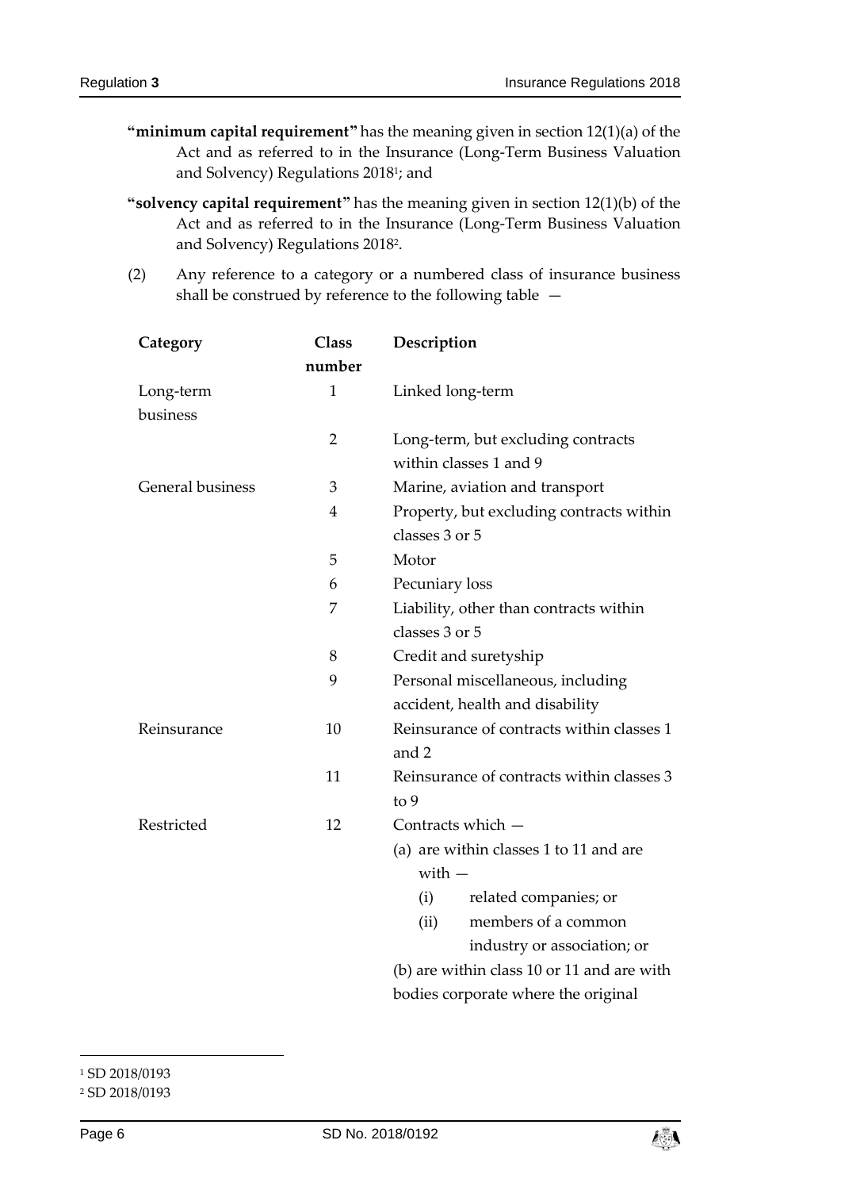**"minimum capital requirement"** has the meaning given in section 12(1)(a) of the Act and as referred to in the Insurance (Long-Term Business Valuation and Solvency) Regulations 2018[1]; and

**"solvency capital requirement"** has the meaning given in section 12(1)(b) of the Act and as referred to in the Insurance (Long-Term Business Valuation and Solvency) Regulations 2018[2].

(2) Any reference to a category or a numbered class of insurance business shall be construed by reference to the following table —

| Category | Class number | Description |
|---|---|---|
| Long-term business | 1 | Linked long-term |
| | 2 | Long-term, but excluding contracts within classes 1 and 9 |
| General business | 3 | Marine, aviation and transport |
| | 4 | Property, but excluding contracts within classes 3 or 5 |
| | 5 | Motor |
| | 6 | Pecuniary loss |
| | 7 | Liability, other than contracts within classes 3 or 5 |
| | 8 | Credit and suretyship |
| | 9 | Personal miscellaneous, including accident, health and disability |
| Reinsurance | 10 | Reinsurance of contracts within classes 1 and 2 |
| | 11 | Reinsurance of contracts within classes 3 to 9 |
| Restricted | 12 | Contracts which — (a) are within classes 1 to 11 and are with — (i) related companies; or (ii) members of a common industry or association; or (b) are within class 10 or 11 and are with bodies corporate where the original |

[1] SD 2018/0193

[2] SD 2018/0193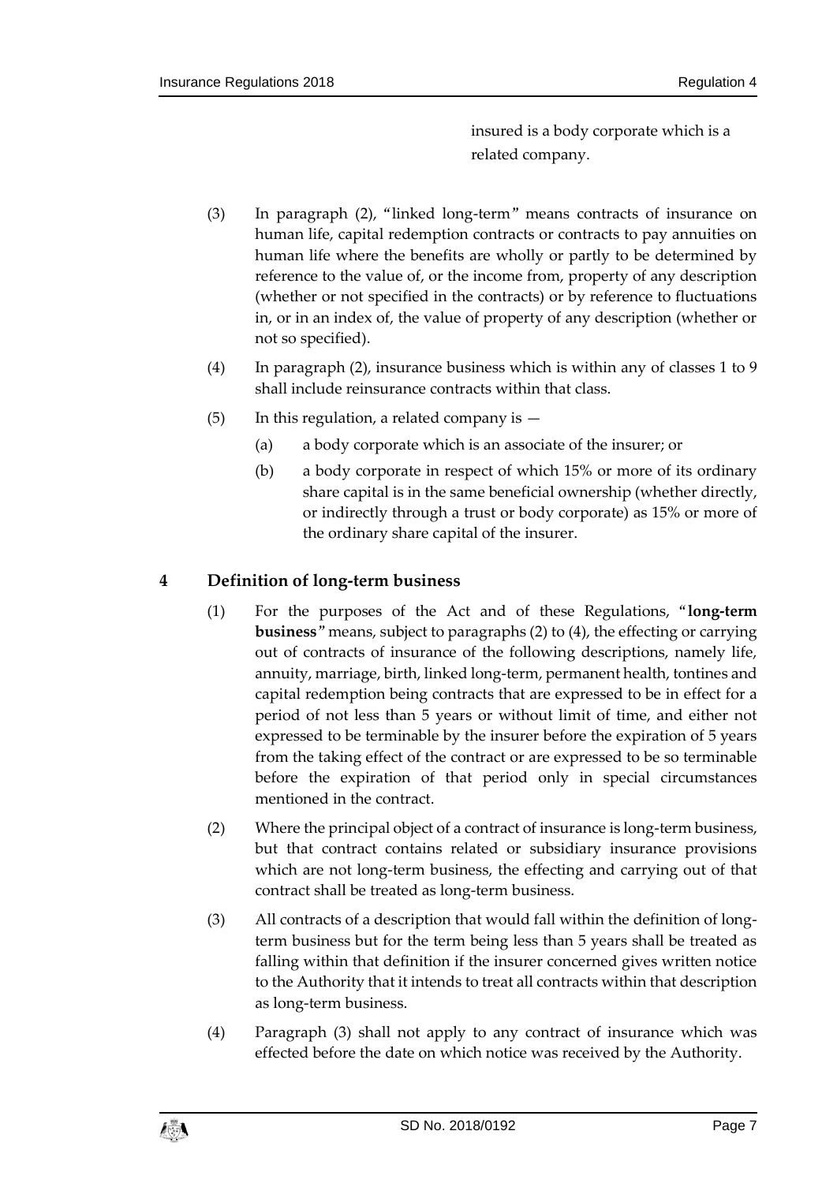insured is a body corporate which is a related company.

(3) In paragraph (2), "linked long-term" means contracts of insurance on human life, capital redemption contracts or contracts to pay annuities on human life where the benefits are wholly or partly to be determined by reference to the value of, or the income from, property of any description (whether or not specified in the contracts) or by reference to fluctuations in, or in an index of, the value of property of any description (whether or not so specified).

(4) In paragraph (2), insurance business which is within any of classes 1 to 9 shall include reinsurance contracts within that class.

(5) In this regulation, a related company is —

(a) a body corporate which is an associate of the insurer; or

(b) a body corporate in respect of which 15% or more of its ordinary share capital is in the same beneficial ownership (whether directly, or indirectly through a trust or body corporate) as 15% or more of the ordinary share capital of the insurer.

## 4 Definition of long-term business

(1) For the purposes of the Act and of these Regulations, "**long-term business**" means, subject to paragraphs (2) to (4), the effecting or carrying out of contracts of insurance of the following descriptions, namely life, annuity, marriage, birth, linked long-term, permanent health, tontines and capital redemption being contracts that are expressed to be in effect for a period of not less than 5 years or without limit of time, and either not expressed to be terminable by the insurer before the expiration of 5 years from the taking effect of the contract or are expressed to be so terminable before the expiration of that period only in special circumstances mentioned in the contract.

(2) Where the principal object of a contract of insurance is long-term business, but that contract contains related or subsidiary insurance provisions which are not long-term business, the effecting and carrying out of that contract shall be treated as long-term business.

(3) All contracts of a description that would fall within the definition of long-term business but for the term being less than 5 years shall be treated as falling within that definition if the insurer concerned gives written notice to the Authority that it intends to treat all contracts within that description as long-term business.

(4) Paragraph (3) shall not apply to any contract of insurance which was effected before the date on which notice was received by the Authority.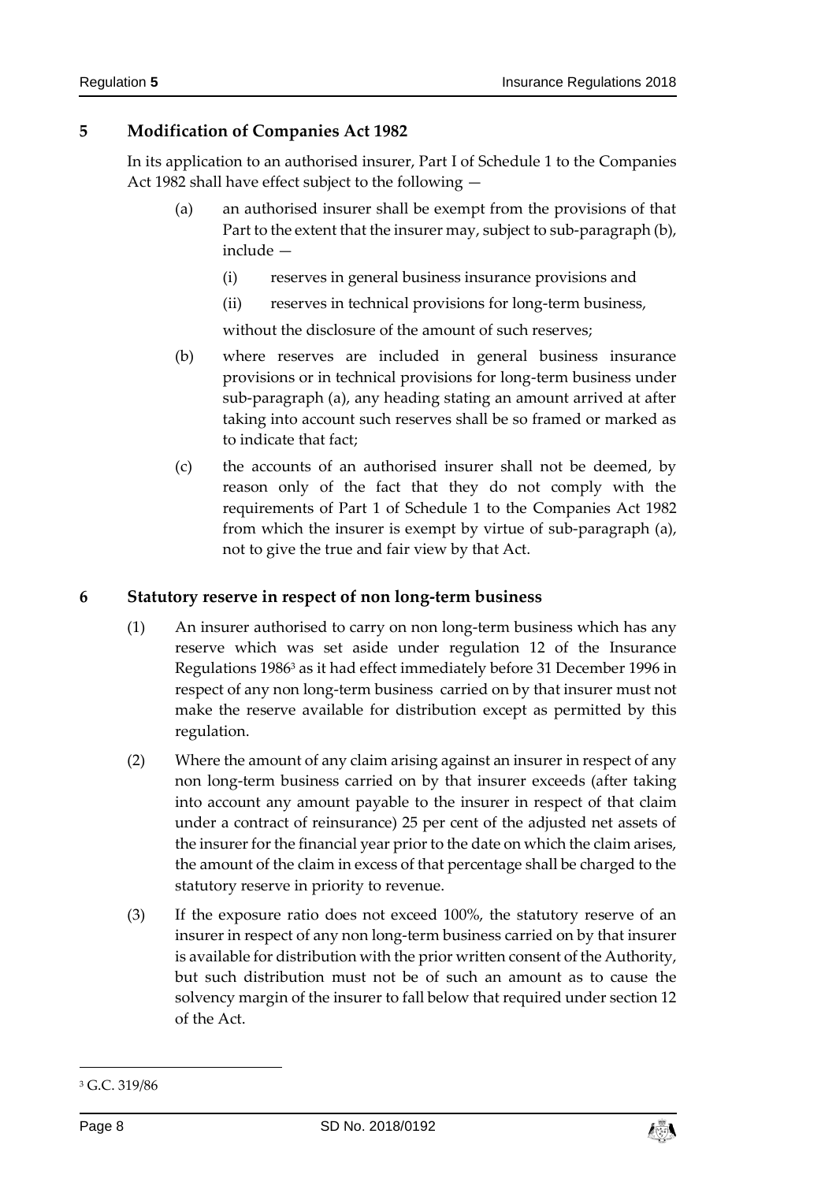## 5 Modification of Companies Act 1982

In its application to an authorised insurer, Part I of Schedule 1 to the Companies Act 1982 shall have effect subject to the following —

(a) an authorised insurer shall be exempt from the provisions of that Part to the extent that the insurer may, subject to sub-paragraph (b), include —

(i) reserves in general business insurance provisions and

(ii) reserves in technical provisions for long-term business,

without the disclosure of the amount of such reserves;

(b) where reserves are included in general business insurance provisions or in technical provisions for long-term business under sub-paragraph (a), any heading stating an amount arrived at after taking into account such reserves shall be so framed or marked as to indicate that fact;

(c) the accounts of an authorised insurer shall not be deemed, by reason only of the fact that they do not comply with the requirements of Part 1 of Schedule 1 to the Companies Act 1982 from which the insurer is exempt by virtue of sub-paragraph (a), not to give the true and fair view by that Act.

## 6 Statutory reserve in respect of non long-term business

(1) An insurer authorised to carry on non long-term business which has any reserve which was set aside under regulation 12 of the Insurance Regulations 1986[3] as it had effect immediately before 31 December 1996 in respect of any non long-term business carried on by that insurer must not make the reserve available for distribution except as permitted by this regulation.

(2) Where the amount of any claim arising against an insurer in respect of any non long-term business carried on by that insurer exceeds (after taking into account any amount payable to the insurer in respect of that claim under a contract of reinsurance) 25 per cent of the adjusted net assets of the insurer for the financial year prior to the date on which the claim arises, the amount of the claim in excess of that percentage shall be charged to the statutory reserve in priority to revenue.

(3) If the exposure ratio does not exceed 100%, the statutory reserve of an insurer in respect of any non long-term business carried on by that insurer is available for distribution with the prior written consent of the Authority, but such distribution must not be of such an amount as to cause the solvency margin of the insurer to fall below that required under section 12 of the Act.

[3] G.C. 319/86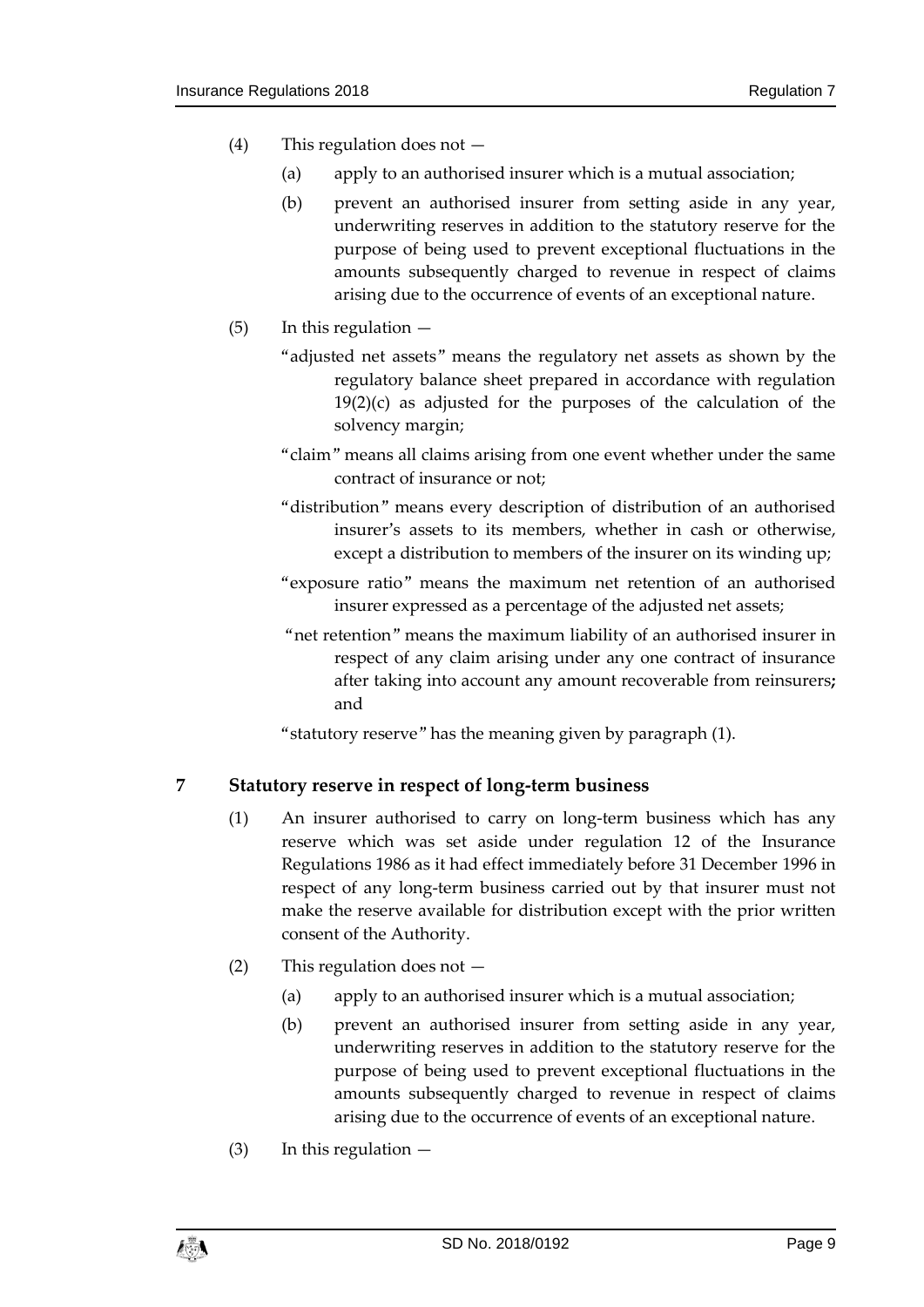(4) This regulation does not —

(a) apply to an authorised insurer which is a mutual association;

(b) prevent an authorised insurer from setting aside in any year, underwriting reserves in addition to the statutory reserve for the purpose of being used to prevent exceptional fluctuations in the amounts subsequently charged to revenue in respect of claims arising due to the occurrence of events of an exceptional nature.

(5) In this regulation —

"adjusted net assets" means the regulatory net assets as shown by the regulatory balance sheet prepared in accordance with regulation 19(2)(c) as adjusted for the purposes of the calculation of the solvency margin;

"claim" means all claims arising from one event whether under the same contract of insurance or not;

"distribution" means every description of distribution of an authorised insurer's assets to its members, whether in cash or otherwise, except a distribution to members of the insurer on its winding up;

"exposure ratio" means the maximum net retention of an authorised insurer expressed as a percentage of the adjusted net assets;

"net retention" means the maximum liability of an authorised insurer in respect of any claim arising under any one contract of insurance after taking into account any amount recoverable from reinsurers**;** and

"statutory reserve" has the meaning given by paragraph (1).

## 7 Statutory reserve in respect of long-term business

(1) An insurer authorised to carry on long-term business which has any reserve which was set aside under regulation 12 of the Insurance Regulations 1986 as it had effect immediately before 31 December 1996 in respect of any long-term business carried out by that insurer must not make the reserve available for distribution except with the prior written consent of the Authority.

(2) This regulation does not —

(a) apply to an authorised insurer which is a mutual association;

(b) prevent an authorised insurer from setting aside in any year, underwriting reserves in addition to the statutory reserve for the purpose of being used to prevent exceptional fluctuations in the amounts subsequently charged to revenue in respect of claims arising due to the occurrence of events of an exceptional nature.

(3) In this regulation —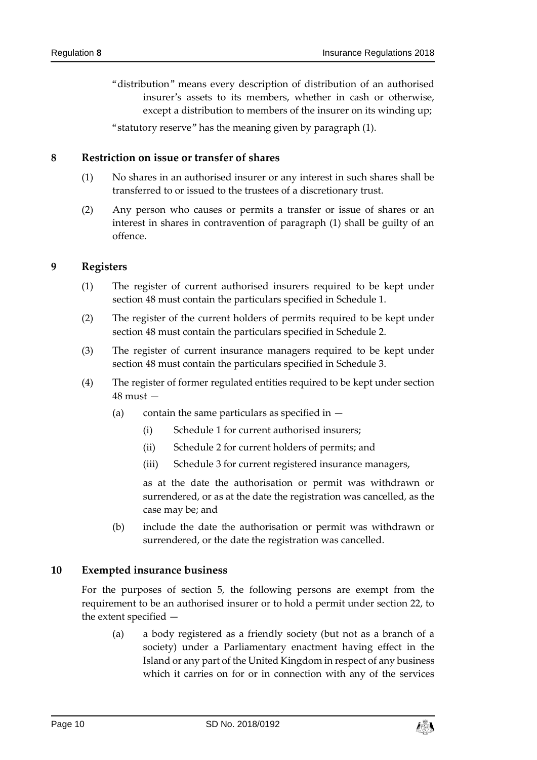"distribution" means every description of distribution of an authorised insurer's assets to its members, whether in cash or otherwise, except a distribution to members of the insurer on its winding up;

"statutory reserve" has the meaning given by paragraph (1).

## 8 Restriction on issue or transfer of shares

(1) No shares in an authorised insurer or any interest in such shares shall be transferred to or issued to the trustees of a discretionary trust.

(2) Any person who causes or permits a transfer or issue of shares or an interest in shares in contravention of paragraph (1) shall be guilty of an offence.

## 9 Registers

(1) The register of current authorised insurers required to be kept under section 48 must contain the particulars specified in Schedule 1.

(2) The register of the current holders of permits required to be kept under section 48 must contain the particulars specified in Schedule 2.

(3) The register of current insurance managers required to be kept under section 48 must contain the particulars specified in Schedule 3.

(4) The register of former regulated entities required to be kept under section 48 must —

- (a) contain the same particulars as specified in —
  - (i) Schedule 1 for current authorised insurers;
  - (ii) Schedule 2 for current holders of permits; and
  - (iii) Schedule 3 for current registered insurance managers,

  as at the date the authorisation or permit was withdrawn or surrendered, or as at the date the registration was cancelled, as the case may be; and

- (b) include the date the authorisation or permit was withdrawn or surrendered, or the date the registration was cancelled.

## 10 Exempted insurance business

For the purposes of section 5, the following persons are exempt from the requirement to be an authorised insurer or to hold a permit under section 22, to the extent specified —

- (a) a body registered as a friendly society (but not as a branch of a society) under a Parliamentary enactment having effect in the Island or any part of the United Kingdom in respect of any business which it carries on for or in connection with any of the services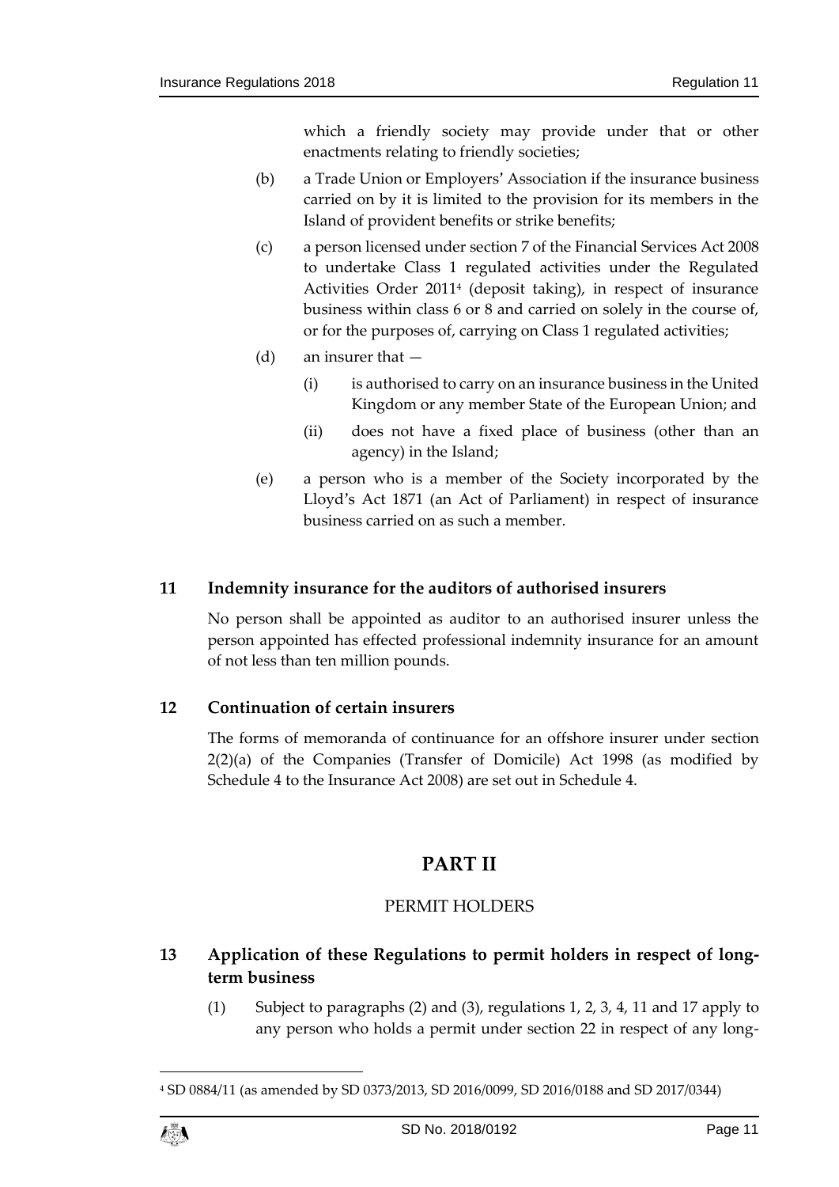which a friendly society may provide under that or other enactments relating to friendly societies;

(b) a Trade Union or Employers' Association if the insurance business carried on by it is limited to the provision for its members in the Island of provident benefits or strike benefits;

(c) a person licensed under section 7 of the Financial Services Act 2008 to undertake Class 1 regulated activities under the Regulated Activities Order 2011[4] (deposit taking), in respect of insurance business within class 6 or 8 and carried on solely in the course of, or for the purposes of, carrying on Class 1 regulated activities;

(d) an insurer that —

(i) is authorised to carry on an insurance business in the United Kingdom or any member State of the European Union; and

(ii) does not have a fixed place of business (other than an agency) in the Island;

(e) a person who is a member of the Society incorporated by the Lloyd's Act 1871 (an Act of Parliament) in respect of insurance business carried on as such a member.

### 11 Indemnity insurance for the auditors of authorised insurers

No person shall be appointed as auditor to an authorised insurer unless the person appointed has effected professional indemnity insurance for an amount of not less than ten million pounds.

### 12 Continuation of certain insurers

The forms of memoranda of continuance for an offshore insurer under section 2(2)(a) of the Companies (Transfer of Domicile) Act 1998 (as modified by Schedule 4 to the Insurance Act 2008) are set out in Schedule 4.

## PART II

PERMIT HOLDERS

### 13 Application of these Regulations to permit holders in respect of long-term business

(1) Subject to paragraphs (2) and (3), regulations 1, 2, 3, 4, 11 and 17 apply to any person who holds a permit under section 22 in respect of any long-

[4] SD 0884/11 (as amended by SD 0373/2013, SD 2016/0099, SD 2016/0188 and SD 2017/0344)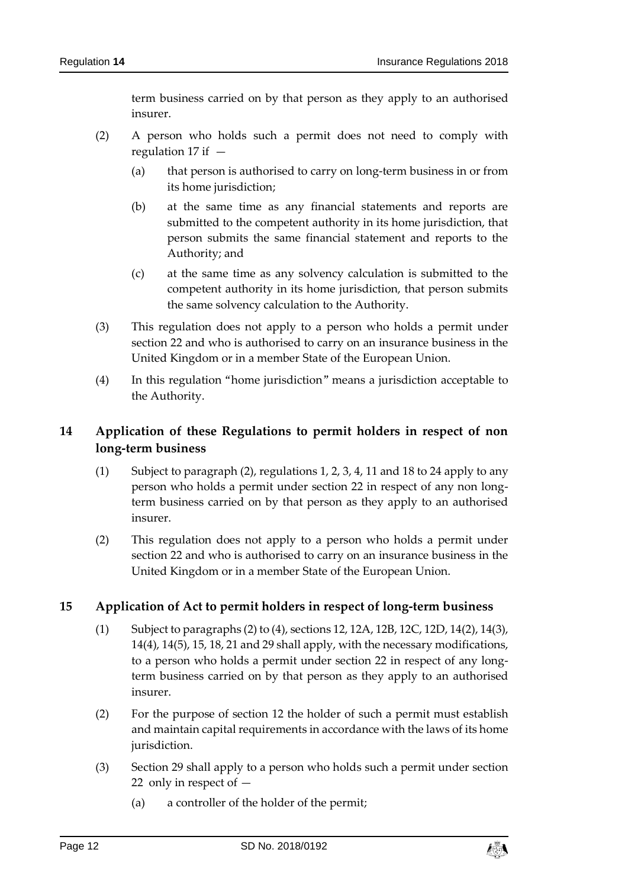term business carried on by that person as they apply to an authorised insurer.

(2) A person who holds such a permit does not need to comply with regulation 17 if —

(a) that person is authorised to carry on long-term business in or from its home jurisdiction;

(b) at the same time as any financial statements and reports are submitted to the competent authority in its home jurisdiction, that person submits the same financial statement and reports to the Authority; and

(c) at the same time as any solvency calculation is submitted to the competent authority in its home jurisdiction, that person submits the same solvency calculation to the Authority.

(3) This regulation does not apply to a person who holds a permit under section 22 and who is authorised to carry on an insurance business in the United Kingdom or in a member State of the European Union.

(4) In this regulation "home jurisdiction" means a jurisdiction acceptable to the Authority.

## 14 Application of these Regulations to permit holders in respect of non long-term business

(1) Subject to paragraph (2), regulations 1, 2, 3, 4, 11 and 18 to 24 apply to any person who holds a permit under section 22 in respect of any non long-term business carried on by that person as they apply to an authorised insurer.

(2) This regulation does not apply to a person who holds a permit under section 22 and who is authorised to carry on an insurance business in the United Kingdom or in a member State of the European Union.

## 15 Application of Act to permit holders in respect of long-term business

(1) Subject to paragraphs (2) to (4), sections 12, 12A, 12B, 12C, 12D, 14(2), 14(3), 14(4), 14(5), 15, 18, 21 and 29 shall apply, with the necessary modifications, to a person who holds a permit under section 22 in respect of any long-term business carried on by that person as they apply to an authorised insurer.

(2) For the purpose of section 12 the holder of such a permit must establish and maintain capital requirements in accordance with the laws of its home jurisdiction.

(3) Section 29 shall apply to a person who holds such a permit under section 22 only in respect of —

(a) a controller of the holder of the permit;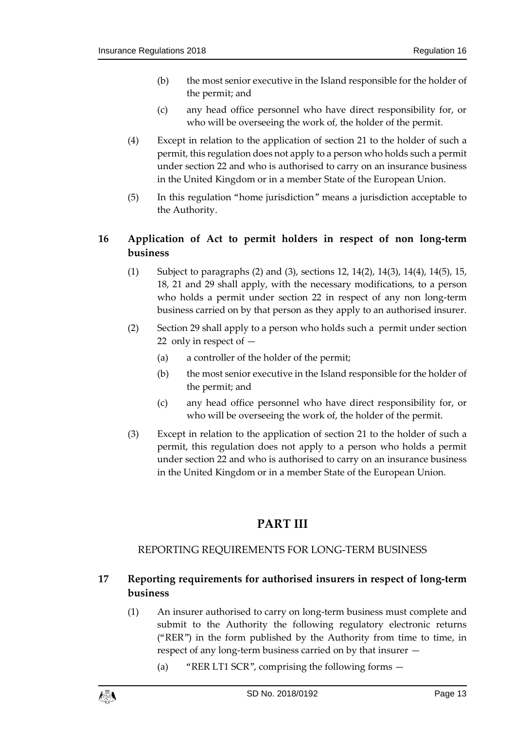(b) the most senior executive in the Island responsible for the holder of the permit; and

(c) any head office personnel who have direct responsibility for, or who will be overseeing the work of, the holder of the permit.

(4) Except in relation to the application of section 21 to the holder of such a permit, this regulation does not apply to a person who holds such a permit under section 22 and who is authorised to carry on an insurance business in the United Kingdom or in a member State of the European Union.

(5) In this regulation "home jurisdiction" means a jurisdiction acceptable to the Authority.

## 16 Application of Act to permit holders in respect of non long-term business

(1) Subject to paragraphs (2) and (3), sections 12, 14(2), 14(3), 14(4), 14(5), 15, 18, 21 and 29 shall apply, with the necessary modifications, to a person who holds a permit under section 22 in respect of any non long-term business carried on by that person as they apply to an authorised insurer.

(2) Section 29 shall apply to a person who holds such a permit under section 22 only in respect of —

(a) a controller of the holder of the permit;

(b) the most senior executive in the Island responsible for the holder of the permit; and

(c) any head office personnel who have direct responsibility for, or who will be overseeing the work of, the holder of the permit.

(3) Except in relation to the application of section 21 to the holder of such a permit, this regulation does not apply to a person who holds a permit under section 22 and who is authorised to carry on an insurance business in the United Kingdom or in a member State of the European Union.

# PART III

## REPORTING REQUIREMENTS FOR LONG-TERM BUSINESS

## 17 Reporting requirements for authorised insurers in respect of long-term business

(1) An insurer authorised to carry on long-term business must complete and submit to the Authority the following regulatory electronic returns ("RER") in the form published by the Authority from time to time, in respect of any long-term business carried on by that insurer —

(a) "RER LT1 SCR", comprising the following forms —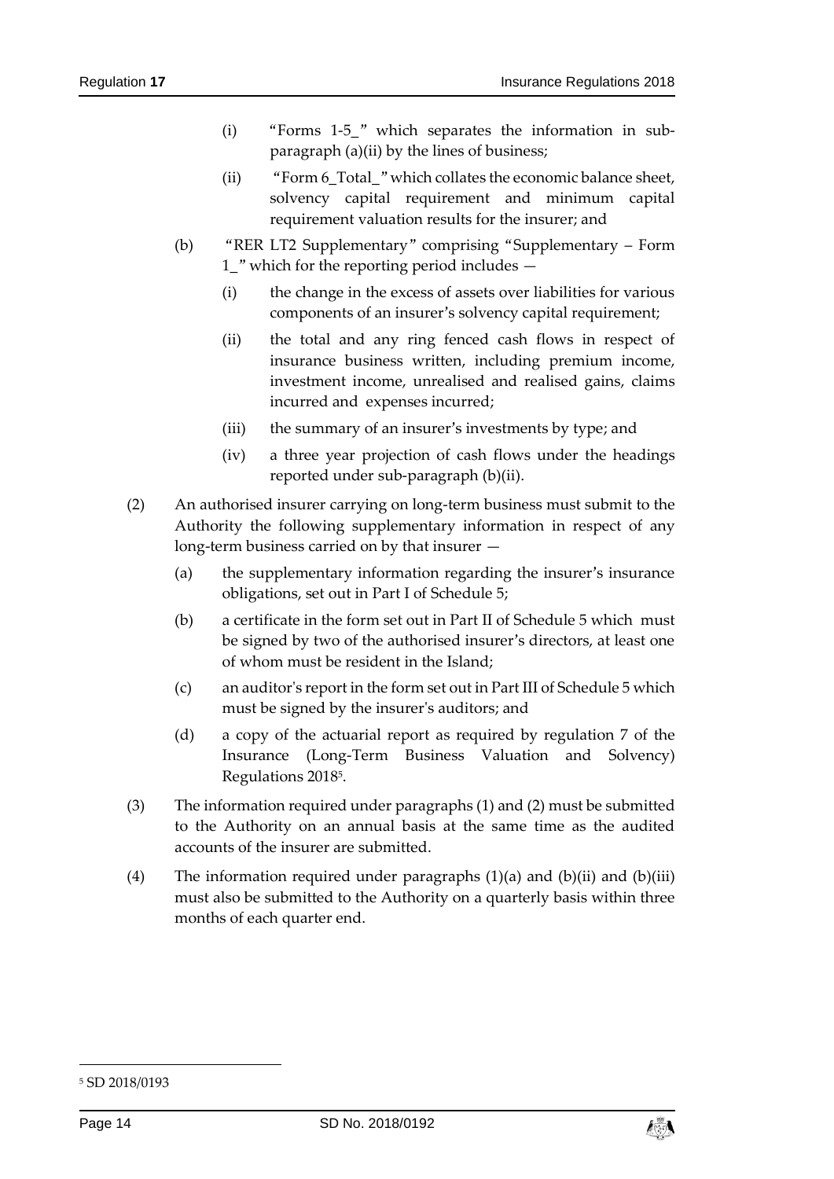(i) "Forms 1-5_" which separates the information in sub-paragraph (a)(ii) by the lines of business;

(ii) "Form 6_Total_" which collates the economic balance sheet, solvency capital requirement and minimum capital requirement valuation results for the insurer; and

(b) "RER LT2 Supplementary" comprising "Supplementary – Form 1_" which for the reporting period includes —

(i) the change in the excess of assets over liabilities for various components of an insurer's solvency capital requirement;

(ii) the total and any ring fenced cash flows in respect of insurance business written, including premium income, investment income, unrealised and realised gains, claims incurred and expenses incurred;

(iii) the summary of an insurer's investments by type; and

(iv) a three year projection of cash flows under the headings reported under sub-paragraph (b)(ii).

(2) An authorised insurer carrying on long-term business must submit to the Authority the following supplementary information in respect of any long-term business carried on by that insurer —

(a) the supplementary information regarding the insurer's insurance obligations, set out in Part I of Schedule 5;

(b) a certificate in the form set out in Part II of Schedule 5 which must be signed by two of the authorised insurer's directors, at least one of whom must be resident in the Island;

(c) an auditor's report in the form set out in Part III of Schedule 5 which must be signed by the insurer's auditors; and

(d) a copy of the actuarial report as required by regulation 7 of the Insurance (Long-Term Business Valuation and Solvency) Regulations 2018[5].

(3) The information required under paragraphs (1) and (2) must be submitted to the Authority on an annual basis at the same time as the audited accounts of the insurer are submitted.

(4) The information required under paragraphs (1)(a) and (b)(ii) and (b)(iii) must also be submitted to the Authority on a quarterly basis within three months of each quarter end.

---

[5] SD 2018/0193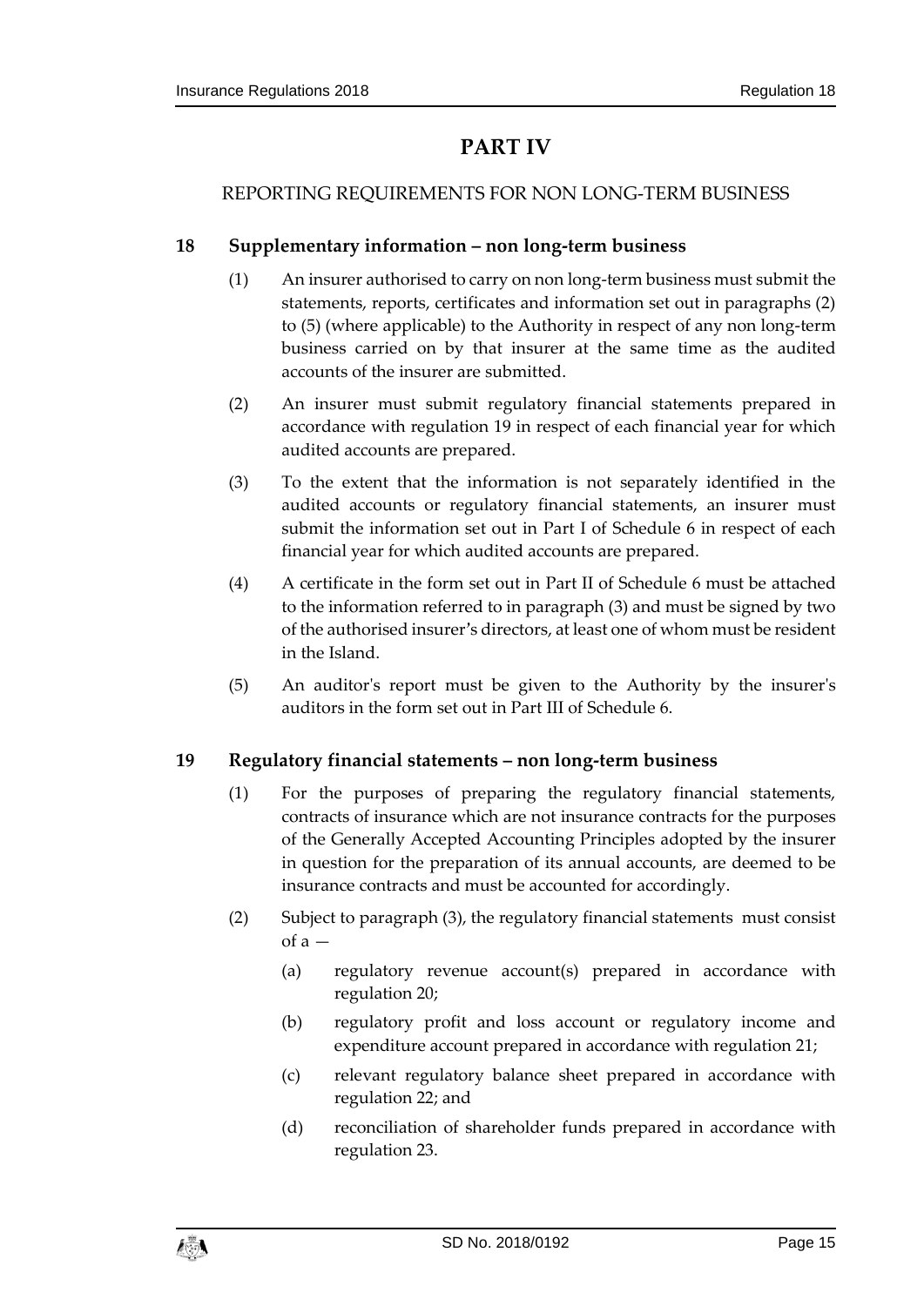# PART IV

## REPORTING REQUIREMENTS FOR NON LONG-TERM BUSINESS

### 18 Supplementary information – non long-term business

(1) An insurer authorised to carry on non long-term business must submit the statements, reports, certificates and information set out in paragraphs (2) to (5) (where applicable) to the Authority in respect of any non long-term business carried on by that insurer at the same time as the audited accounts of the insurer are submitted.

(2) An insurer must submit regulatory financial statements prepared in accordance with regulation 19 in respect of each financial year for which audited accounts are prepared.

(3) To the extent that the information is not separately identified in the audited accounts or regulatory financial statements, an insurer must submit the information set out in Part I of Schedule 6 in respect of each financial year for which audited accounts are prepared.

(4) A certificate in the form set out in Part II of Schedule 6 must be attached to the information referred to in paragraph (3) and must be signed by two of the authorised insurer's directors, at least one of whom must be resident in the Island.

(5) An auditor's report must be given to the Authority by the insurer's auditors in the form set out in Part III of Schedule 6.

### 19 Regulatory financial statements – non long-term business

(1) For the purposes of preparing the regulatory financial statements, contracts of insurance which are not insurance contracts for the purposes of the Generally Accepted Accounting Principles adopted by the insurer in question for the preparation of its annual accounts, are deemed to be insurance contracts and must be accounted for accordingly.

(2) Subject to paragraph (3), the regulatory financial statements must consist of a —

(a) regulatory revenue account(s) prepared in accordance with regulation 20;

(b) regulatory profit and loss account or regulatory income and expenditure account prepared in accordance with regulation 21;

(c) relevant regulatory balance sheet prepared in accordance with regulation 22; and

(d) reconciliation of shareholder funds prepared in accordance with regulation 23.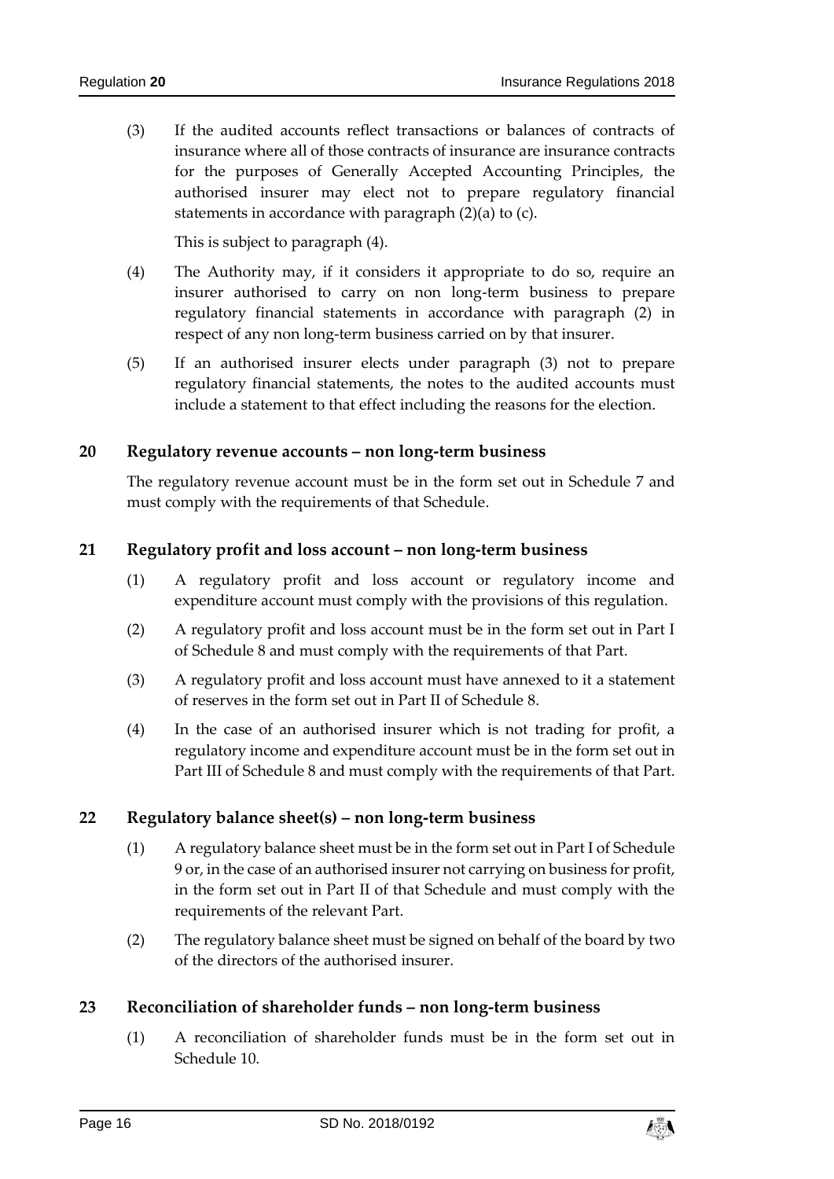(3) If the audited accounts reflect transactions or balances of contracts of insurance where all of those contracts of insurance are insurance contracts for the purposes of Generally Accepted Accounting Principles, the authorised insurer may elect not to prepare regulatory financial statements in accordance with paragraph (2)(a) to (c).

This is subject to paragraph (4).

(4) The Authority may, if it considers it appropriate to do so, require an insurer authorised to carry on non long-term business to prepare regulatory financial statements in accordance with paragraph (2) in respect of any non long-term business carried on by that insurer.

(5) If an authorised insurer elects under paragraph (3) not to prepare regulatory financial statements, the notes to the audited accounts must include a statement to that effect including the reasons for the election.

## 20 Regulatory revenue accounts – non long-term business

The regulatory revenue account must be in the form set out in Schedule 7 and must comply with the requirements of that Schedule.

## 21 Regulatory profit and loss account – non long-term business

(1) A regulatory profit and loss account or regulatory income and expenditure account must comply with the provisions of this regulation.

(2) A regulatory profit and loss account must be in the form set out in Part I of Schedule 8 and must comply with the requirements of that Part.

(3) A regulatory profit and loss account must have annexed to it a statement of reserves in the form set out in Part II of Schedule 8.

(4) In the case of an authorised insurer which is not trading for profit, a regulatory income and expenditure account must be in the form set out in Part III of Schedule 8 and must comply with the requirements of that Part.

## 22 Regulatory balance sheet(s) – non long-term business

(1) A regulatory balance sheet must be in the form set out in Part I of Schedule 9 or, in the case of an authorised insurer not carrying on business for profit, in the form set out in Part II of that Schedule and must comply with the requirements of the relevant Part.

(2) The regulatory balance sheet must be signed on behalf of the board by two of the directors of the authorised insurer.

## 23 Reconciliation of shareholder funds – non long-term business

(1) A reconciliation of shareholder funds must be in the form set out in Schedule 10.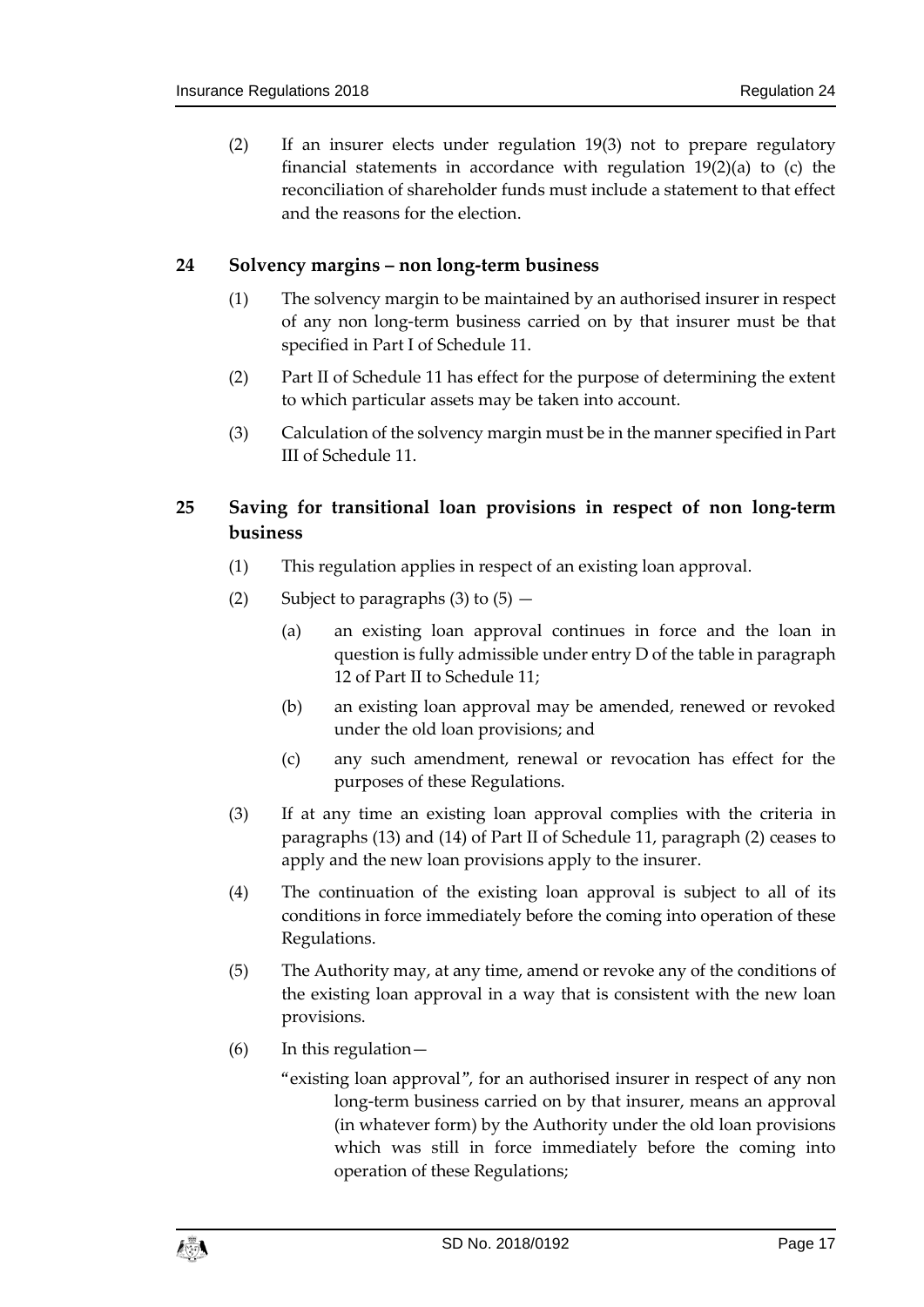(2) If an insurer elects under regulation 19(3) not to prepare regulatory financial statements in accordance with regulation 19(2)(a) to (c) the reconciliation of shareholder funds must include a statement to that effect and the reasons for the election.

## 24 Solvency margins – non long-term business

(1) The solvency margin to be maintained by an authorised insurer in respect of any non long-term business carried on by that insurer must be that specified in Part I of Schedule 11.

(2) Part II of Schedule 11 has effect for the purpose of determining the extent to which particular assets may be taken into account.

(3) Calculation of the solvency margin must be in the manner specified in Part III of Schedule 11.

## 25 Saving for transitional loan provisions in respect of non long-term business

(1) This regulation applies in respect of an existing loan approval.

(2) Subject to paragraphs (3) to (5) —

- (a) an existing loan approval continues in force and the loan in question is fully admissible under entry D of the table in paragraph 12 of Part II to Schedule 11;
- (b) an existing loan approval may be amended, renewed or revoked under the old loan provisions; and
- (c) any such amendment, renewal or revocation has effect for the purposes of these Regulations.

(3) If at any time an existing loan approval complies with the criteria in paragraphs (13) and (14) of Part II of Schedule 11, paragraph (2) ceases to apply and the new loan provisions apply to the insurer.

(4) The continuation of the existing loan approval is subject to all of its conditions in force immediately before the coming into operation of these Regulations.

(5) The Authority may, at any time, amend or revoke any of the conditions of the existing loan approval in a way that is consistent with the new loan provisions.

(6) In this regulation—

"existing loan approval", for an authorised insurer in respect of any non long-term business carried on by that insurer, means an approval (in whatever form) by the Authority under the old loan provisions which was still in force immediately before the coming into operation of these Regulations;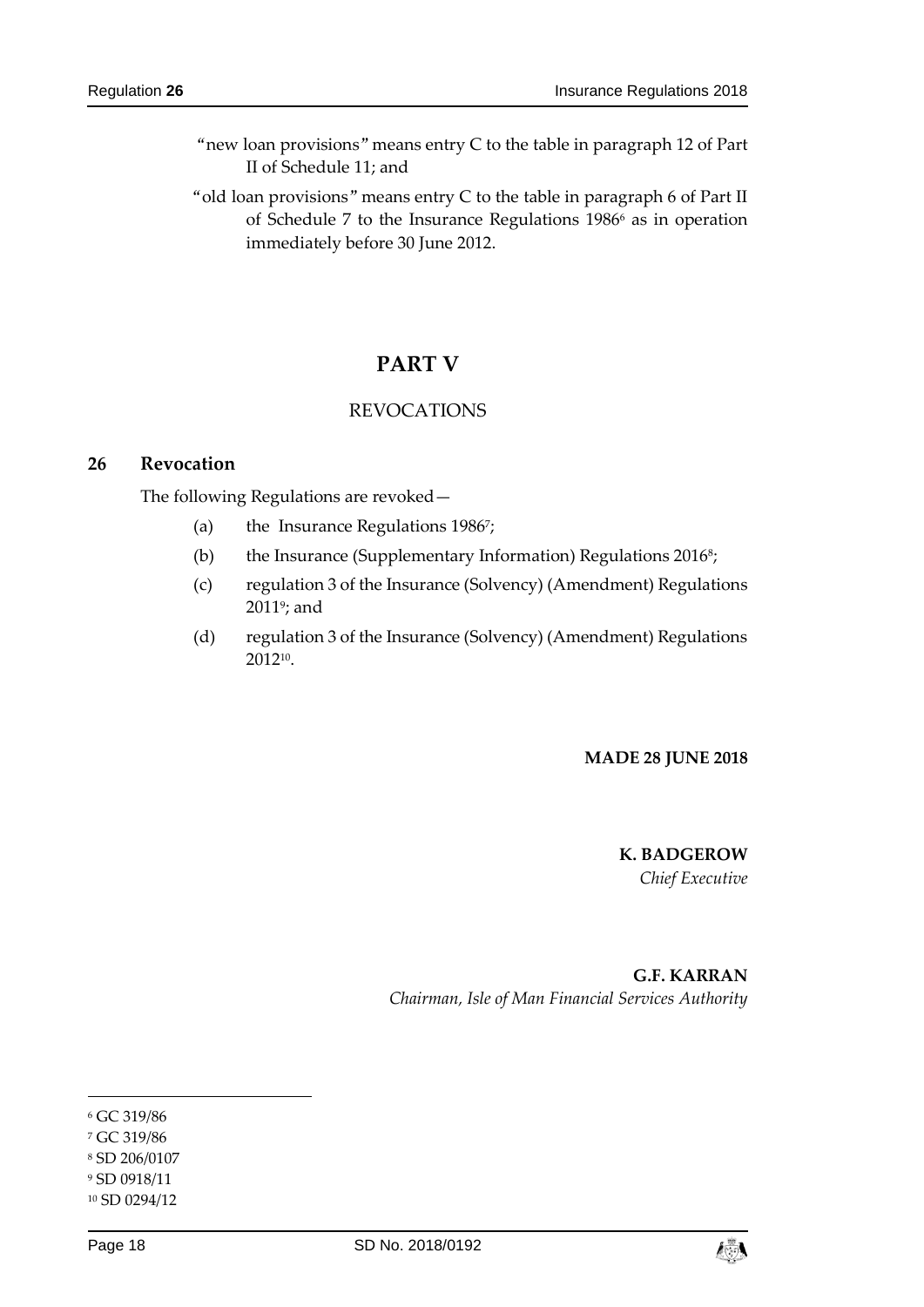"new loan provisions" means entry C to the table in paragraph 12 of Part II of Schedule 11; and

"old loan provisions" means entry C to the table in paragraph 6 of Part II of Schedule 7 to the Insurance Regulations 1986[6] as in operation immediately before 30 June 2012.

# PART V

## REVOCATIONS

### 26 Revocation

The following Regulations are revoked—

(a) the Insurance Regulations 1986[7];

(b) the Insurance (Supplementary Information) Regulations 2016[8];

(c) regulation 3 of the Insurance (Solvency) (Amendment) Regulations 2011[9]; and

(d) regulation 3 of the Insurance (Solvency) (Amendment) Regulations 2012[10].

**MADE 28 JUNE 2018**

**K. BADGEROW**
*Chief Executive*

**G.F. KARRAN**
*Chairman, Isle of Man Financial Services Authority*

---

[6] GC 319/86

[7] GC 319/86

[8] SD 206/0107

[9] SD 0918/11

[10] SD 0294/12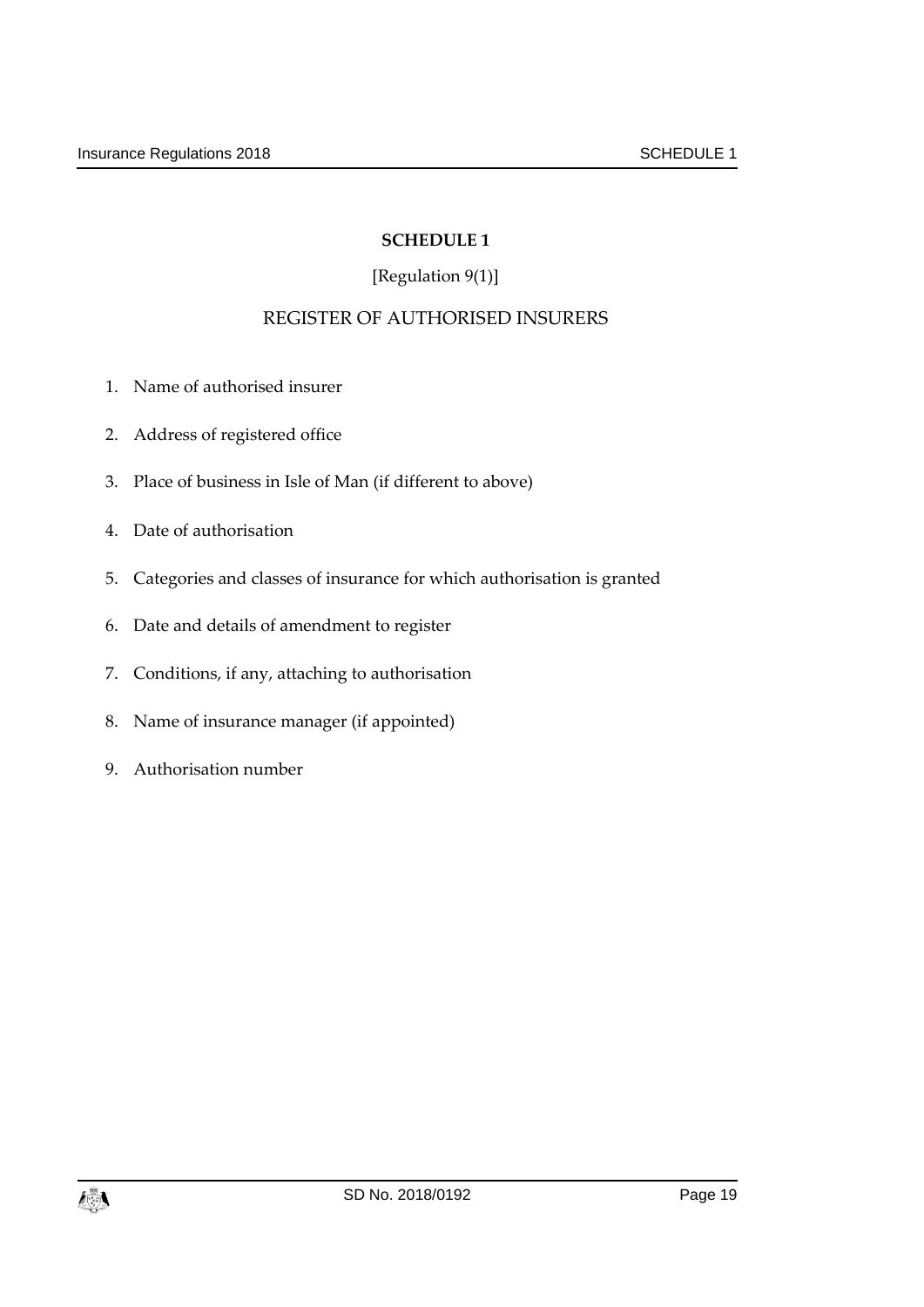# SCHEDULE 1

[Regulation 9(1)]

## REGISTER OF AUTHORISED INSURERS

1. Name of authorised insurer
2. Address of registered office
3. Place of business in Isle of Man (if different to above)
4. Date of authorisation
5. Categories and classes of insurance for which authorisation is granted
6. Date and details of amendment to register
7. Conditions, if any, attaching to authorisation
8. Name of insurance manager (if appointed)
9. Authorisation number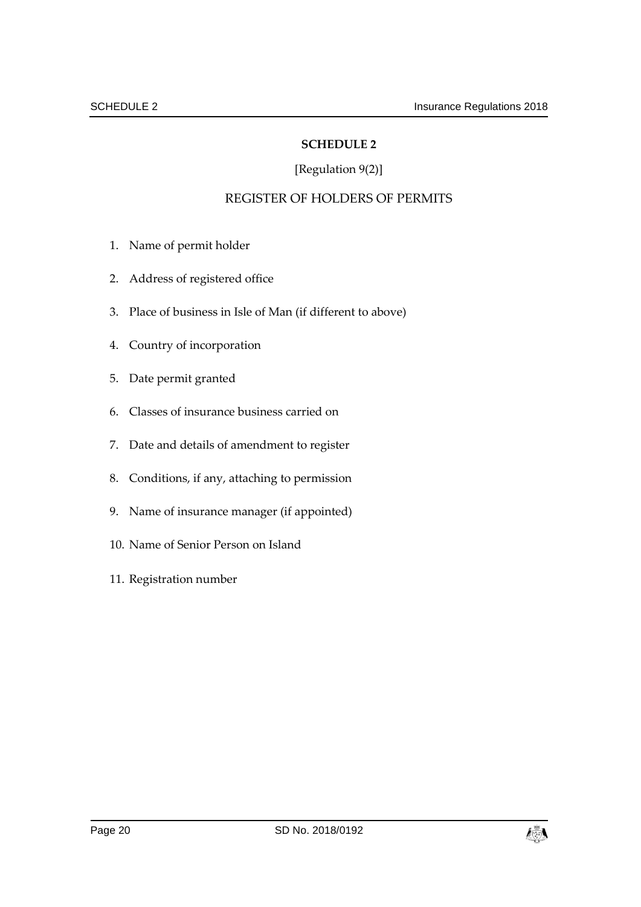## SCHEDULE 2

[Regulation 9(2)]

### REGISTER OF HOLDERS OF PERMITS

1. Name of permit holder
2. Address of registered office
3. Place of business in Isle of Man (if different to above)
4. Country of incorporation
5. Date permit granted
6. Classes of insurance business carried on
7. Date and details of amendment to register
8. Conditions, if any, attaching to permission
9. Name of insurance manager (if appointed)
10. Name of Senior Person on Island
11. Registration number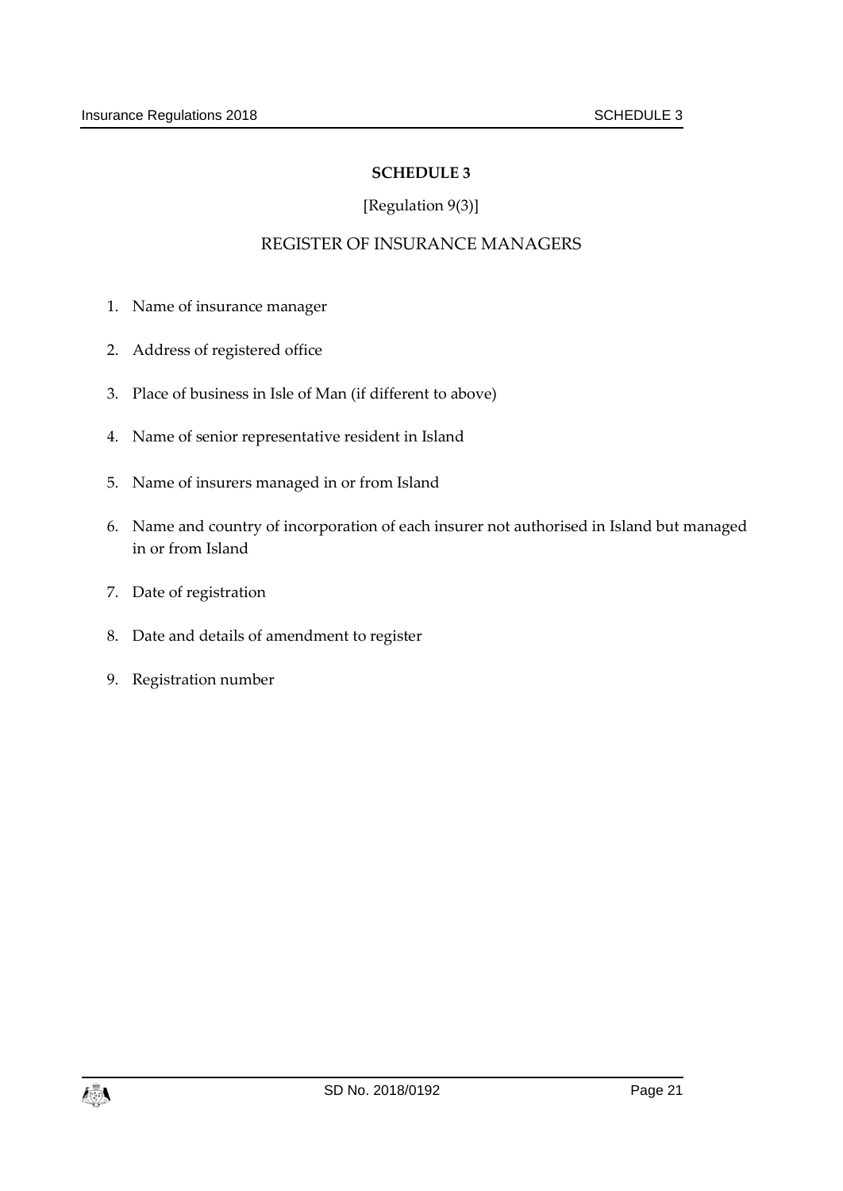# SCHEDULE 3

[Regulation 9(3)]

## REGISTER OF INSURANCE MANAGERS

1. Name of insurance manager
2. Address of registered office
3. Place of business in Isle of Man (if different to above)
4. Name of senior representative resident in Island
5. Name of insurers managed in or from Island
6. Name and country of incorporation of each insurer not authorised in Island but managed in or from Island
7. Date of registration
8. Date and details of amendment to register
9. Registration number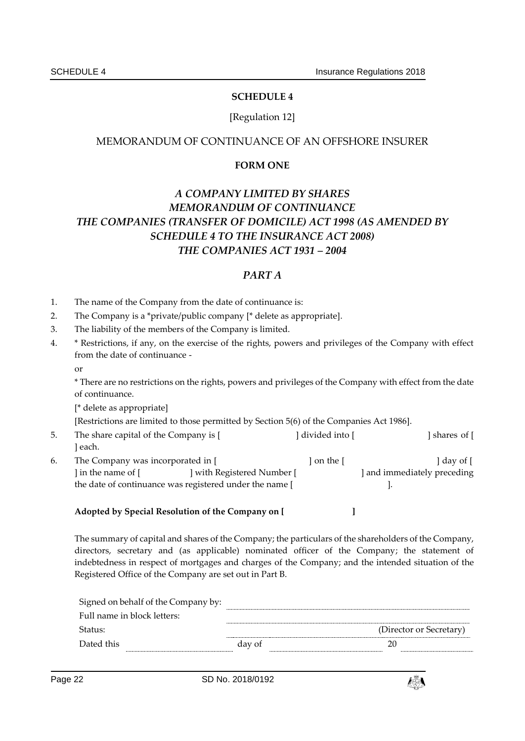## SCHEDULE 4

[Regulation 12]

## MEMORANDUM OF CONTINUANCE OF AN OFFSHORE INSURER

**FORM ONE**

***A COMPANY LIMITED BY SHARES***
***MEMORANDUM OF CONTINUANCE***
***THE COMPANIES (TRANSFER OF DOMICILE) ACT 1998 (AS AMENDED BY SCHEDULE 4 TO THE INSURANCE ACT 2008)***
***THE COMPANIES ACT 1931 – 2004***

## *PART A*

1. The name of the Company from the date of continuance is:
2. The Company is a *private/public company [* delete as appropriate].
3. The liability of the members of the Company is limited.
4. * Restrictions, if any, on the exercise of the rights, powers and privileges of the Company with effect from the date of continuance -

   or

   * There are no restrictions on the rights, powers and privileges of the Company with effect from the date of continuance.

   [* delete as appropriate]

   [Restrictions are limited to those permitted by Section 5(6) of the Companies Act 1986].
5. The share capital of the Company is [ ] divided into [ ] shares of [ ] each.
6. The Company was incorporated in [ ] on the [ ] day of [ ] in the name of [ ] with Registered Number [ ] and immediately preceding the date of continuance was registered under the name [ ].

**Adopted by Special Resolution of the Company on [ ]**

The summary of capital and shares of the Company; the particulars of the shareholders of the Company, directors, secretary and (as applicable) nominated officer of the Company; the statement of indebtedness in respect of mortgages and charges of the Company; and the intended situation of the Registered Office of the Company are set out in Part B.

Signed on behalf of the Company by: ........................................

Full name in block letters: ........................................

Status: ........................................ (Director or Secretary)

Dated this ........................ day of ........................ 20 ........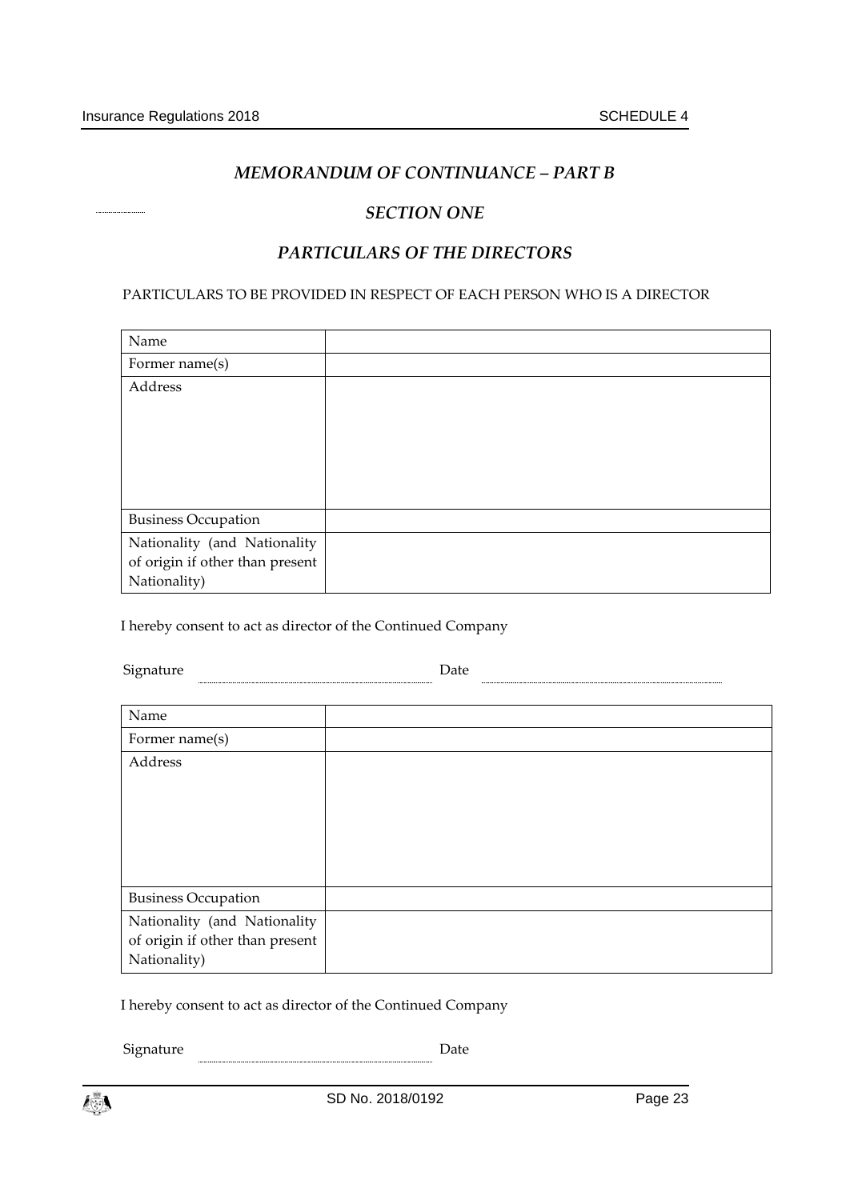## *MEMORANDUM OF CONTINUANCE – PART B*

## *SECTION ONE*

## *PARTICULARS OF THE DIRECTORS*

PARTICULARS TO BE PROVIDED IN RESPECT OF EACH PERSON WHO IS A DIRECTOR

| Name | |
|---|---|
| Former name(s) | |
| Address | |
| Business Occupation | |
| Nationality (and Nationality of origin if other than present Nationality) | |

I hereby consent to act as director of the Continued Company

Signature ______________________ Date ______________________

| Name | |
|---|---|
| Former name(s) | |
| Address | |
| Business Occupation | |
| Nationality (and Nationality of origin if other than present Nationality) | |

I hereby consent to act as director of the Continued Company

Signature ______________________ Date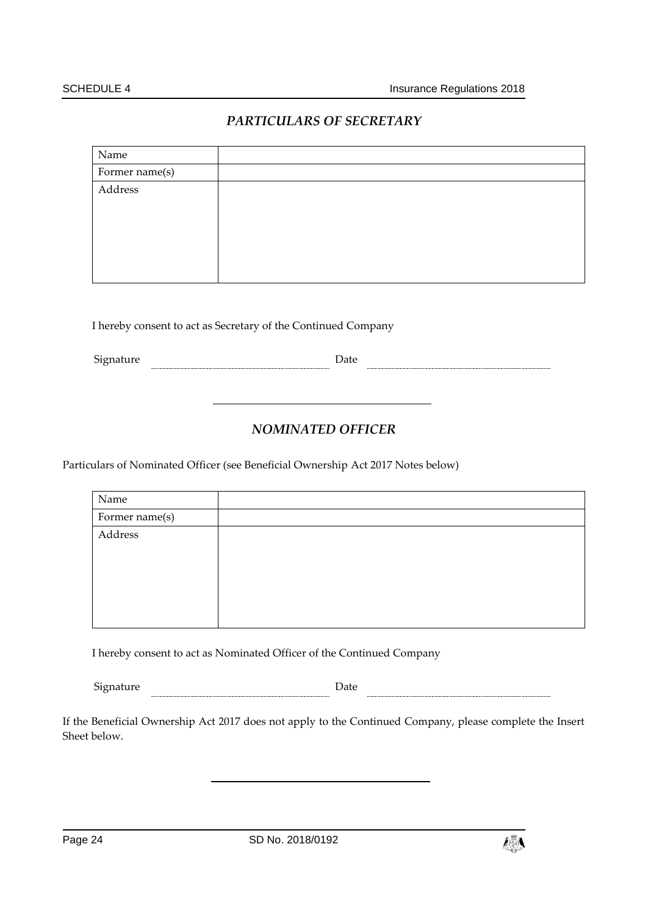## *PARTICULARS OF SECRETARY*

| Name | |
|---|---|
| Former name(s) | |
| Address | |

I hereby consent to act as Secretary of the Continued Company

Signature ............................................ Date ............................................

---

## *NOMINATED OFFICER*

Particulars of Nominated Officer (see Beneficial Ownership Act 2017 Notes below)

| Name | |
|---|---|
| Former name(s) | |
| Address | |

I hereby consent to act as Nominated Officer of the Continued Company

Signature ............................................ Date ............................................

If the Beneficial Ownership Act 2017 does not apply to the Continued Company, please complete the Insert Sheet below.

---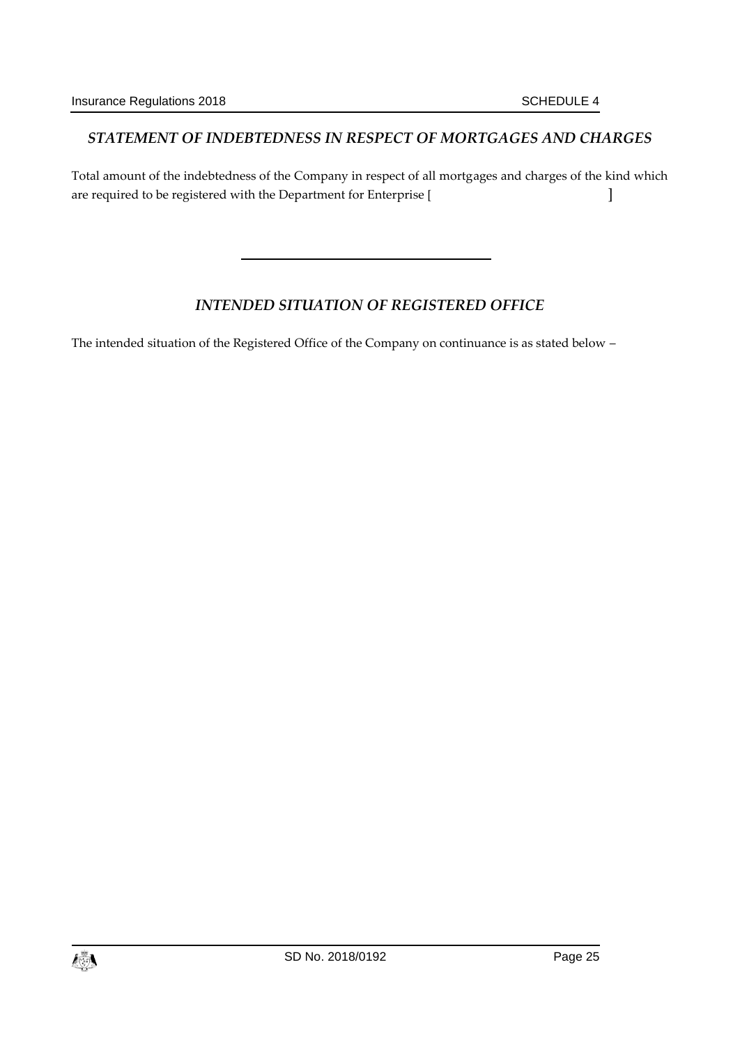### *STATEMENT OF INDEBTEDNESS IN RESPECT OF MORTGAGES AND CHARGES*

Total amount of the indebtedness of the Company in respect of all mortgages and charges of the kind which are required to be registered with the Department for Enterprise [ ]

---

### *INTENDED SITUATION OF REGISTERED OFFICE*

The intended situation of the Registered Office of the Company on continuance is as stated below –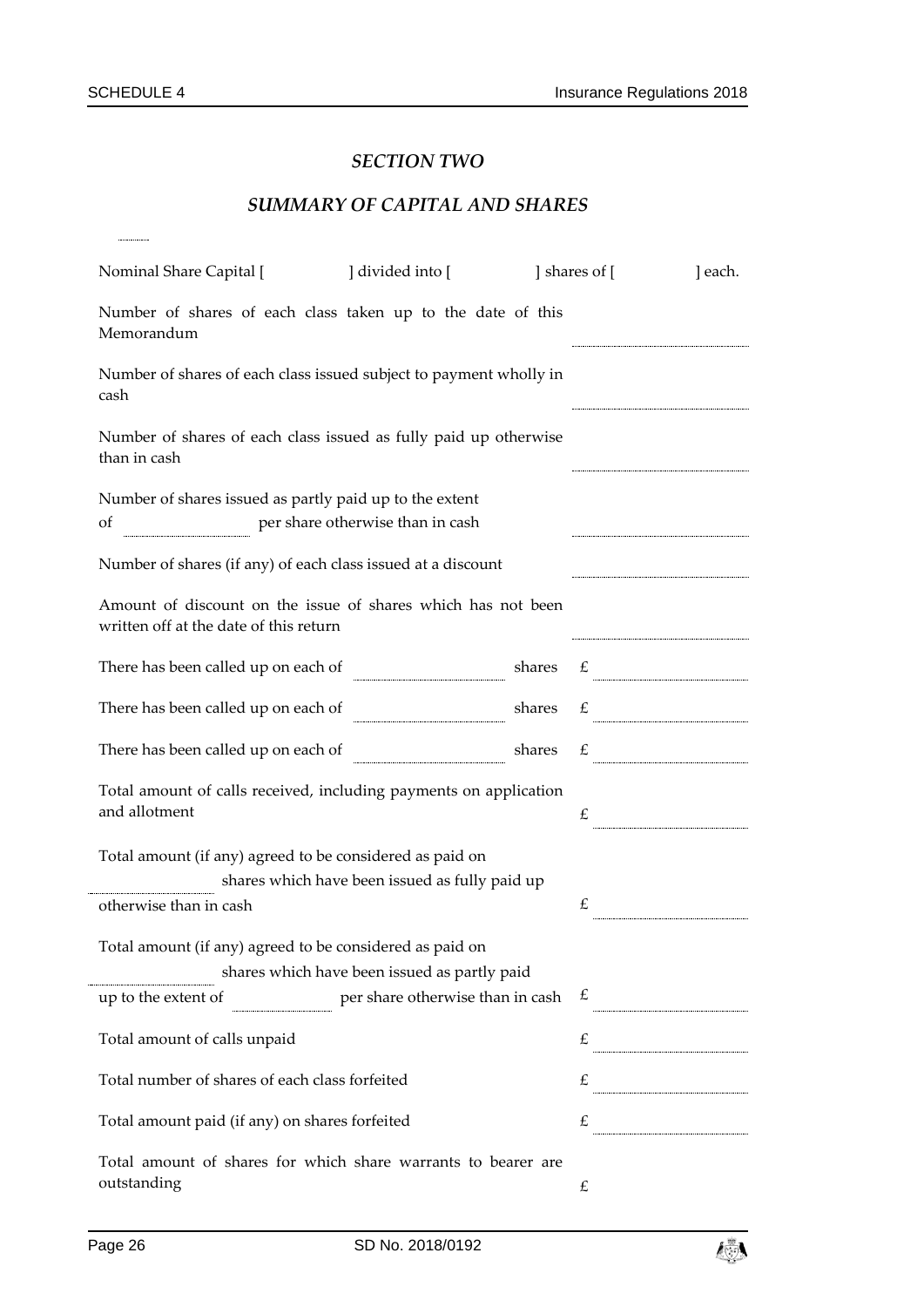## *SECTION TWO*

## *SUMMARY OF CAPITAL AND SHARES*

Nominal Share Capital [ ] divided into [ ] shares of [ ] each.

| | |
|---|---|
| Number of shares of each class taken up to the date of this Memorandum | |
| Number of shares of each class issued subject to payment wholly in cash | |
| Number of shares of each class issued as fully paid up otherwise than in cash | |
| Number of shares issued as partly paid up to the extent of ............ per share otherwise than in cash | |
| Number of shares (if any) of each class issued at a discount | |
| Amount of discount on the issue of shares which has not been written off at the date of this return | |
| There has been called up on each of ............ shares | £ |
| There has been called up on each of ............ shares | £ |
| There has been called up on each of ............ shares | £ |
| Total amount of calls received, including payments on application and allotment | £ |
| Total amount (if any) agreed to be considered as paid on ............ shares which have been issued as fully paid up otherwise than in cash | £ |
| Total amount (if any) agreed to be considered as paid on ............ shares which have been issued as partly paid up to the extent of ............ per share otherwise than in cash | £ |
| Total amount of calls unpaid | £ |
| Total number of shares of each class forfeited | £ |
| Total amount paid (if any) on shares forfeited | £ |
| Total amount of shares for which share warrants to bearer are outstanding | £ |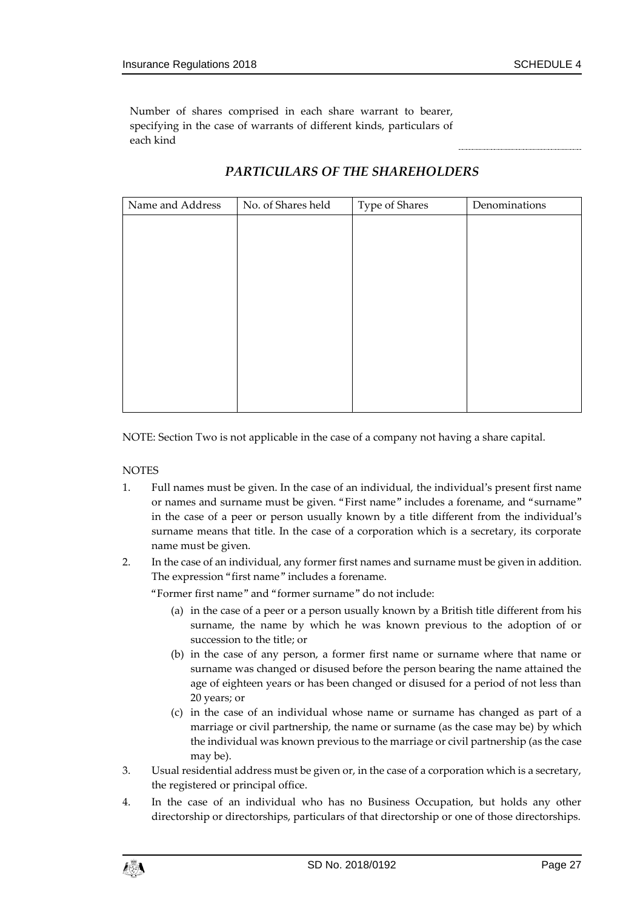Number of shares comprised in each share warrant to bearer, specifying in the case of warrants of different kinds, particulars of each kind ..............................

## *PARTICULARS OF THE SHAREHOLDERS*

| Name and Address | No. of Shares held | Type of Shares | Denominations |
|---|---|---|---|
| | | | |

NOTE: Section Two is not applicable in the case of a company not having a share capital.

NOTES

1. Full names must be given. In the case of an individual, the individual's present first name or names and surname must be given. "First name" includes a forename, and "surname" in the case of a peer or person usually known by a title different from the individual's surname means that title. In the case of a corporation which is a secretary, its corporate name must be given.
2. In the case of an individual, any former first names and surname must be given in addition. The expression "first name" includes a forename.

   "Former first name" and "former surname" do not include:

   (a) in the case of a peer or a person usually known by a British title different from his surname, the name by which he was known previous to the adoption of or succession to the title; or

   (b) in the case of any person, a former first name or surname where that name or surname was changed or disused before the person bearing the name attained the age of eighteen years or has been changed or disused for a period of not less than 20 years; or

   (c) in the case of an individual whose name or surname has changed as part of a marriage or civil partnership, the name or surname (as the case may be) by which the individual was known previous to the marriage or civil partnership (as the case may be).
3. Usual residential address must be given or, in the case of a corporation which is a secretary, the registered or principal office.
4. In the case of an individual who has no Business Occupation, but holds any other directorship or directorships, particulars of that directorship or one of those directorships.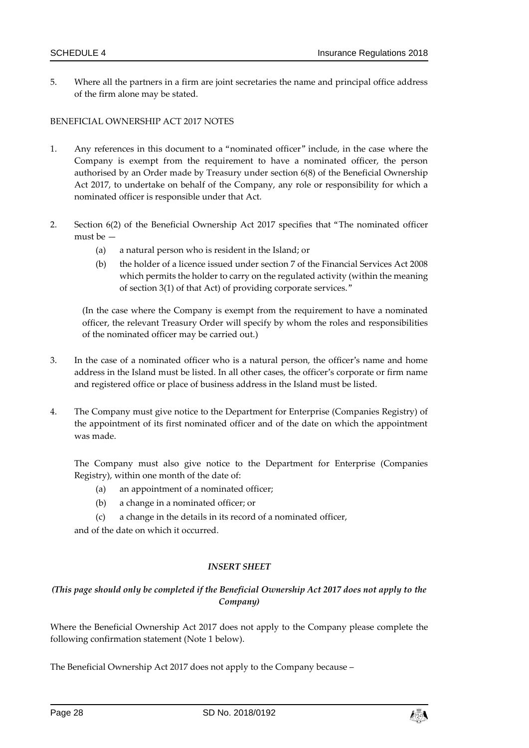5. Where all the partners in a firm are joint secretaries the name and principal office address of the firm alone may be stated.

BENEFICIAL OWNERSHIP ACT 2017 NOTES

1. Any references in this document to a "nominated officer" include, in the case where the Company is exempt from the requirement to have a nominated officer, the person authorised by an Order made by Treasury under section 6(8) of the Beneficial Ownership Act 2017, to undertake on behalf of the Company, any role or responsibility for which a nominated officer is responsible under that Act.

2. Section 6(2) of the Beneficial Ownership Act 2017 specifies that "The nominated officer must be —

   (a) a natural person who is resident in the Island; or

   (b) the holder of a licence issued under section 7 of the Financial Services Act 2008 which permits the holder to carry on the regulated activity (within the meaning of section 3(1) of that Act) of providing corporate services."

   (In the case where the Company is exempt from the requirement to have a nominated officer, the relevant Treasury Order will specify by whom the roles and responsibilities of the nominated officer may be carried out.)

3. In the case of a nominated officer who is a natural person, the officer's name and home address in the Island must be listed. In all other cases, the officer's corporate or firm name and registered office or place of business address in the Island must be listed.

4. The Company must give notice to the Department for Enterprise (Companies Registry) of the appointment of its first nominated officer and of the date on which the appointment was made.

   The Company must also give notice to the Department for Enterprise (Companies Registry), within one month of the date of:

   (a) an appointment of a nominated officer;

   (b) a change in a nominated officer; or

   (c) a change in the details in its record of a nominated officer,

   and of the date on which it occurred.

***INSERT SHEET***

***(This page should only be completed if the Beneficial Ownership Act 2017 does not apply to the Company)***

Where the Beneficial Ownership Act 2017 does not apply to the Company please complete the following confirmation statement (Note 1 below).

The Beneficial Ownership Act 2017 does not apply to the Company because –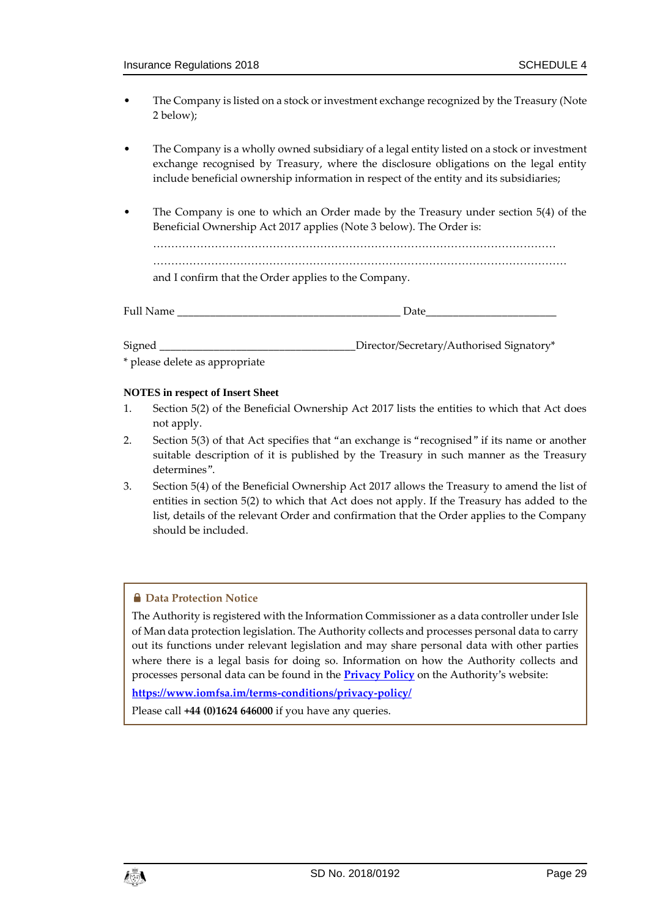- The Company is listed on a stock or investment exchange recognized by the Treasury (Note 2 below);

- The Company is a wholly owned subsidiary of a legal entity listed on a stock or investment exchange recognised by Treasury, where the disclosure obligations on the legal entity include beneficial ownership information in respect of the entity and its subsidiaries;

- The Company is one to which an Order made by the Treasury under section 5(4) of the Beneficial Ownership Act 2017 applies (Note 3 below). The Order is:

  ………………………………………………………………………………………………

  ………………………………………………………………………………………………

  and I confirm that the Order applies to the Company.

Full Name ________________________________________ Date________________________

Signed ___________________________________Director/Secretary/Authorised Signatory*

* please delete as appropriate

**NOTES in respect of Insert Sheet**

1. Section 5(2) of the Beneficial Ownership Act 2017 lists the entities to which that Act does not apply.
2. Section 5(3) of that Act specifies that "an exchange is "recognised" if its name or another suitable description of it is published by the Treasury in such manner as the Treasury determines".
3. Section 5(4) of the Beneficial Ownership Act 2017 allows the Treasury to amend the list of entities in section 5(2) to which that Act does not apply. If the Treasury has added to the list, details of the relevant Order and confirmation that the Order applies to the Company should be included.

**Data Protection Notice**

The Authority is registered with the Information Commissioner as a data controller under Isle of Man data protection legislation. The Authority collects and processes personal data to carry out its functions under relevant legislation and may share personal data with other parties where there is a legal basis for doing so. Information on how the Authority collects and processes personal data can be found in the **Privacy Policy** on the Authority's website:

**https://www.iomfsa.im/terms-conditions/privacy-policy/**

Please call **+44 (0)1624 646000** if you have any queries.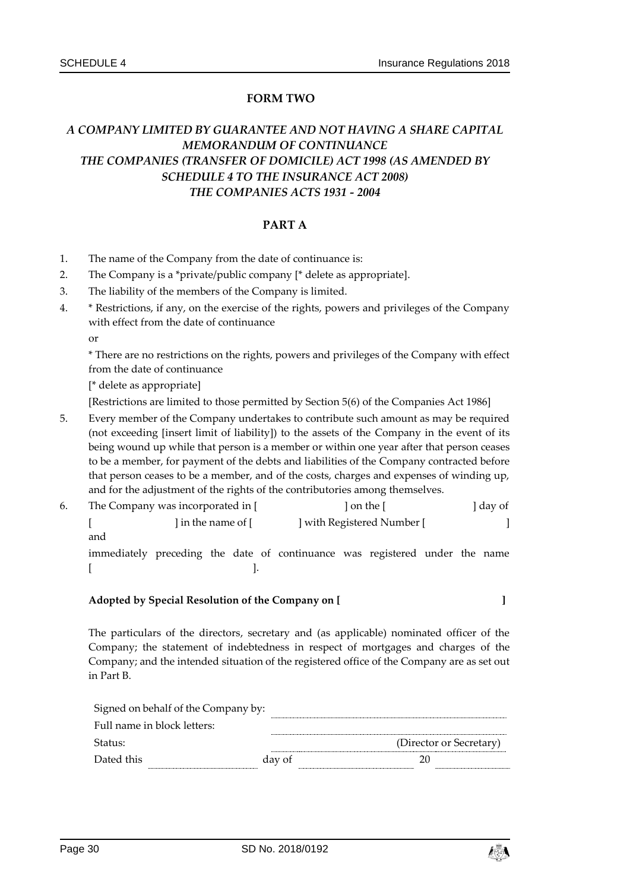## FORM TWO

***A COMPANY LIMITED BY GUARANTEE AND NOT HAVING A SHARE CAPITAL MEMORANDUM OF CONTINUANCE THE COMPANIES (TRANSFER OF DOMICILE) ACT 1998 (AS AMENDED BY SCHEDULE 4 TO THE INSURANCE ACT 2008) THE COMPANIES ACTS 1931 - 2004***

### PART A

1. The name of the Company from the date of continuance is:
2. The Company is a *private/public company [* delete as appropriate].
3. The liability of the members of the Company is limited.
4. * Restrictions, if any, on the exercise of the rights, powers and privileges of the Company with effect from the date of continuance

   or

   * There are no restrictions on the rights, powers and privileges of the Company with effect from the date of continuance

   [* delete as appropriate]

   [Restrictions are limited to those permitted by Section 5(6) of the Companies Act 1986]
5. Every member of the Company undertakes to contribute such amount as may be required (not exceeding [insert limit of liability]) to the assets of the Company in the event of its being wound up while that person is a member or within one year after that person ceases to be a member, for payment of the debts and liabilities of the Company contracted before that person ceases to be a member, and of the costs, charges and expenses of winding up, and for the adjustment of the rights of the contributories among themselves.
6. The Company was incorporated in [ ] on the [ ] day of [ ] in the name of [ ] with Registered Number [ ] and

   immediately preceding the date of continuance was registered under the name [ ].

**Adopted by Special Resolution of the Company on [ ]**

The particulars of the directors, secretary and (as applicable) nominated officer of the Company; the statement of indebtedness in respect of mortgages and charges of the Company; and the intended situation of the registered office of the Company are as set out in Part B.

Signed on behalf of the Company by: ..............................

Full name in block letters: ..............................

Status: .............................. (Director or Secretary)

Dated this .............. day of .............. 20 ..............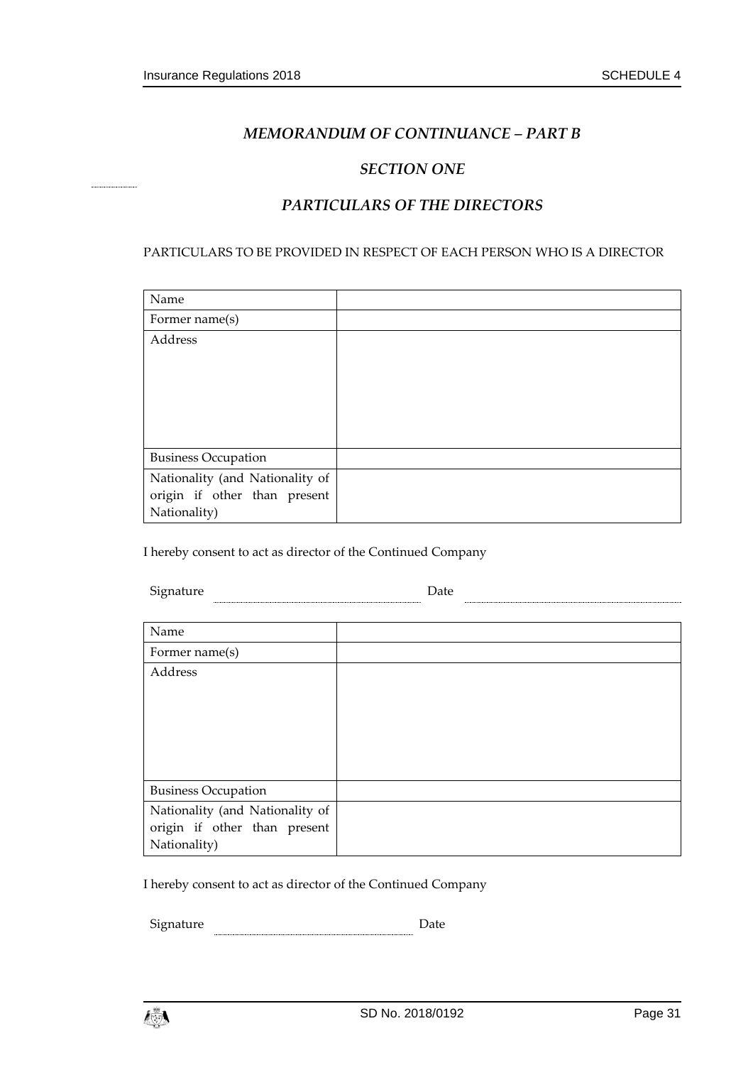## *MEMORANDUM OF CONTINUANCE – PART B*

### *SECTION ONE*

### *PARTICULARS OF THE DIRECTORS*

PARTICULARS TO BE PROVIDED IN RESPECT OF EACH PERSON WHO IS A DIRECTOR

| Name | |
|---|---|
| Former name(s) | |
| Address | |
| Business Occupation | |
| Nationality (and Nationality of origin if other than present Nationality) | |

I hereby consent to act as director of the Continued Company

Signature ................................................ Date ................................................

| Name | |
|---|---|
| Former name(s) | |
| Address | |
| Business Occupation | |
| Nationality (and Nationality of origin if other than present Nationality) | |

I hereby consent to act as director of the Continued Company

Signature ................................................ Date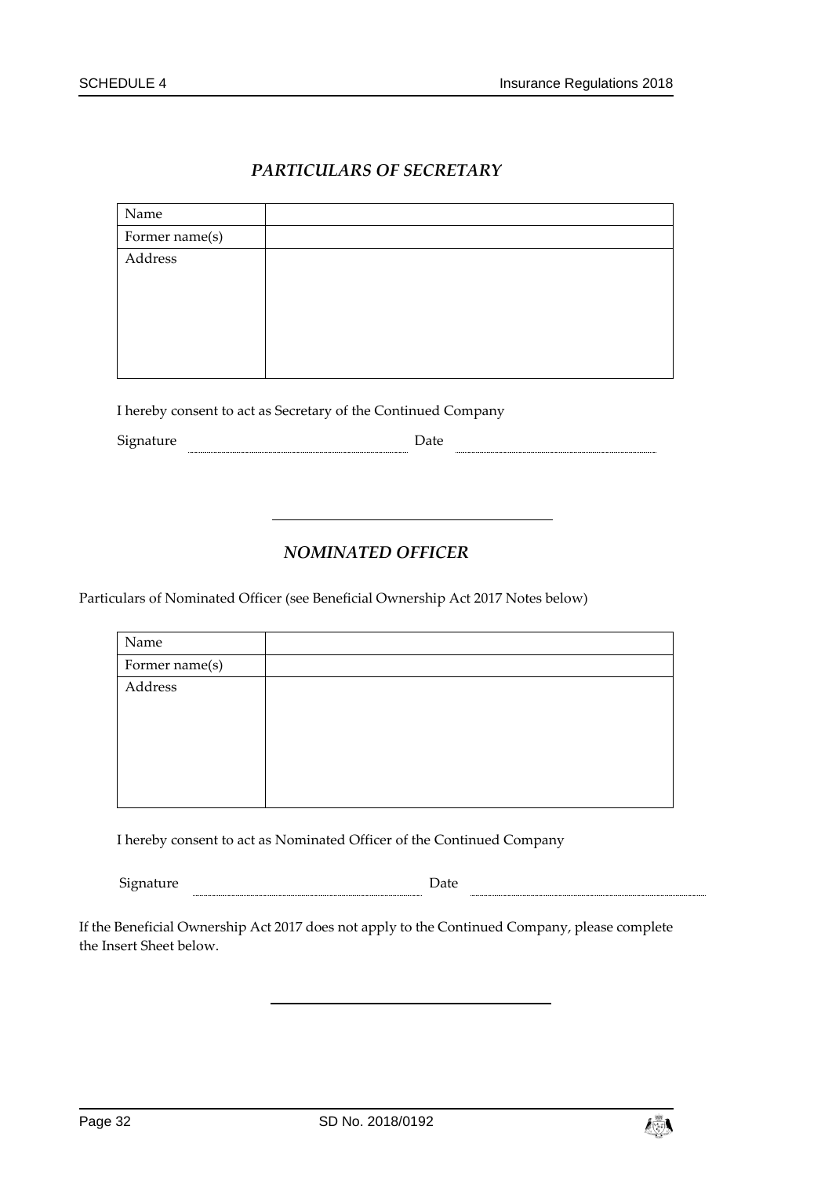## *PARTICULARS OF SECRETARY*

| Name | |
|---|---|
| Former name(s) | |
| Address | |

I hereby consent to act as Secretary of the Continued Company

Signature .................................................... Date ....................................................

---

## *NOMINATED OFFICER*

Particulars of Nominated Officer (see Beneficial Ownership Act 2017 Notes below)

| Name | |
|---|---|
| Former name(s) | |
| Address | |

I hereby consent to act as Nominated Officer of the Continued Company

Signature .................................................... Date ....................................................

If the Beneficial Ownership Act 2017 does not apply to the Continued Company, please complete the Insert Sheet below.

---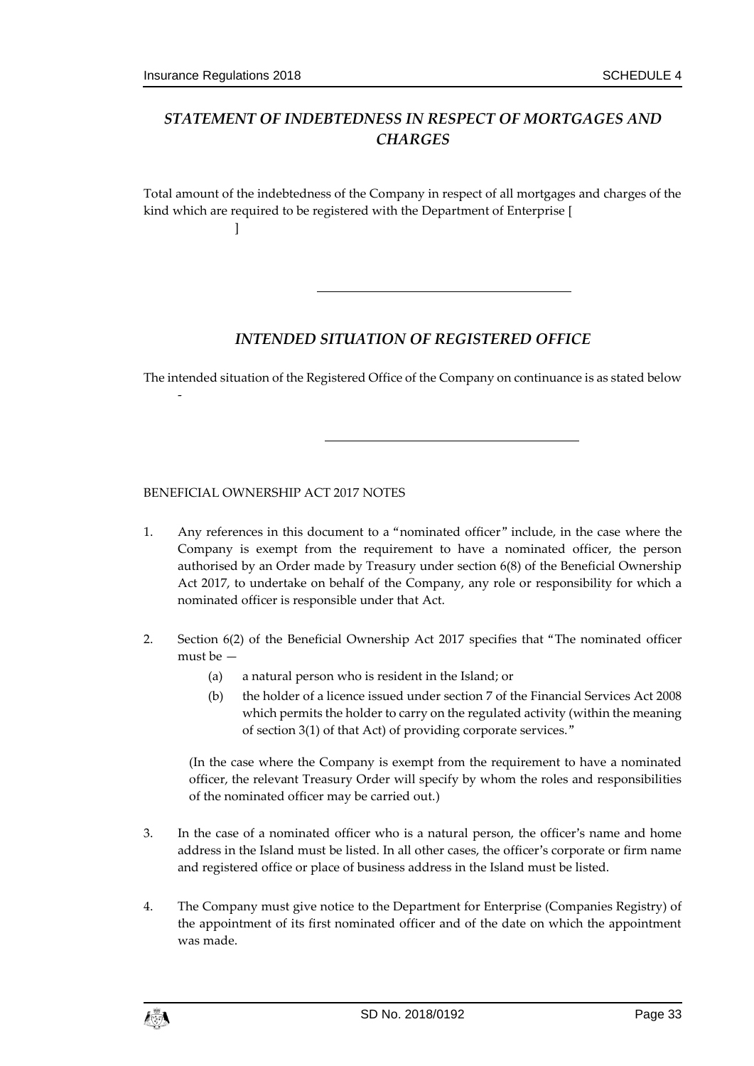## *STATEMENT OF INDEBTEDNESS IN RESPECT OF MORTGAGES AND CHARGES*

Total amount of the indebtedness of the Company in respect of all mortgages and charges of the kind which are required to be registered with the Department of Enterprise [ ]

---

## *INTENDED SITUATION OF REGISTERED OFFICE*

The intended situation of the Registered Office of the Company on continuance is as stated below -

---

BENEFICIAL OWNERSHIP ACT 2017 NOTES

1. Any references in this document to a "nominated officer" include, in the case where the Company is exempt from the requirement to have a nominated officer, the person authorised by an Order made by Treasury under section 6(8) of the Beneficial Ownership Act 2017, to undertake on behalf of the Company, any role or responsibility for which a nominated officer is responsible under that Act.

2. Section 6(2) of the Beneficial Ownership Act 2017 specifies that "The nominated officer must be —

   (a) a natural person who is resident in the Island; or

   (b) the holder of a licence issued under section 7 of the Financial Services Act 2008 which permits the holder to carry on the regulated activity (within the meaning of section 3(1) of that Act) of providing corporate services."

   (In the case where the Company is exempt from the requirement to have a nominated officer, the relevant Treasury Order will specify by whom the roles and responsibilities of the nominated officer may be carried out.)

3. In the case of a nominated officer who is a natural person, the officer's name and home address in the Island must be listed. In all other cases, the officer's corporate or firm name and registered office or place of business address in the Island must be listed.

4. The Company must give notice to the Department for Enterprise (Companies Registry) of the appointment of its first nominated officer and of the date on which the appointment was made.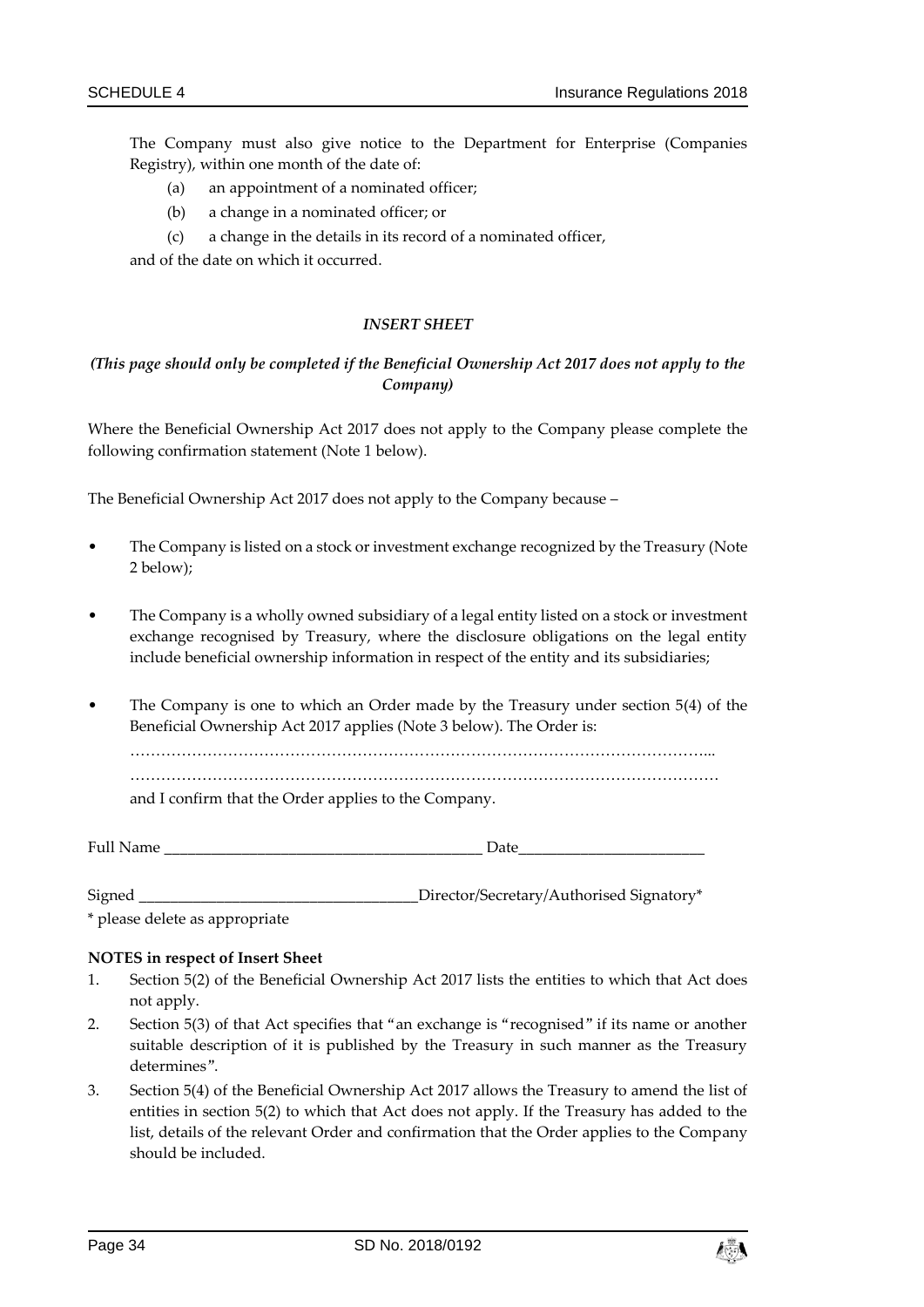The Company must also give notice to the Department for Enterprise (Companies Registry), within one month of the date of:

(a) an appointment of a nominated officer;

(b) a change in a nominated officer; or

(c) a change in the details in its record of a nominated officer,

and of the date on which it occurred.

***INSERT SHEET***

***(This page should only be completed if the Beneficial Ownership Act 2017 does not apply to the Company)***

Where the Beneficial Ownership Act 2017 does not apply to the Company please complete the following confirmation statement (Note 1 below).

The Beneficial Ownership Act 2017 does not apply to the Company because –

- The Company is listed on a stock or investment exchange recognized by the Treasury (Note 2 below);
- The Company is a wholly owned subsidiary of a legal entity listed on a stock or investment exchange recognised by Treasury, where the disclosure obligations on the legal entity include beneficial ownership information in respect of the entity and its subsidiaries;
- The Company is one to which an Order made by the Treasury under section 5(4) of the Beneficial Ownership Act 2017 applies (Note 3 below). The Order is:

  …………………………………………………………………………………………………...

  …………………………………………………………………………………………………

  and I confirm that the Order applies to the Company.

Full Name ________________________________________ Date________________________

Signed ___________________________________Director/Secretary/Authorised Signatory*

\* please delete as appropriate

**NOTES in respect of Insert Sheet**

1. Section 5(2) of the Beneficial Ownership Act 2017 lists the entities to which that Act does not apply.
2. Section 5(3) of that Act specifies that "an exchange is "recognised" if its name or another suitable description of it is published by the Treasury in such manner as the Treasury determines".
3. Section 5(4) of the Beneficial Ownership Act 2017 allows the Treasury to amend the list of entities in section 5(2) to which that Act does not apply. If the Treasury has added to the list, details of the relevant Order and confirmation that the Order applies to the Company should be included.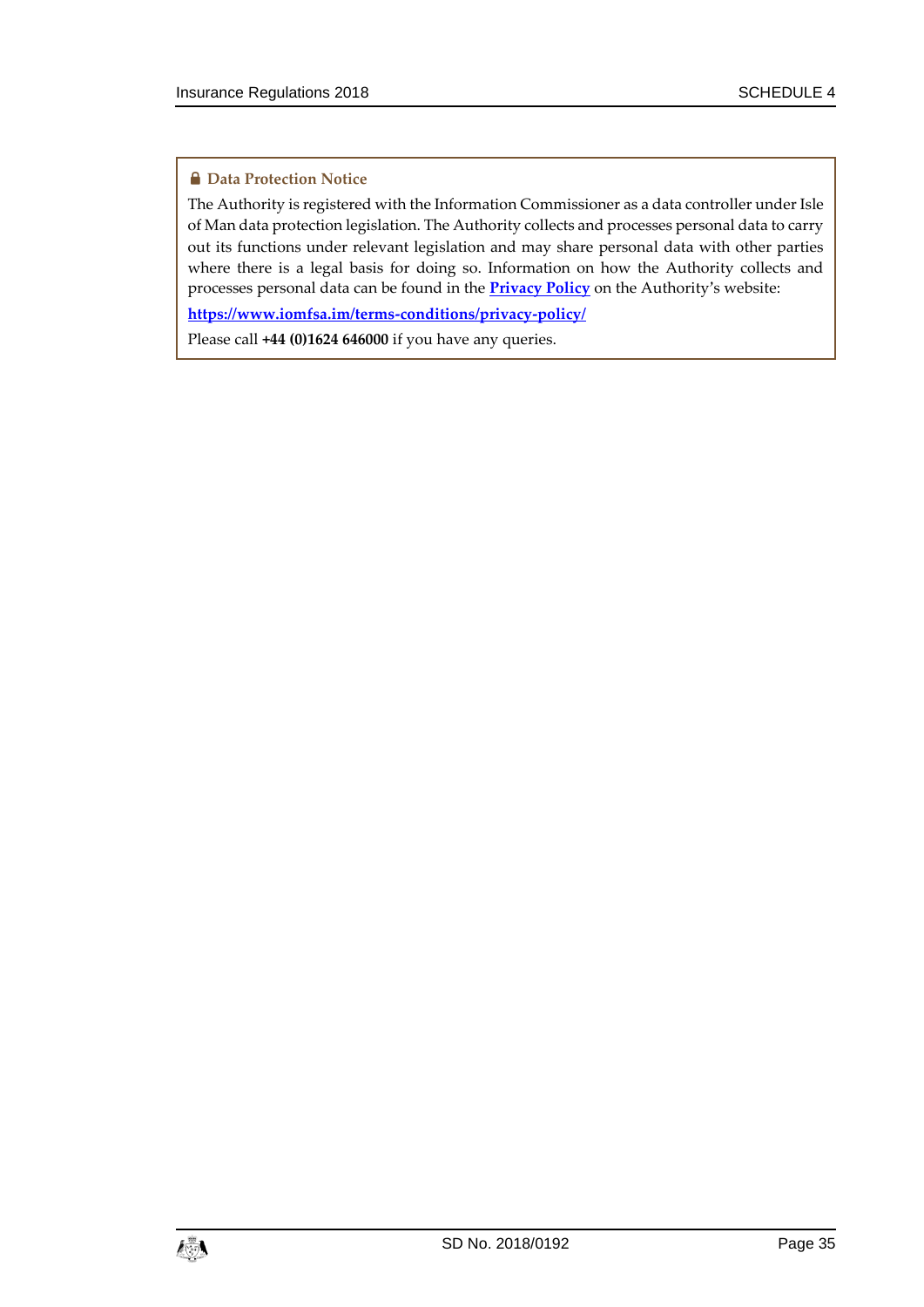**🔒 Data Protection Notice**

The Authority is registered with the Information Commissioner as a data controller under Isle of Man data protection legislation. The Authority collects and processes personal data to carry out its functions under relevant legislation and may share personal data with other parties where there is a legal basis for doing so. Information on how the Authority collects and processes personal data can be found in the **Privacy Policy** on the Authority's website:

**https://www.iomfsa.im/terms-conditions/privacy-policy/**

Please call **+44 (0)1624 646000** if you have any queries.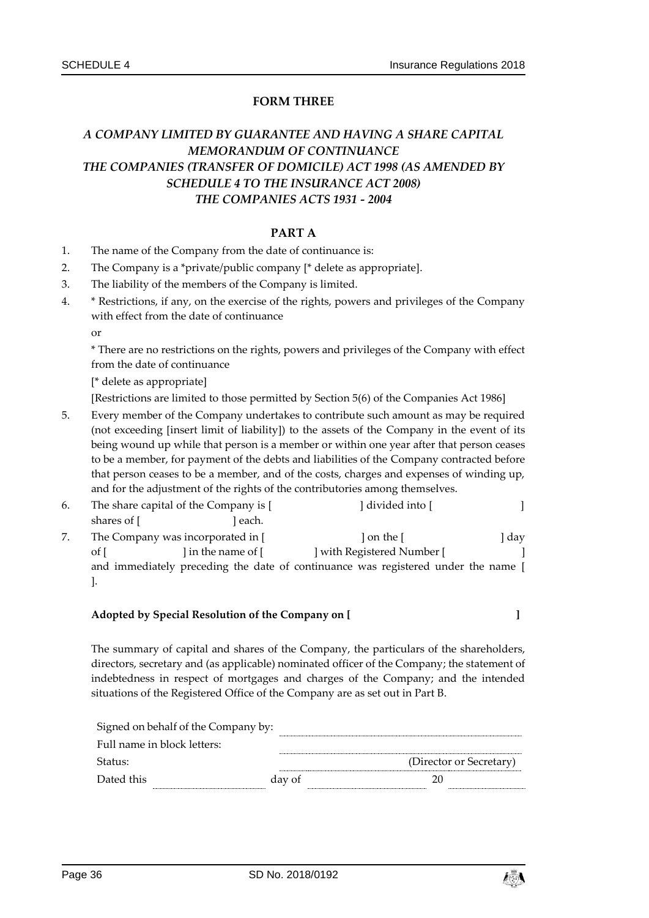**FORM THREE**

***A COMPANY LIMITED BY GUARANTEE AND HAVING A SHARE CAPITAL***
***MEMORANDUM OF CONTINUANCE***
***THE COMPANIES (TRANSFER OF DOMICILE) ACT 1998 (AS AMENDED BY SCHEDULE 4 TO THE INSURANCE ACT 2008)***
***THE COMPANIES ACTS 1931 - 2004***

**PART A**

1. The name of the Company from the date of continuance is:
2. The Company is a *private/public company [* delete as appropriate].
3. The liability of the members of the Company is limited.
4. * Restrictions, if any, on the exercise of the rights, powers and privileges of the Company with effect from the date of continuance

   or

   * There are no restrictions on the rights, powers and privileges of the Company with effect from the date of continuance

   [* delete as appropriate]

   [Restrictions are limited to those permitted by Section 5(6) of the Companies Act 1986]
5. Every member of the Company undertakes to contribute such amount as may be required (not exceeding [insert limit of liability]) to the assets of the Company in the event of its being wound up while that person is a member or within one year after that person ceases to be a member, for payment of the debts and liabilities of the Company contracted before that person ceases to be a member, and of the costs, charges and expenses of winding up, and for the adjustment of the rights of the contributories among themselves.
6. The share capital of the Company is [ ] divided into [ ] shares of [ ] each.
7. The Company was incorporated in [ ] on the [ ] day of [ ] in the name of [ ] with Registered Number [ ] and immediately preceding the date of continuance was registered under the name [ ].

**Adopted by Special Resolution of the Company on [ ]**

The summary of capital and shares of the Company, the particulars of the shareholders, directors, secretary and (as applicable) nominated officer of the Company; the statement of indebtedness in respect of mortgages and charges of the Company; and the intended situations of the Registered Office of the Company are as set out in Part B.

Signed on behalf of the Company by: ..............................

Full name in block letters: ..............................

Status: .............................. (Director or Secretary)

Dated this .............. day of .............. 20 ..............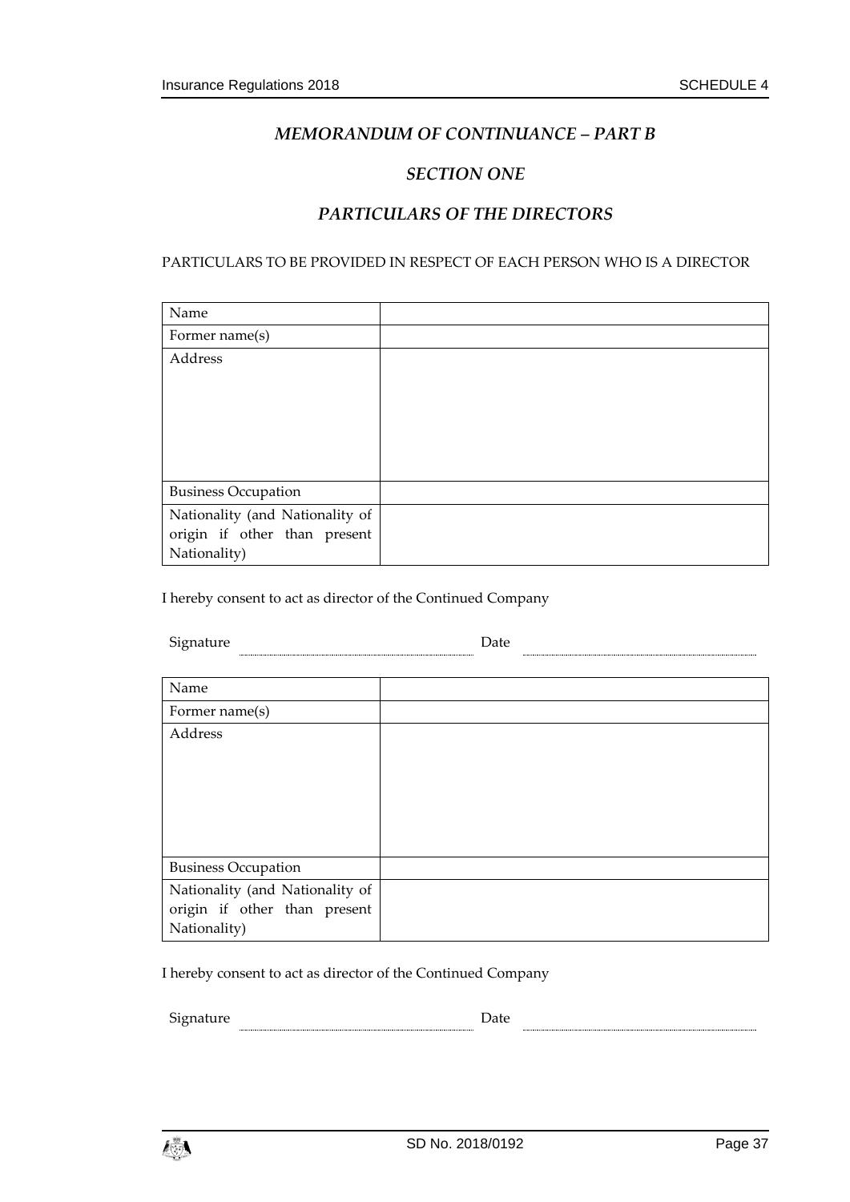## *MEMORANDUM OF CONTINUANCE – PART B*

### *SECTION ONE*

### *PARTICULARS OF THE DIRECTORS*

PARTICULARS TO BE PROVIDED IN RESPECT OF EACH PERSON WHO IS A DIRECTOR

| Name | |
|---|---|
| Former name(s) | |
| Address | |
| Business Occupation | |
| Nationality (and Nationality of origin if other than present Nationality) | |

I hereby consent to act as director of the Continued Company

Signature ………………………… Date …………………………

| Name | |
|---|---|
| Former name(s) | |
| Address | |
| Business Occupation | |
| Nationality (and Nationality of origin if other than present Nationality) | |

I hereby consent to act as director of the Continued Company

Signature ………………………… Date …………………………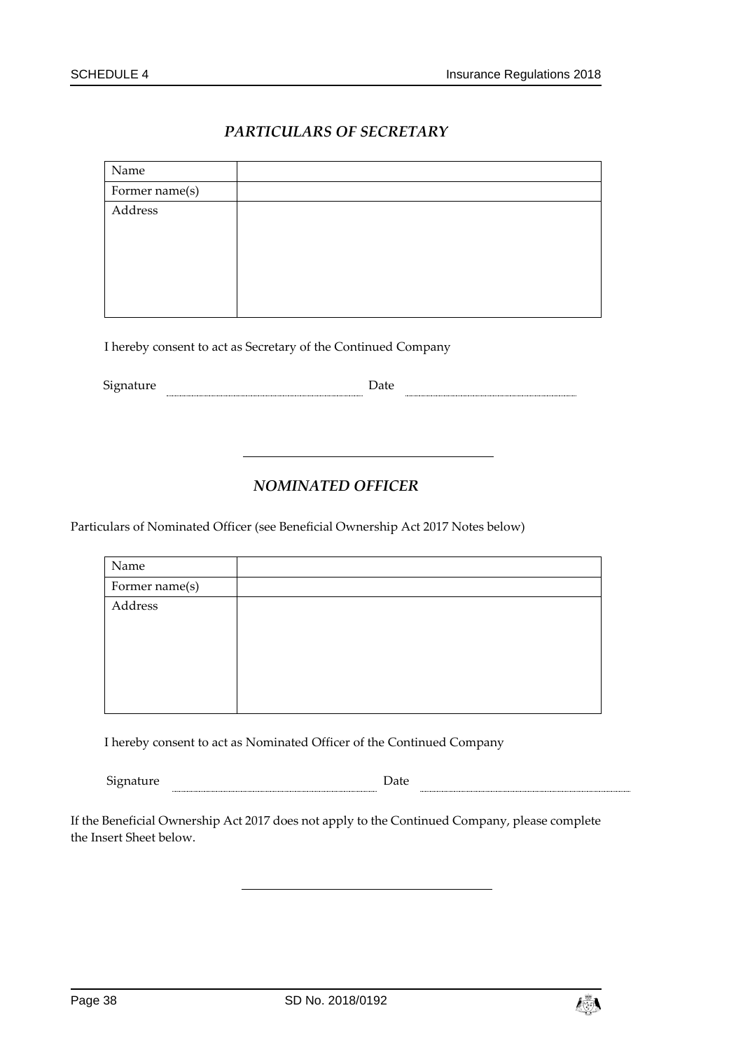## *PARTICULARS OF SECRETARY*

| Name | |
|---|---|
| Former name(s) | |
| Address | |

I hereby consent to act as Secretary of the Continued Company

Signature ............................................ Date ............................................

---

## *NOMINATED OFFICER*

Particulars of Nominated Officer (see Beneficial Ownership Act 2017 Notes below)

| Name | |
|---|---|
| Former name(s) | |
| Address | |

I hereby consent to act as Nominated Officer of the Continued Company

Signature ............................................ Date ............................................

If the Beneficial Ownership Act 2017 does not apply to the Continued Company, please complete the Insert Sheet below.

---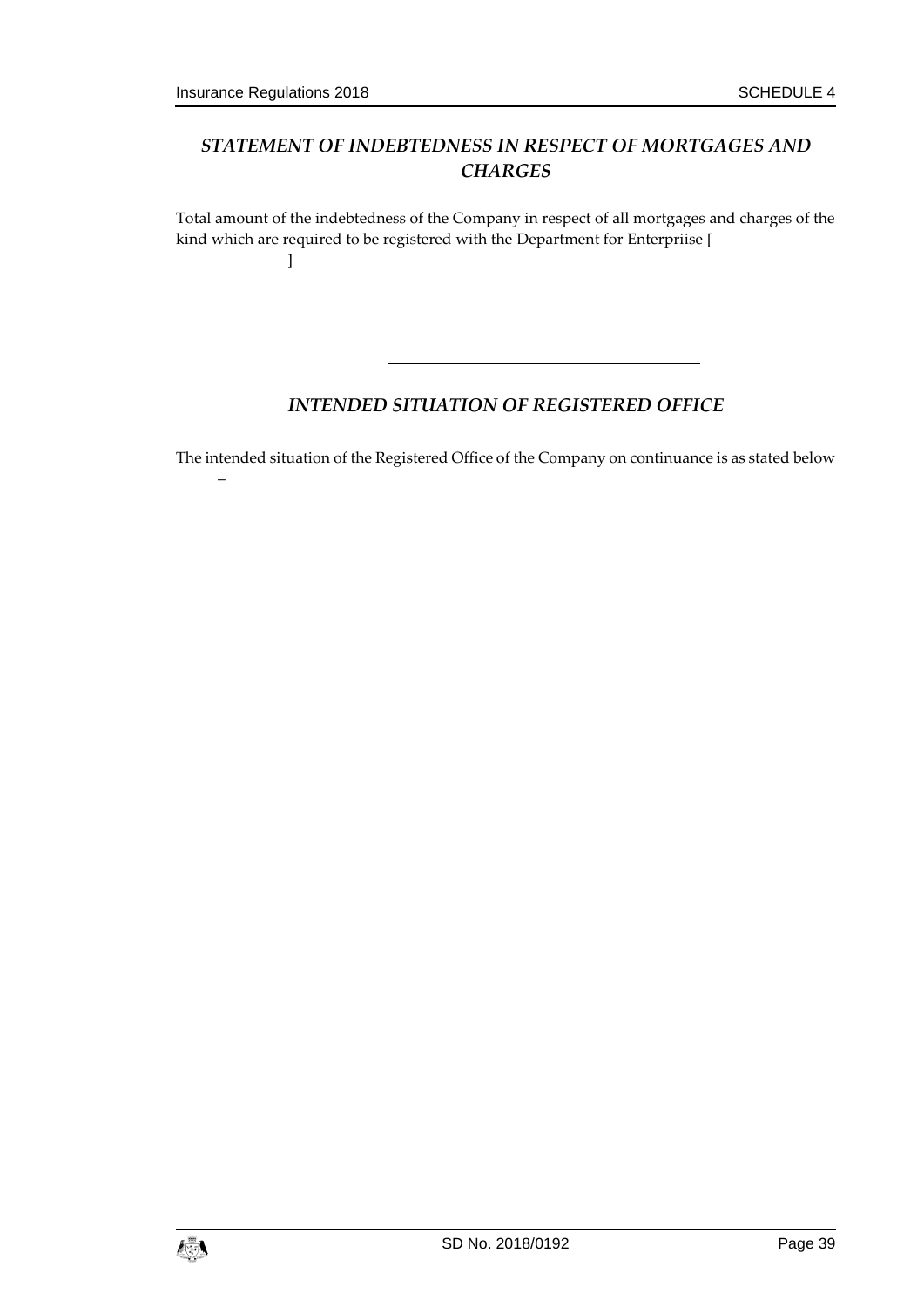## *STATEMENT OF INDEBTEDNESS IN RESPECT OF MORTGAGES AND CHARGES*

Total amount of the indebtedness of the Company in respect of all mortgages and charges of the kind which are required to be registered with the Department for Enterpriise [ ]

---

## *INTENDED SITUATION OF REGISTERED OFFICE*

The intended situation of the Registered Office of the Company on continuance is as stated below –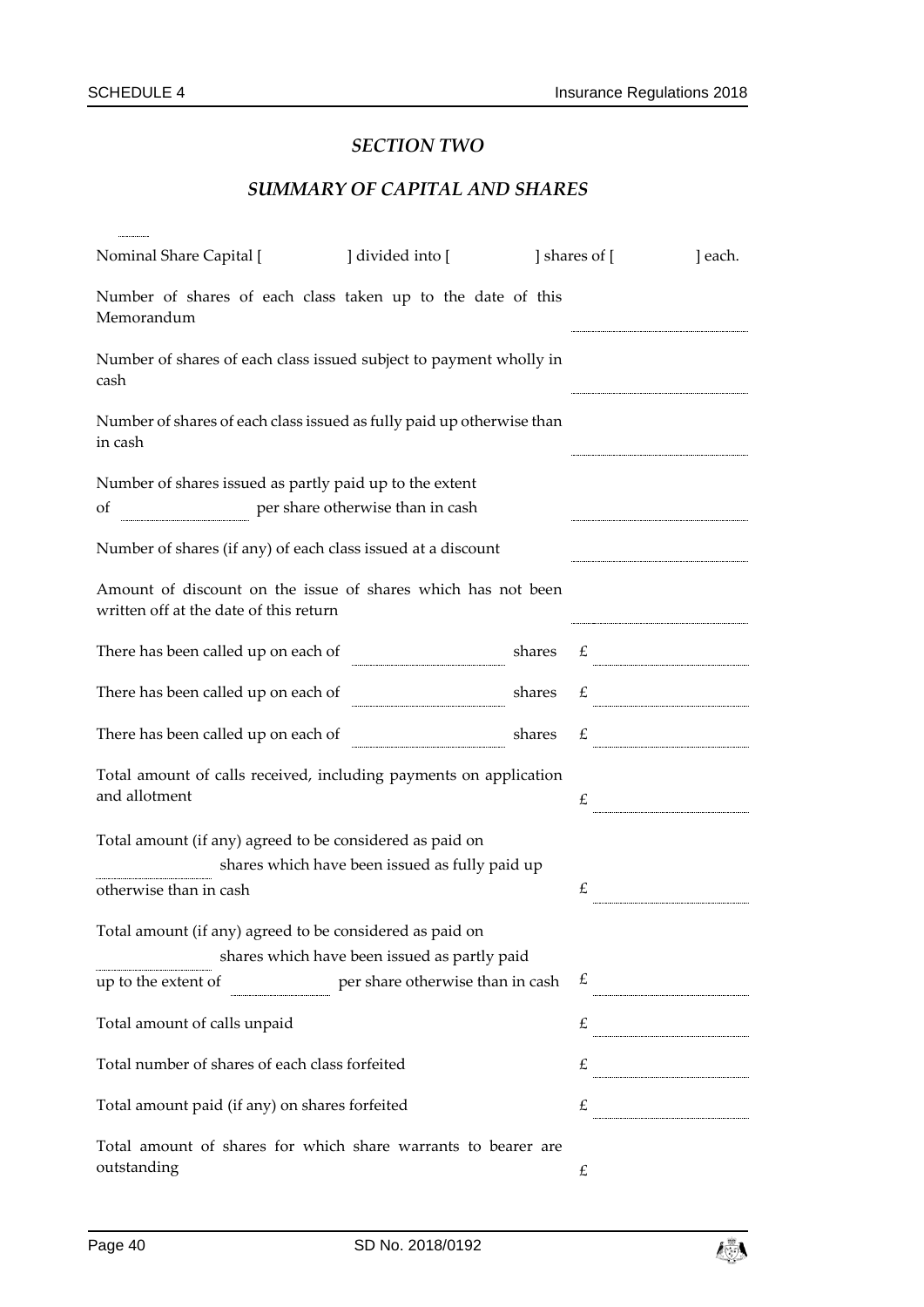## *SECTION TWO*

## *SUMMARY OF CAPITAL AND SHARES*

Nominal Share Capital [ ] divided into [ ] shares of [ ] each.

| | |
|---|---|
| Number of shares of each class taken up to the date of this Memorandum | ........................ |
| Number of shares of each class issued subject to payment wholly in cash | ........................ |
| Number of shares of each class issued as fully paid up otherwise than in cash | ........................ |
| Number of shares issued as partly paid up to the extent of ........................ per share otherwise than in cash | ........................ |
| Number of shares (if any) of each class issued at a discount | ........................ |
| Amount of discount on the issue of shares which has not been written off at the date of this return | ........................ |
| There has been called up on each of ........................ shares | £ ........................ |
| There has been called up on each of ........................ shares | £ ........................ |
| There has been called up on each of ........................ shares | £ ........................ |
| Total amount of calls received, including payments on application and allotment | £ ........................ |
| Total amount (if any) agreed to be considered as paid on ........................ shares which have been issued as fully paid up otherwise than in cash | £ ........................ |
| Total amount (if any) agreed to be considered as paid on ........................ shares which have been issued as partly paid up to the extent of ........................ per share otherwise than in cash | £ ........................ |
| Total amount of calls unpaid | £ ........................ |
| Total number of shares of each class forfeited | £ ........................ |
| Total amount paid (if any) on shares forfeited | £ ........................ |
| Total amount of shares for which share warrants to bearer are outstanding | £ |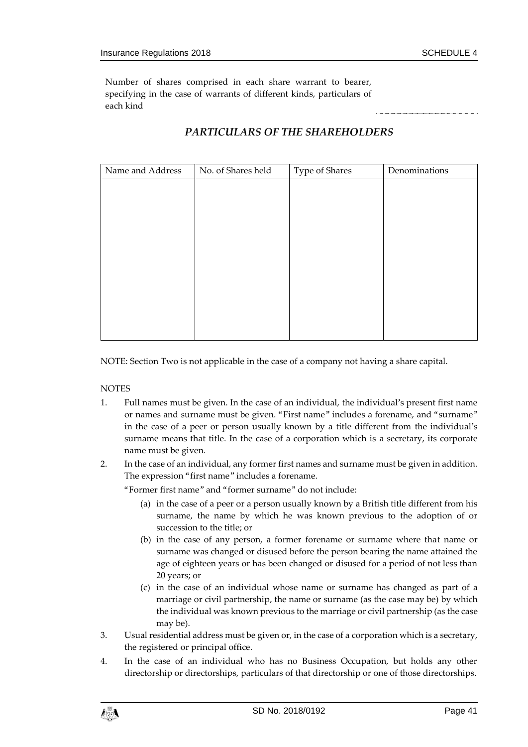Number of shares comprised in each share warrant to bearer, specifying in the case of warrants of different kinds, particulars of each kind ....................................................

### *PARTICULARS OF THE SHAREHOLDERS*

| Name and Address | No. of Shares held | Type of Shares | Denominations |
|---|---|---|---|
| | | | |

NOTE: Section Two is not applicable in the case of a company not having a share capital.

NOTES

1. Full names must be given. In the case of an individual, the individual's present first name or names and surname must be given. "First name" includes a forename, and "surname" in the case of a peer or person usually known by a title different from the individual's surname means that title. In the case of a corporation which is a secretary, its corporate name must be given.
2. In the case of an individual, any former first names and surname must be given in addition. The expression "first name" includes a forename.

   "Former first name" and "former surname" do not include:

   (a) in the case of a peer or a person usually known by a British title different from his surname, the name by which he was known previous to the adoption of or succession to the title; or

   (b) in the case of any person, a former forename or surname where that name or surname was changed or disused before the person bearing the name attained the age of eighteen years or has been changed or disused for a period of not less than 20 years; or

   (c) in the case of an individual whose name or surname has changed as part of a marriage or civil partnership, the name or surname (as the case may be) by which the individual was known previous to the marriage or civil partnership (as the case may be).
3. Usual residential address must be given or, in the case of a corporation which is a secretary, the registered or principal office.
4. In the case of an individual who has no Business Occupation, but holds any other directorship or directorships, particulars of that directorship or one of those directorships.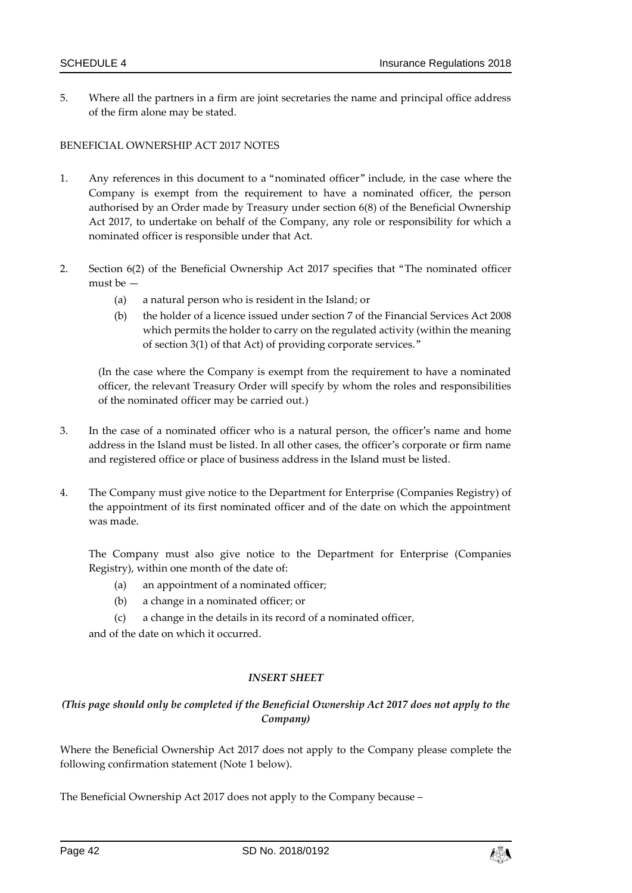5. Where all the partners in a firm are joint secretaries the name and principal office address of the firm alone may be stated.

BENEFICIAL OWNERSHIP ACT 2017 NOTES

1. Any references in this document to a "nominated officer" include, in the case where the Company is exempt from the requirement to have a nominated officer, the person authorised by an Order made by Treasury under section 6(8) of the Beneficial Ownership Act 2017, to undertake on behalf of the Company, any role or responsibility for which a nominated officer is responsible under that Act.

2. Section 6(2) of the Beneficial Ownership Act 2017 specifies that "The nominated officer must be —
   (a) a natural person who is resident in the Island; or
   (b) the holder of a licence issued under section 7 of the Financial Services Act 2008 which permits the holder to carry on the regulated activity (within the meaning of section 3(1) of that Act) of providing corporate services."

   (In the case where the Company is exempt from the requirement to have a nominated officer, the relevant Treasury Order will specify by whom the roles and responsibilities of the nominated officer may be carried out.)

3. In the case of a nominated officer who is a natural person, the officer's name and home address in the Island must be listed. In all other cases, the officer's corporate or firm name and registered office or place of business address in the Island must be listed.

4. The Company must give notice to the Department for Enterprise (Companies Registry) of the appointment of its first nominated officer and of the date on which the appointment was made.

   The Company must also give notice to the Department for Enterprise (Companies Registry), within one month of the date of:
   (a) an appointment of a nominated officer;
   (b) a change in a nominated officer; or
   (c) a change in the details in its record of a nominated officer,

   and of the date on which it occurred.

***INSERT SHEET***

***(This page should only be completed if the Beneficial Ownership Act 2017 does not apply to the Company)***

Where the Beneficial Ownership Act 2017 does not apply to the Company please complete the following confirmation statement (Note 1 below).

The Beneficial Ownership Act 2017 does not apply to the Company because –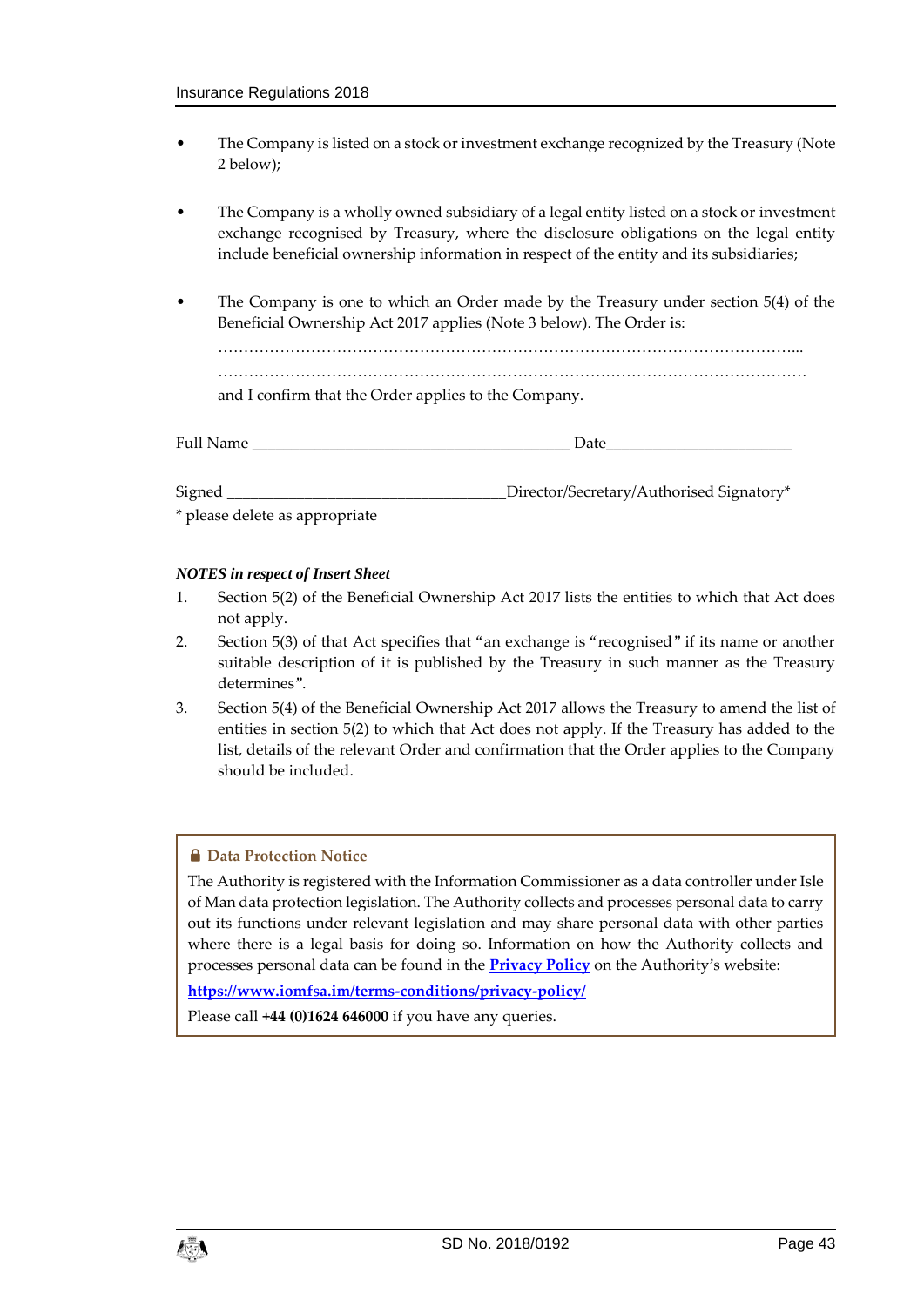- The Company is listed on a stock or investment exchange recognized by the Treasury (Note 2 below);

- The Company is a wholly owned subsidiary of a legal entity listed on a stock or investment exchange recognised by Treasury, where the disclosure obligations on the legal entity include beneficial ownership information in respect of the entity and its subsidiaries;

- The Company is one to which an Order made by the Treasury under section 5(4) of the Beneficial Ownership Act 2017 applies (Note 3 below). The Order is:

  ……………………………………………………………………………………………...
  
  …………………………………………………………………………………………………
  
  and I confirm that the Order applies to the Company.

Full Name ________________________________________ Date________________________

Signed ___________________________________Director/Secretary/Authorised Signatory*

* please delete as appropriate

***NOTES in respect of Insert Sheet***

1. Section 5(2) of the Beneficial Ownership Act 2017 lists the entities to which that Act does not apply.
2. Section 5(3) of that Act specifies that "an exchange is "recognised" if its name or another suitable description of it is published by the Treasury in such manner as the Treasury determines".
3. Section 5(4) of the Beneficial Ownership Act 2017 allows the Treasury to amend the list of entities in section 5(2) to which that Act does not apply. If the Treasury has added to the list, details of the relevant Order and confirmation that the Order applies to the Company should be included.

**Data Protection Notice**

The Authority is registered with the Information Commissioner as a data controller under Isle of Man data protection legislation. The Authority collects and processes personal data to carry out its functions under relevant legislation and may share personal data with other parties where there is a legal basis for doing so. Information on how the Authority collects and processes personal data can be found in the **Privacy Policy** on the Authority's website:

**https://www.iomfsa.im/terms-conditions/privacy-policy/**

Please call **+44 (0)1624 646000** if you have any queries.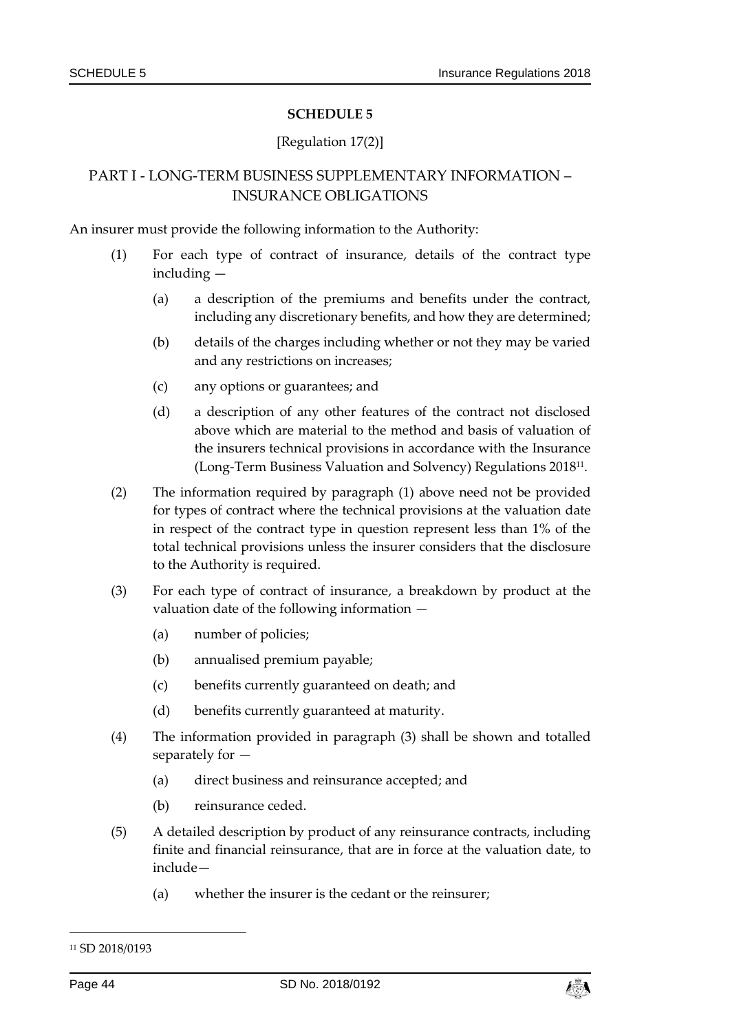## SCHEDULE 5

[Regulation 17(2)]

## PART I - LONG-TERM BUSINESS SUPPLEMENTARY INFORMATION – INSURANCE OBLIGATIONS

An insurer must provide the following information to the Authority:

(1) For each type of contract of insurance, details of the contract type including —

   (a) a description of the premiums and benefits under the contract, including any discretionary benefits, and how they are determined;

   (b) details of the charges including whether or not they may be varied and any restrictions on increases;

   (c) any options or guarantees; and

   (d) a description of any other features of the contract not disclosed above which are material to the method and basis of valuation of the insurers technical provisions in accordance with the Insurance (Long-Term Business Valuation and Solvency) Regulations 2018[11].

(2) The information required by paragraph (1) above need not be provided for types of contract where the technical provisions at the valuation date in respect of the contract type in question represent less than 1% of the total technical provisions unless the insurer considers that the disclosure to the Authority is required.

(3) For each type of contract of insurance, a breakdown by product at the valuation date of the following information —

   (a) number of policies;

   (b) annualised premium payable;

   (c) benefits currently guaranteed on death; and

   (d) benefits currently guaranteed at maturity.

(4) The information provided in paragraph (3) shall be shown and totalled separately for —

   (a) direct business and reinsurance accepted; and

   (b) reinsurance ceded.

(5) A detailed description by product of any reinsurance contracts, including finite and financial reinsurance, that are in force at the valuation date, to include—

   (a) whether the insurer is the cedant or the reinsurer;

[11] SD 2018/0193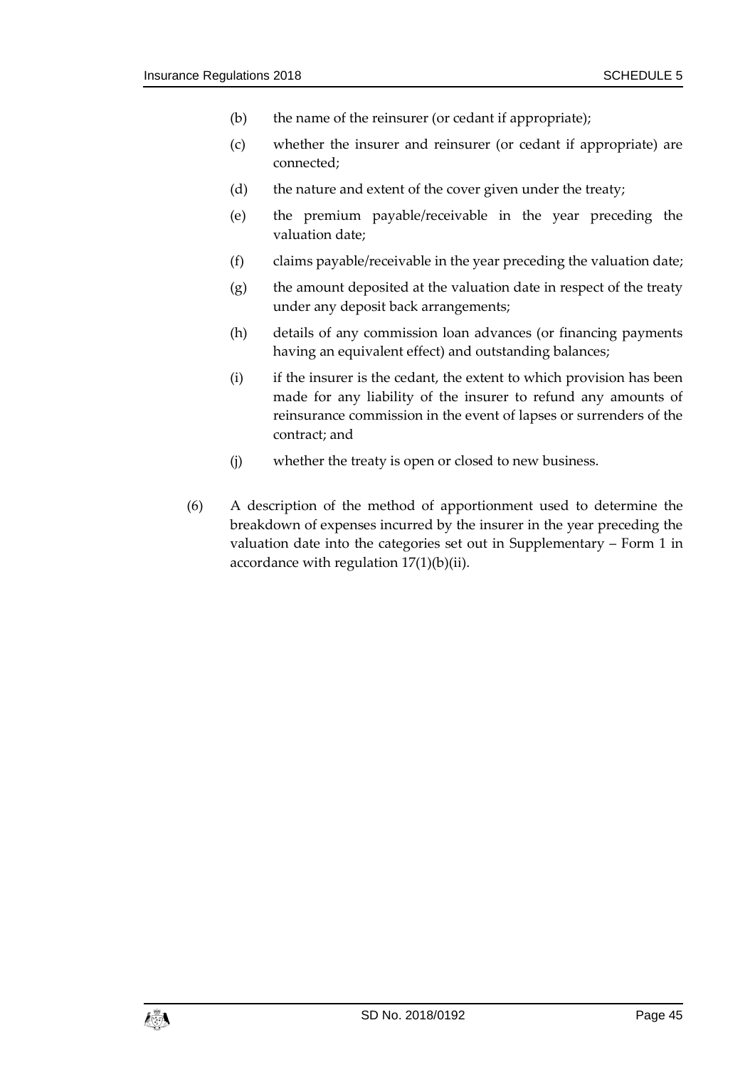(b) the name of the reinsurer (or cedant if appropriate);

(c) whether the insurer and reinsurer (or cedant if appropriate) are connected;

(d) the nature and extent of the cover given under the treaty;

(e) the premium payable/receivable in the year preceding the valuation date;

(f) claims payable/receivable in the year preceding the valuation date;

(g) the amount deposited at the valuation date in respect of the treaty under any deposit back arrangements;

(h) details of any commission loan advances (or financing payments having an equivalent effect) and outstanding balances;

(i) if the insurer is the cedant, the extent to which provision has been made for any liability of the insurer to refund any amounts of reinsurance commission in the event of lapses or surrenders of the contract; and

(j) whether the treaty is open or closed to new business.

(6) A description of the method of apportionment used to determine the breakdown of expenses incurred by the insurer in the year preceding the valuation date into the categories set out in Supplementary – Form 1 in accordance with regulation 17(1)(b)(ii).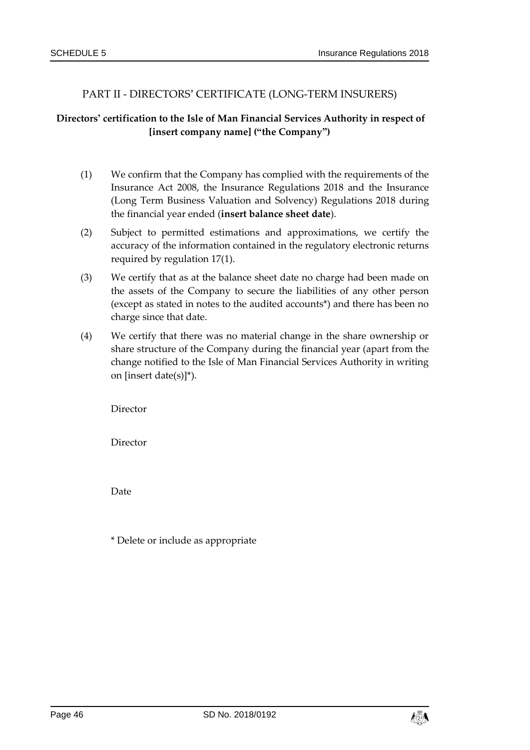## PART II - DIRECTORS' CERTIFICATE (LONG-TERM INSURERS)

**Directors' certification to the Isle of Man Financial Services Authority in respect of [insert company name] ("the Company")**

(1) We confirm that the Company has complied with the requirements of the Insurance Act 2008, the Insurance Regulations 2018 and the Insurance (Long Term Business Valuation and Solvency) Regulations 2018 during the financial year ended (**insert balance sheet date**).

(2) Subject to permitted estimations and approximations, we certify the accuracy of the information contained in the regulatory electronic returns required by regulation 17(1).

(3) We certify that as at the balance sheet date no charge had been made on the assets of the Company to secure the liabilities of any other person (except as stated in notes to the audited accounts*) and there has been no charge since that date.

(4) We certify that there was no material change in the share ownership or share structure of the Company during the financial year (apart from the change notified to the Isle of Man Financial Services Authority in writing on [insert date(s)]*).

Director

Director

Date

* Delete or include as appropriate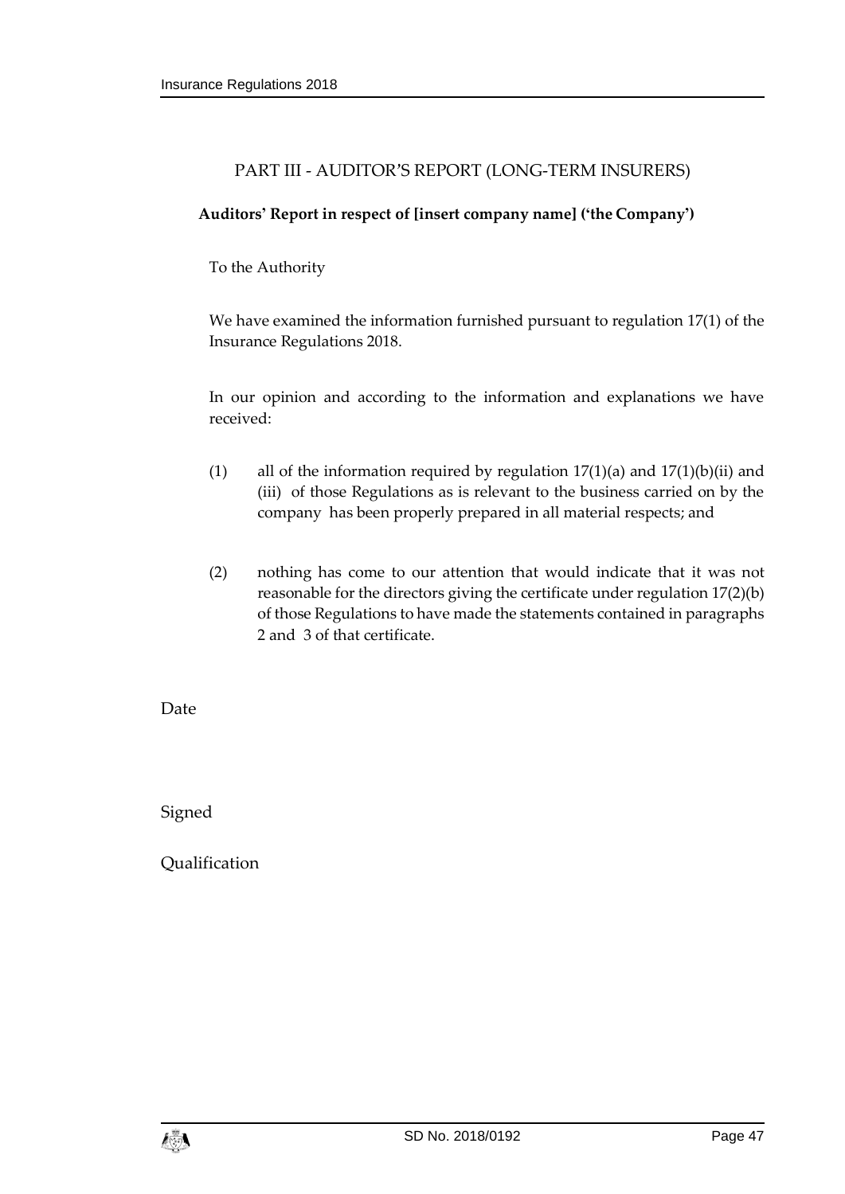## PART III - AUDITOR'S REPORT (LONG-TERM INSURERS)

**Auditors' Report in respect of [insert company name] ('the Company')**

To the Authority

We have examined the information furnished pursuant to regulation 17(1) of the Insurance Regulations 2018.

In our opinion and according to the information and explanations we have received:

(1) all of the information required by regulation 17(1)(a) and 17(1)(b)(ii) and (iii) of those Regulations as is relevant to the business carried on by the company has been properly prepared in all material respects; and

(2) nothing has come to our attention that would indicate that it was not reasonable for the directors giving the certificate under regulation 17(2)(b) of those Regulations to have made the statements contained in paragraphs 2 and 3 of that certificate.

Date

Signed

Qualification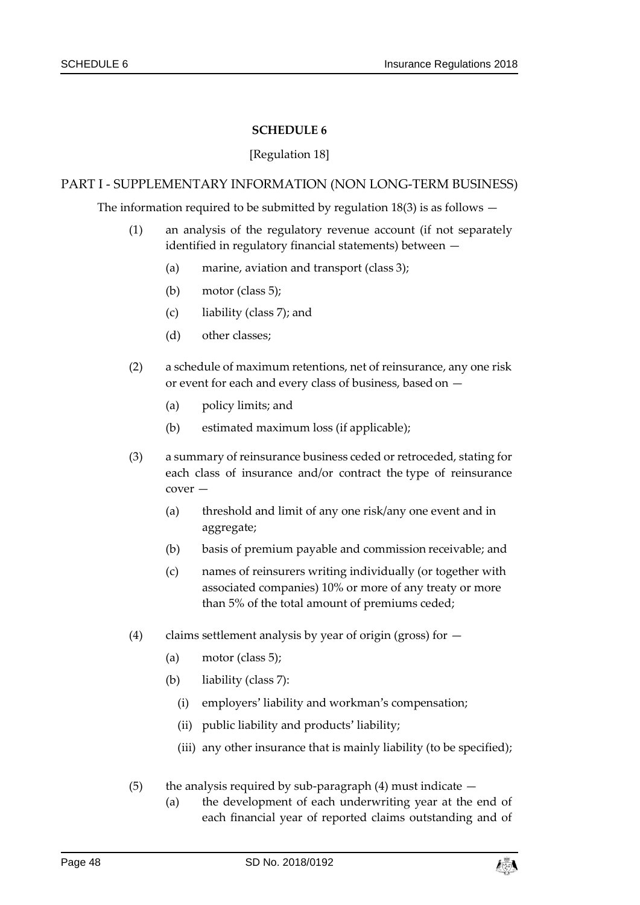## SCHEDULE 6

[Regulation 18]

### PART I - SUPPLEMENTARY INFORMATION (NON LONG-TERM BUSINESS)

The information required to be submitted by regulation 18(3) is as follows —

(1) an analysis of the regulatory revenue account (if not separately identified in regulatory financial statements) between —

- (a) marine, aviation and transport (class 3);
- (b) motor (class 5);
- (c) liability (class 7); and
- (d) other classes;

(2) a schedule of maximum retentions, net of reinsurance, any one risk or event for each and every class of business, based on —

- (a) policy limits; and
- (b) estimated maximum loss (if applicable);

(3) a summary of reinsurance business ceded or retroceded, stating for each class of insurance and/or contract the type of reinsurance cover —

- (a) threshold and limit of any one risk/any one event and in aggregate;
- (b) basis of premium payable and commission receivable; and
- (c) names of reinsurers writing individually (or together with associated companies) 10% or more of any treaty or more than 5% of the total amount of premiums ceded;

(4) claims settlement analysis by year of origin (gross) for —

- (a) motor (class 5);
- (b) liability (class 7):
  - (i) employers' liability and workman's compensation;
  - (ii) public liability and products' liability;
  - (iii) any other insurance that is mainly liability (to be specified);

(5) the analysis required by sub-paragraph (4) must indicate —

- (a) the development of each underwriting year at the end of each financial year of reported claims outstanding and of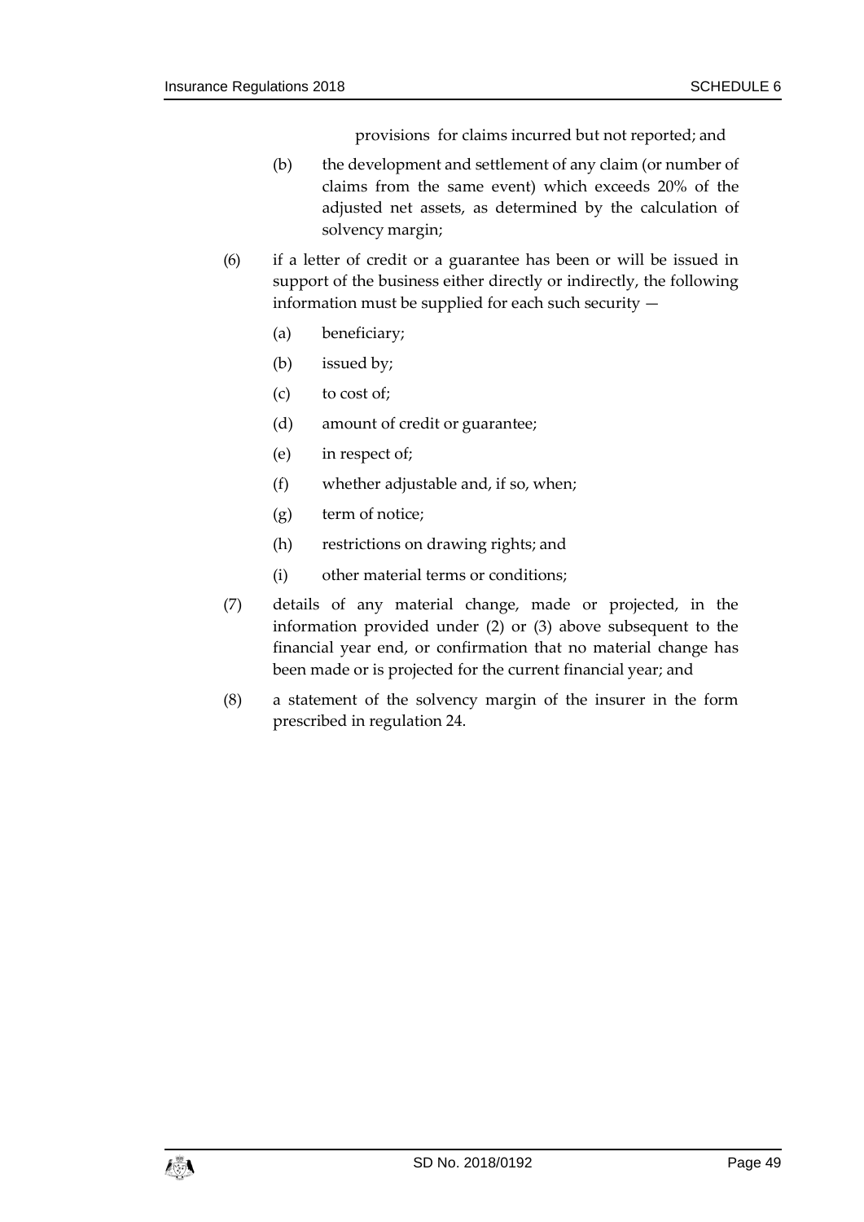provisions for claims incurred but not reported; and

(b) the development and settlement of any claim (or number of claims from the same event) which exceeds 20% of the adjusted net assets, as determined by the calculation of solvency margin;

(6) if a letter of credit or a guarantee has been or will be issued in support of the business either directly or indirectly, the following information must be supplied for each such security —

(a) beneficiary;

(b) issued by;

(c) to cost of;

(d) amount of credit or guarantee;

(e) in respect of;

(f) whether adjustable and, if so, when;

(g) term of notice;

(h) restrictions on drawing rights; and

(i) other material terms or conditions;

(7) details of any material change, made or projected, in the information provided under (2) or (3) above subsequent to the financial year end, or confirmation that no material change has been made or is projected for the current financial year; and

(8) a statement of the solvency margin of the insurer in the form prescribed in regulation 24.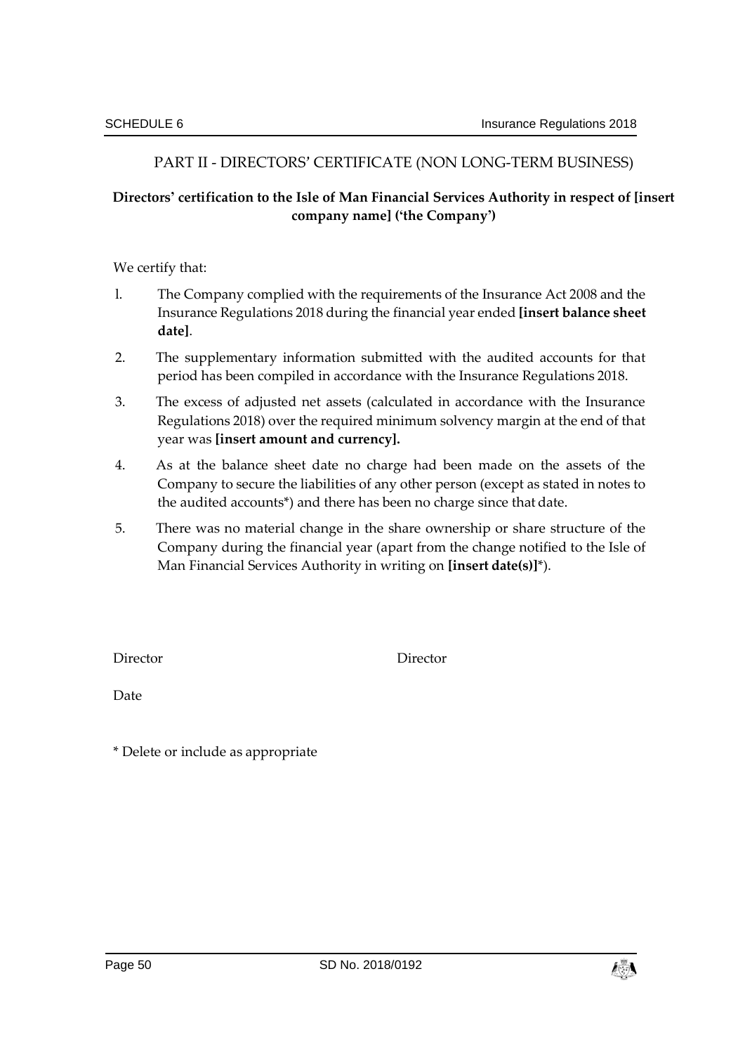## PART II - DIRECTORS' CERTIFICATE (NON LONG-TERM BUSINESS)

**Directors' certification to the Isle of Man Financial Services Authority in respect of [insert company name] ('the Company')**

We certify that:

1. The Company complied with the requirements of the Insurance Act 2008 and the Insurance Regulations 2018 during the financial year ended **[insert balance sheet date]**.
2. The supplementary information submitted with the audited accounts for that period has been compiled in accordance with the Insurance Regulations 2018.
3. The excess of adjusted net assets (calculated in accordance with the Insurance Regulations 2018) over the required minimum solvency margin at the end of that year was **[insert amount and currency].**
4. As at the balance sheet date no charge had been made on the assets of the Company to secure the liabilities of any other person (except as stated in notes to the audited accounts*) and there has been no charge since that date.
5. There was no material change in the share ownership or share structure of the Company during the financial year (apart from the change notified to the Isle of Man Financial Services Authority in writing on **[insert date(s)]***).

Director Director

Date

* Delete or include as appropriate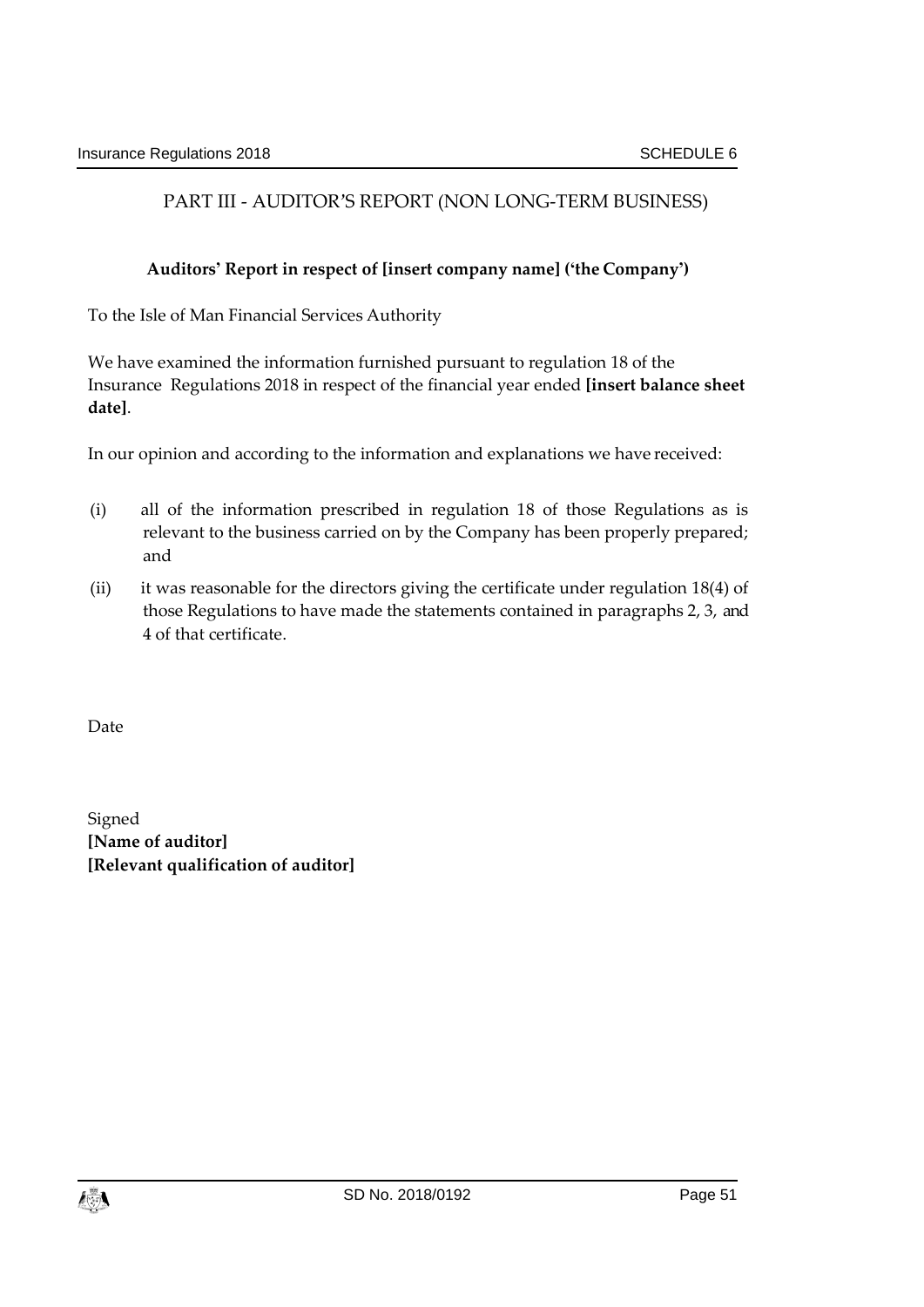## PART III - AUDITOR'S REPORT (NON LONG-TERM BUSINESS)

**Auditors' Report in respect of [insert company name] ('the Company')**

To the Isle of Man Financial Services Authority

We have examined the information furnished pursuant to regulation 18 of the Insurance Regulations 2018 in respect of the financial year ended **[insert balance sheet date]**.

In our opinion and according to the information and explanations we have received:

(i) all of the information prescribed in regulation 18 of those Regulations as is relevant to the business carried on by the Company has been properly prepared; and

(ii) it was reasonable for the directors giving the certificate under regulation 18(4) of those Regulations to have made the statements contained in paragraphs 2, 3, and 4 of that certificate.

Date

Signed
**[Name of auditor]**
**[Relevant qualification of auditor]**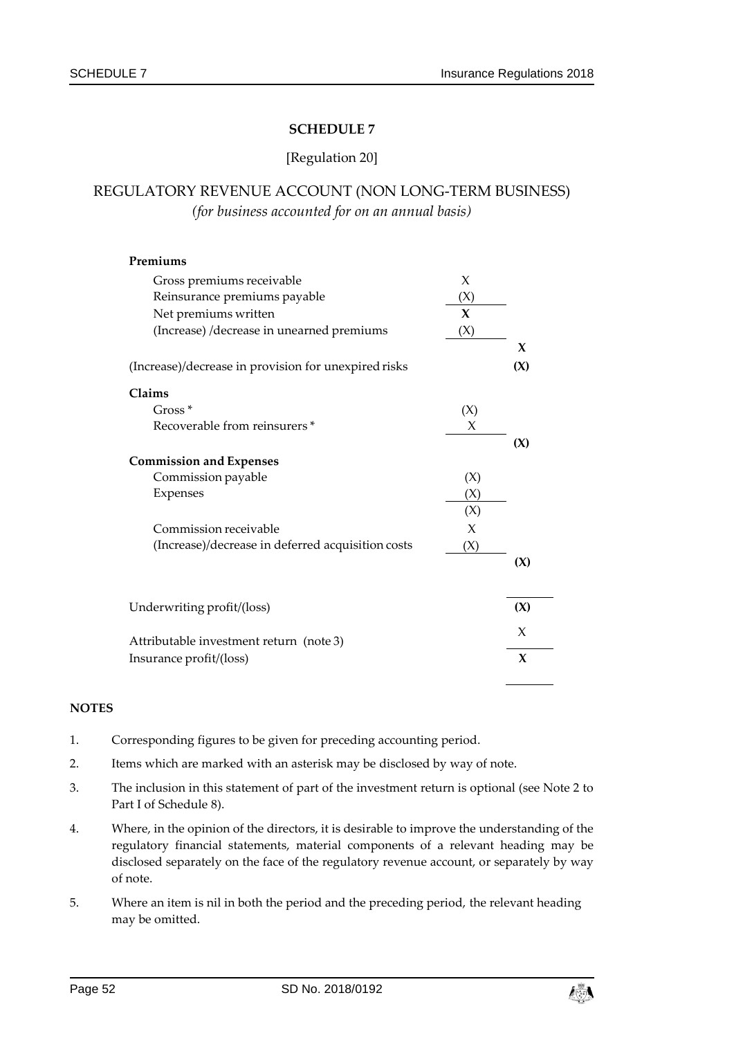## SCHEDULE 7

[Regulation 20]

## REGULATORY REVENUE ACCOUNT (NON LONG-TERM BUSINESS)

*(for business accounted for on an annual basis)*

| | | |
|---|---|---|
| **Premiums** | | |
| Gross premiums receivable | X | |
| Reinsurance premiums payable | (X) | |
| Net premiums written | **X** | |
| (Increase) /decrease in unearned premiums | (X) | |
| | | **X** |
| (Increase)/decrease in provision for unexpired risks | | **(X)** |
| **Claims** | | |
| Gross * | (X) | |
| Recoverable from reinsurers * | X | |
| | | **(X)** |
| **Commission and Expenses** | | |
| Commission payable | (X) | |
| Expenses | (X) | |
| | (X) | |
| Commission receivable | X | |
| (Increase)/decrease in deferred acquisition costs | (X) | |
| | | **(X)** |
| Underwriting profit/(loss) | | **(X)** |
| Attributable investment return (note 3) | | X |
| Insurance profit/(loss) | | **X** |

**NOTES**

1. Corresponding figures to be given for preceding accounting period.
2. Items which are marked with an asterisk may be disclosed by way of note.
3. The inclusion in this statement of part of the investment return is optional (see Note 2 to Part I of Schedule 8).
4. Where, in the opinion of the directors, it is desirable to improve the understanding of the regulatory financial statements, material components of a relevant heading may be disclosed separately on the face of the regulatory revenue account, or separately by way of note.
5. Where an item is nil in both the period and the preceding period, the relevant heading may be omitted.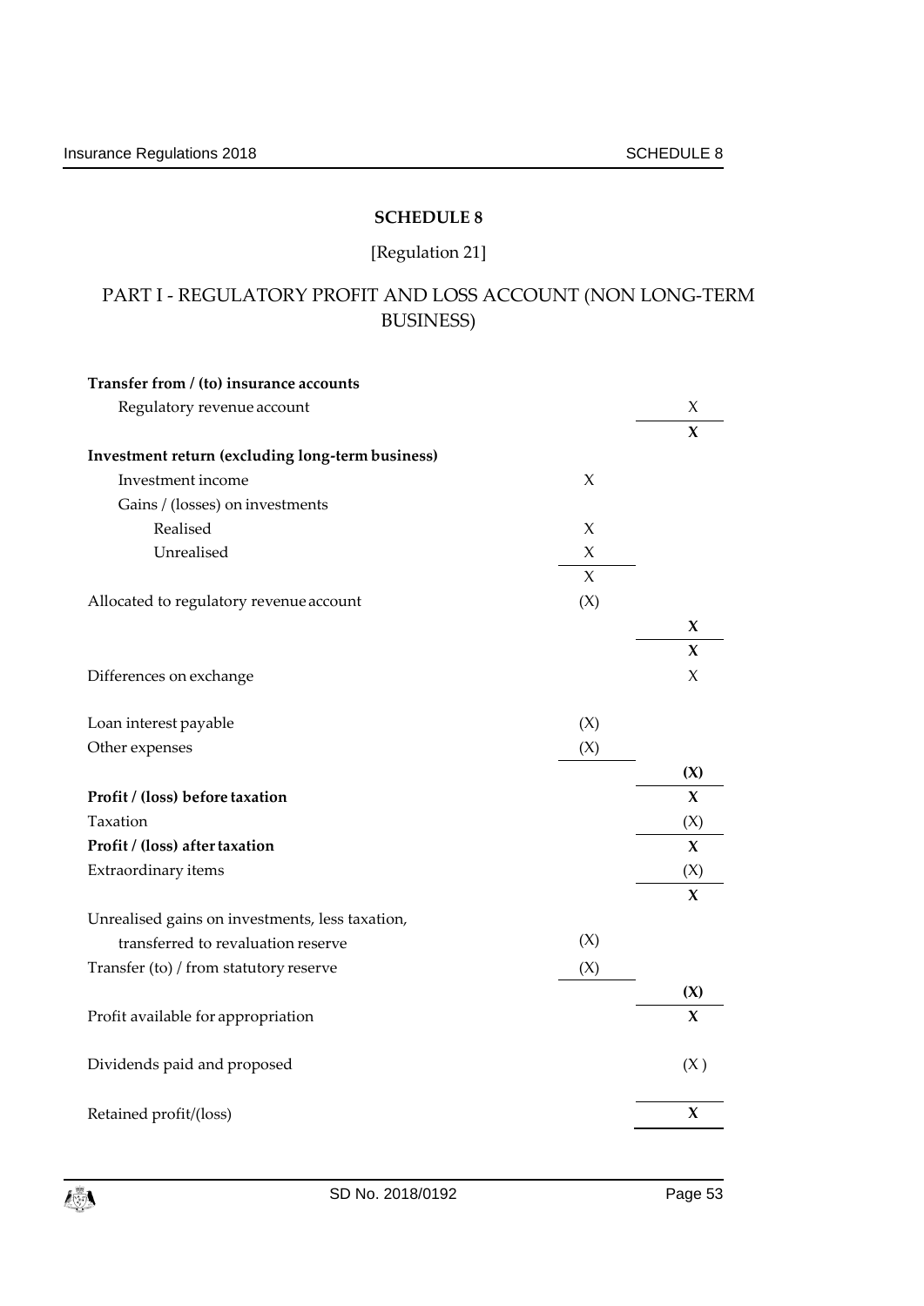# SCHEDULE 8

[Regulation 21]

## PART I - REGULATORY PROFIT AND LOSS ACCOUNT (NON LONG-TERM BUSINESS)

| | | |
|---|---|---|
| **Transfer from / (to) insurance accounts** | | |
| Regulatory revenue account | | X |
| | | **X** |
| **Investment return (excluding long-term business)** | | |
| Investment income | X | |
| Gains / (losses) on investments | | |
| Realised | X | |
| Unrealised | X | |
| | X | |
| Allocated to regulatory revenue account | (X) | |
| | | **X** |
| | | **X** |
| Differences on exchange | | X |
| Loan interest payable | (X) | |
| Other expenses | (X) | |
| | | **(X)** |
| **Profit / (loss) before taxation** | | **X** |
| Taxation | | (X) |
| **Profit / (loss) after taxation** | | **X** |
| Extraordinary items | | (X) |
| | | **X** |
| Unrealised gains on investments, less taxation, transferred to revaluation reserve | (X) | |
| Transfer (to) / from statutory reserve | (X) | |
| | | **(X)** |
| Profit available for appropriation | | **X** |
| Dividends paid and proposed | | (X ) |
| Retained profit/(loss) | | **X** |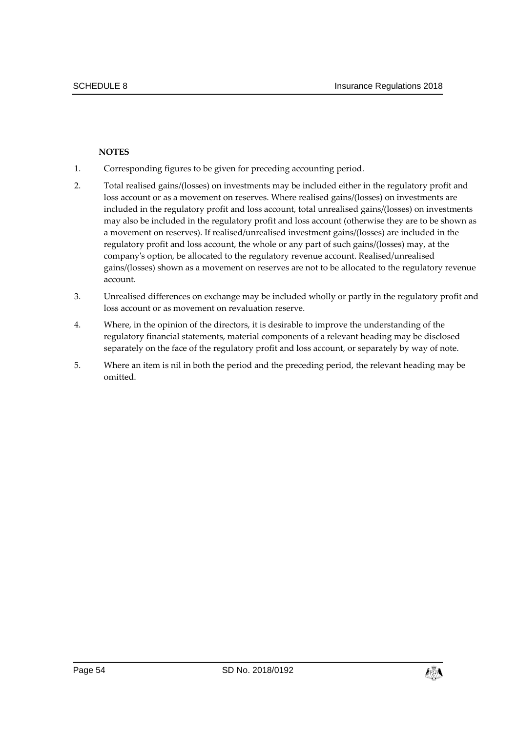**NOTES**

1. Corresponding figures to be given for preceding accounting period.
2. Total realised gains/(losses) on investments may be included either in the regulatory profit and loss account or as a movement on reserves. Where realised gains/(losses) on investments are included in the regulatory profit and loss account, total unrealised gains/(losses) on investments may also be included in the regulatory profit and loss account (otherwise they are to be shown as a movement on reserves). If realised/unrealised investment gains/(losses) are included in the regulatory profit and loss account, the whole or any part of such gains/(losses) may, at the company's option, be allocated to the regulatory revenue account. Realised/unrealised gains/(losses) shown as a movement on reserves are not to be allocated to the regulatory revenue account.
3. Unrealised differences on exchange may be included wholly or partly in the regulatory profit and loss account or as movement on revaluation reserve.
4. Where, in the opinion of the directors, it is desirable to improve the understanding of the regulatory financial statements, material components of a relevant heading may be disclosed separately on the face of the regulatory profit and loss account, or separately by way of note.
5. Where an item is nil in both the period and the preceding period, the relevant heading may be omitted.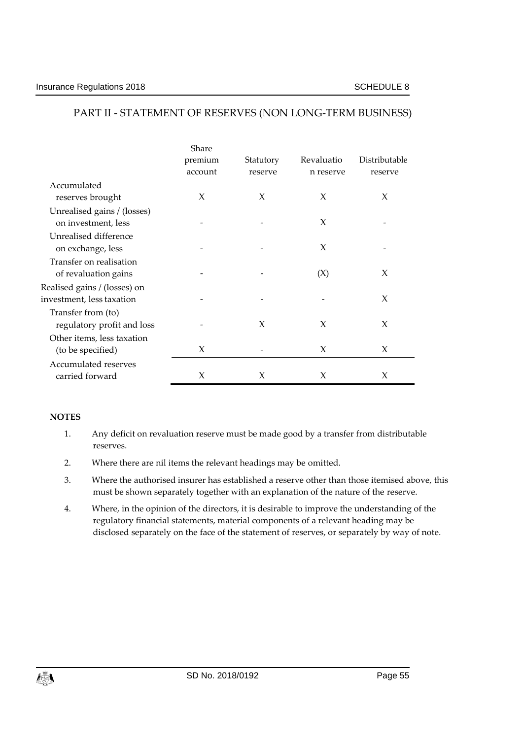## PART II - STATEMENT OF RESERVES (NON LONG-TERM BUSINESS)

| | Share premium account | Statutory reserve | Revaluation reserve | Distributable reserve |
|---|---|---|---|---|
| Accumulated reserves brought | X | X | X | X |
| Unrealised gains / (losses) on investment, less | - | - | X | - |
| Unrealised difference on exchange, less | - | - | X | - |
| Transfer on realisation of revaluation gains | - | - | (X) | X |
| Realised gains / (losses) on investment, less taxation | - | - | - | X |
| Transfer from (to) regulatory profit and loss | - | X | X | X |
| Other items, less taxation (to be specified) | X | - | X | X |
| Accumulated reserves carried forward | X | X | X | X |

**NOTES**

1. Any deficit on revaluation reserve must be made good by a transfer from distributable reserves.
2. Where there are nil items the relevant headings may be omitted.
3. Where the authorised insurer has established a reserve other than those itemised above, this must be shown separately together with an explanation of the nature of the reserve.
4. Where, in the opinion of the directors, it is desirable to improve the understanding of the regulatory financial statements, material components of a relevant heading may be disclosed separately on the face of the statement of reserves, or separately by way of note.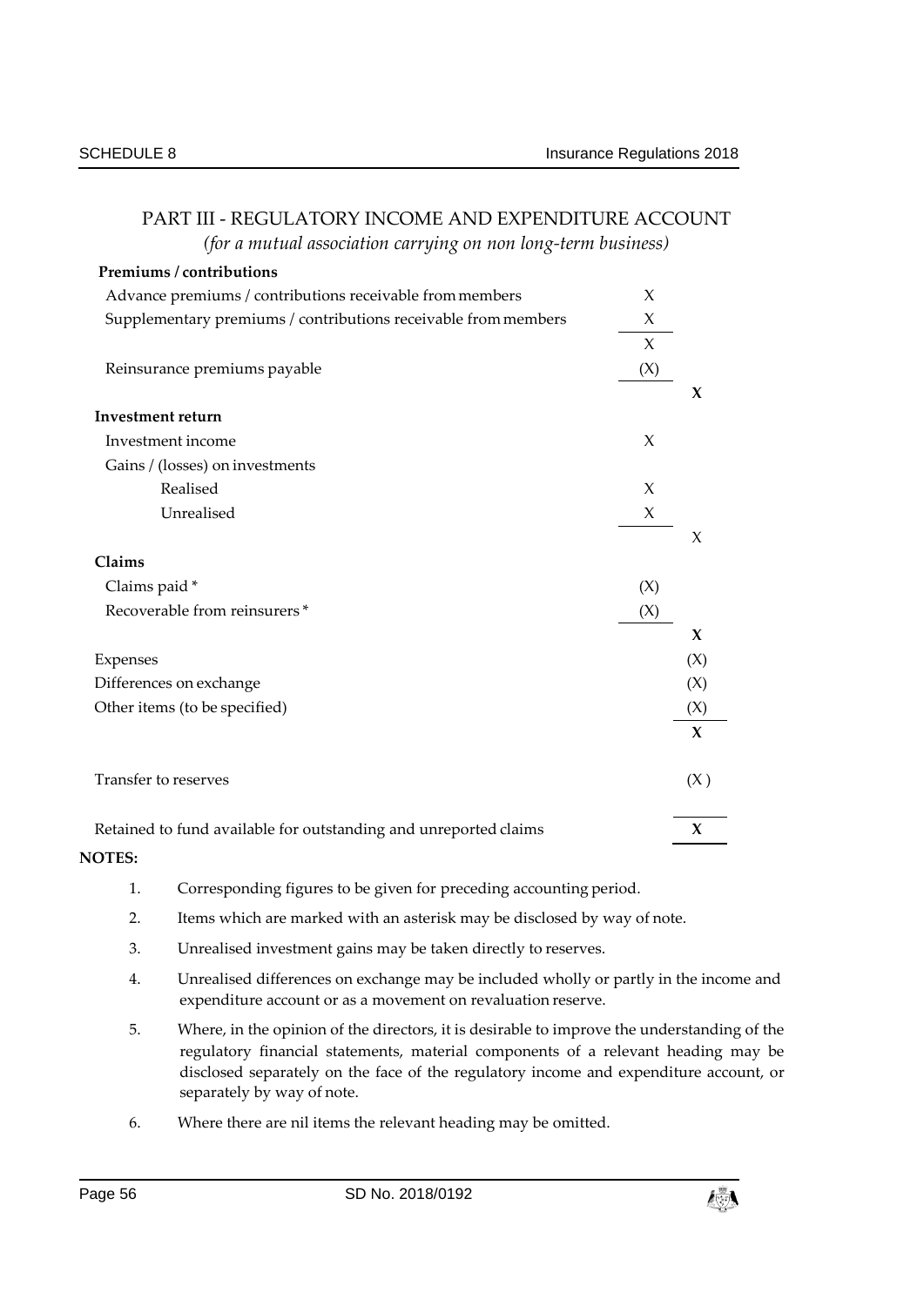## PART III - REGULATORY INCOME AND EXPENDITURE ACCOUNT

*(for a mutual association carrying on non long-term business)*

| | | |
|---|---|---|
| **Premiums / contributions** | | |
| Advance premiums / contributions receivable from members | X | |
| Supplementary premiums / contributions receivable from members | X | |
| | X | |
| Reinsurance premiums payable | (X) | |
| | | **X** |
| **Investment return** | | |
| Investment income | X | |
| Gains / (losses) on investments | | |
| Realised | X | |
| Unrealised | X | |
| | | X |
| **Claims** | | |
| Claims paid * | (X) | |
| Recoverable from reinsurers * | (X) | |
| | | **X** |
| Expenses | | (X) |
| Differences on exchange | | (X) |
| Other items (to be specified) | | (X) |
| | | **X** |
| Transfer to reserves | | (X ) |
| Retained to fund available for outstanding and unreported claims | | **X** |

**NOTES:**

1. Corresponding figures to be given for preceding accounting period.
2. Items which are marked with an asterisk may be disclosed by way of note.
3. Unrealised investment gains may be taken directly to reserves.
4. Unrealised differences on exchange may be included wholly or partly in the income and expenditure account or as a movement on revaluation reserve.
5. Where, in the opinion of the directors, it is desirable to improve the understanding of the regulatory financial statements, material components of a relevant heading may be disclosed separately on the face of the regulatory income and expenditure account, or separately by way of note.
6. Where there are nil items the relevant heading may be omitted.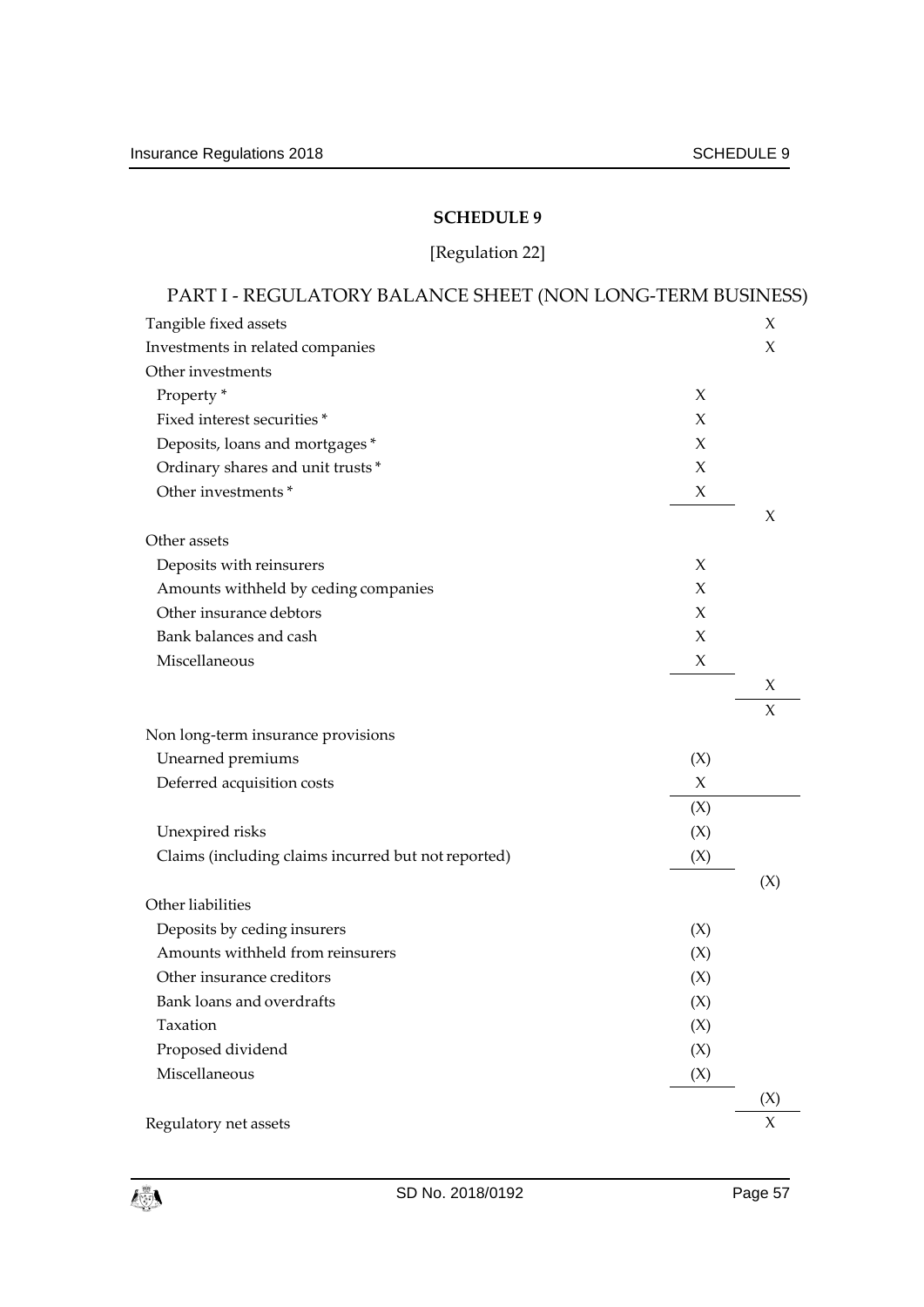## SCHEDULE 9

[Regulation 22]

### PART I - REGULATORY BALANCE SHEET (NON LONG-TERM BUSINESS)

| | | |
|---|---|---|
| Tangible fixed assets | | X |
| Investments in related companies | | X |
| Other investments | | |
| Property * | X | |
| Fixed interest securities * | X | |
| Deposits, loans and mortgages * | X | |
| Ordinary shares and unit trusts * | X | |
| Other investments * | X | |
| | | X |
| Other assets | | |
| Deposits with reinsurers | X | |
| Amounts withheld by ceding companies | X | |
| Other insurance debtors | X | |
| Bank balances and cash | X | |
| Miscellaneous | X | |
| | | X |
| | | X |
| Non long-term insurance provisions | | |
| Unearned premiums | (X) | |
| Deferred acquisition costs | X | |
| | (X) | |
| Unexpired risks | (X) | |
| Claims (including claims incurred but not reported) | (X) | |
| | | (X) |
| Other liabilities | | |
| Deposits by ceding insurers | (X) | |
| Amounts withheld from reinsurers | (X) | |
| Other insurance creditors | (X) | |
| Bank loans and overdrafts | (X) | |
| Taxation | (X) | |
| Proposed dividend | (X) | |
| Miscellaneous | (X) | |
| | | (X) |
| Regulatory net assets | | X |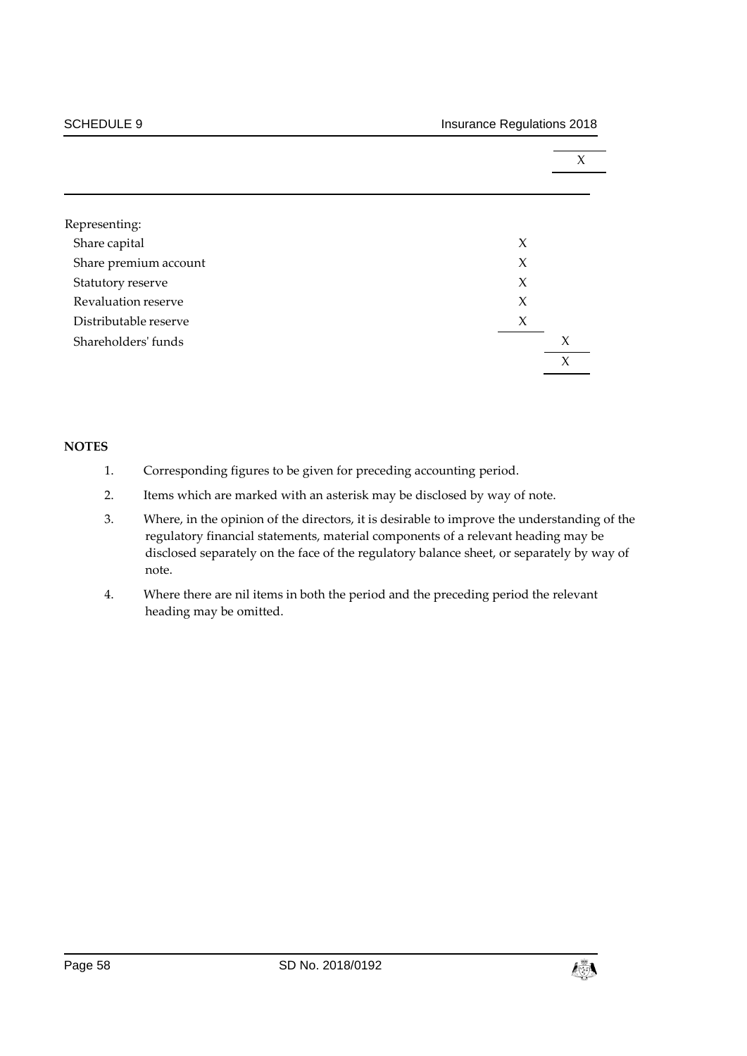| | | |
|---|---|---|
| | | X |
| Representing: | | |
| Share capital | X | |
| Share premium account | X | |
| Statutory reserve | X | |
| Revaluation reserve | X | |
| Distributable reserve | X | |
| Shareholders' funds | | X |
| | | X |

**NOTES**

1. Corresponding figures to be given for preceding accounting period.
2. Items which are marked with an asterisk may be disclosed by way of note.
3. Where, in the opinion of the directors, it is desirable to improve the understanding of the regulatory financial statements, material components of a relevant heading may be disclosed separately on the face of the regulatory balance sheet, or separately by way of note.
4. Where there are nil items in both the period and the preceding period the relevant heading may be omitted.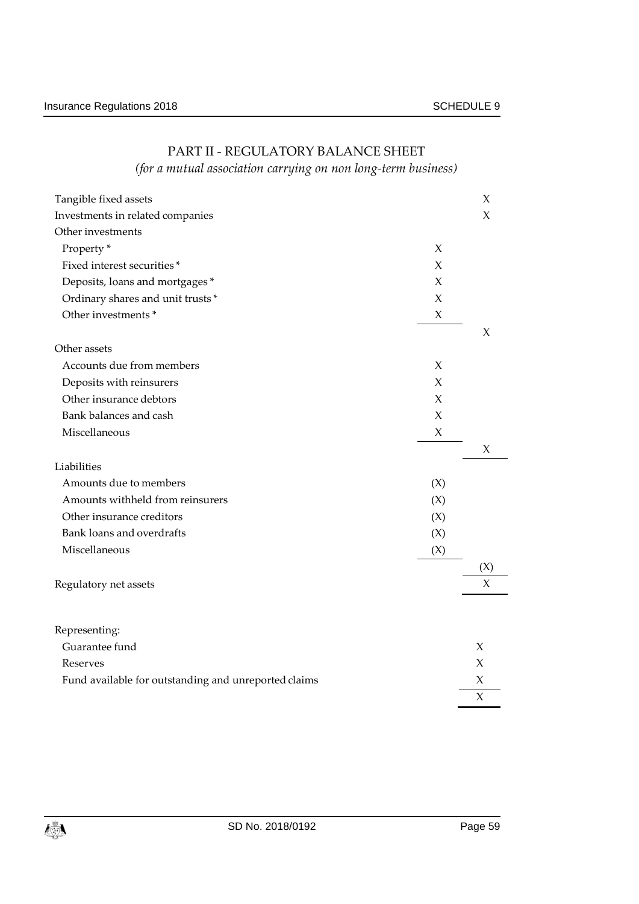## PART II - REGULATORY BALANCE SHEET

*(for a mutual association carrying on non long-term business)*

| | | |
|---|---|---|
| Tangible fixed assets | | X |
| Investments in related companies | | X |
| Other investments | | |
| Property * | X | |
| Fixed interest securities * | X | |
| Deposits, loans and mortgages * | X | |
| Ordinary shares and unit trusts * | X | |
| Other investments * | X | |
| | | X |
| Other assets | | |
| Accounts due from members | X | |
| Deposits with reinsurers | X | |
| Other insurance debtors | X | |
| Bank balances and cash | X | |
| Miscellaneous | X | |
| | | X |
| Liabilities | | |
| Amounts due to members | (X) | |
| Amounts withheld from reinsurers | (X) | |
| Other insurance creditors | (X) | |
| Bank loans and overdrafts | (X) | |
| Miscellaneous | (X) | |
| | | (X) |
| Regulatory net assets | | X |
| | | |
| Representing: | | |
| Guarantee fund | | X |
| Reserves | | X |
| Fund available for outstanding and unreported claims | | X |
| | | X |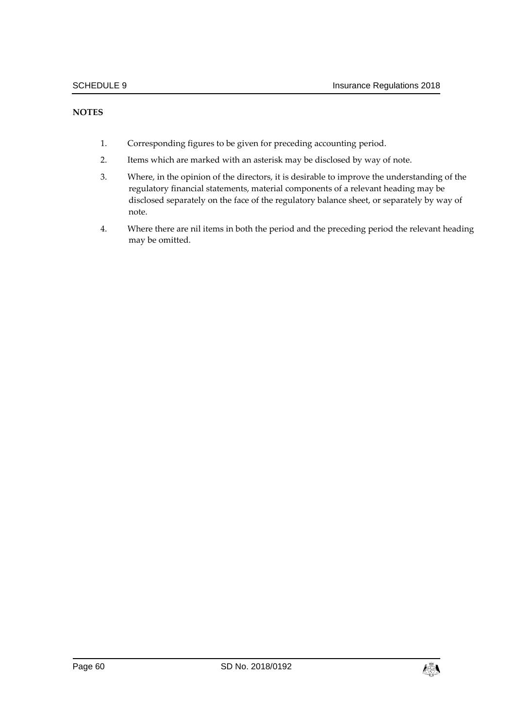**NOTES**

1. Corresponding figures to be given for preceding accounting period.
2. Items which are marked with an asterisk may be disclosed by way of note.
3. Where, in the opinion of the directors, it is desirable to improve the understanding of the regulatory financial statements, material components of a relevant heading may be disclosed separately on the face of the regulatory balance sheet, or separately by way of note.
4. Where there are nil items in both the period and the preceding period the relevant heading may be omitted.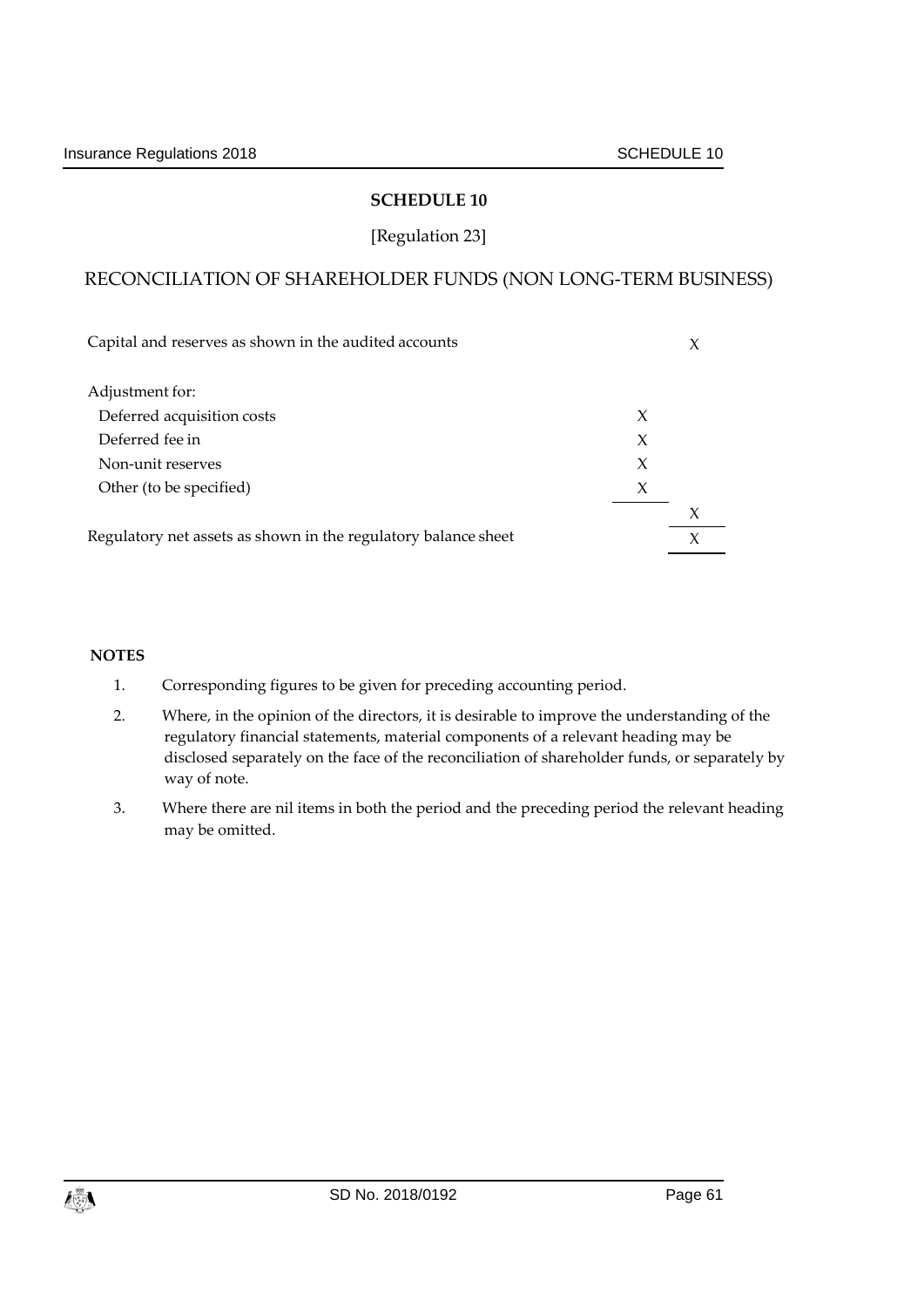# SCHEDULE 10

[Regulation 23]

## RECONCILIATION OF SHAREHOLDER FUNDS (NON LONG-TERM BUSINESS)

| | | |
|---|---|---|
| Capital and reserves as shown in the audited accounts | | X |
| Adjustment for: | | |
| Deferred acquisition costs | X | |
| Deferred fee in | X | |
| Non-unit reserves | X | |
| Other (to be specified) | X | |
| | | X |
| Regulatory net assets as shown in the regulatory balance sheet | | X |

**NOTES**

1. Corresponding figures to be given for preceding accounting period.
2. Where, in the opinion of the directors, it is desirable to improve the understanding of the regulatory financial statements, material components of a relevant heading may be disclosed separately on the face of the reconciliation of shareholder funds, or separately by way of note.
3. Where there are nil items in both the period and the preceding period the relevant heading may be omitted.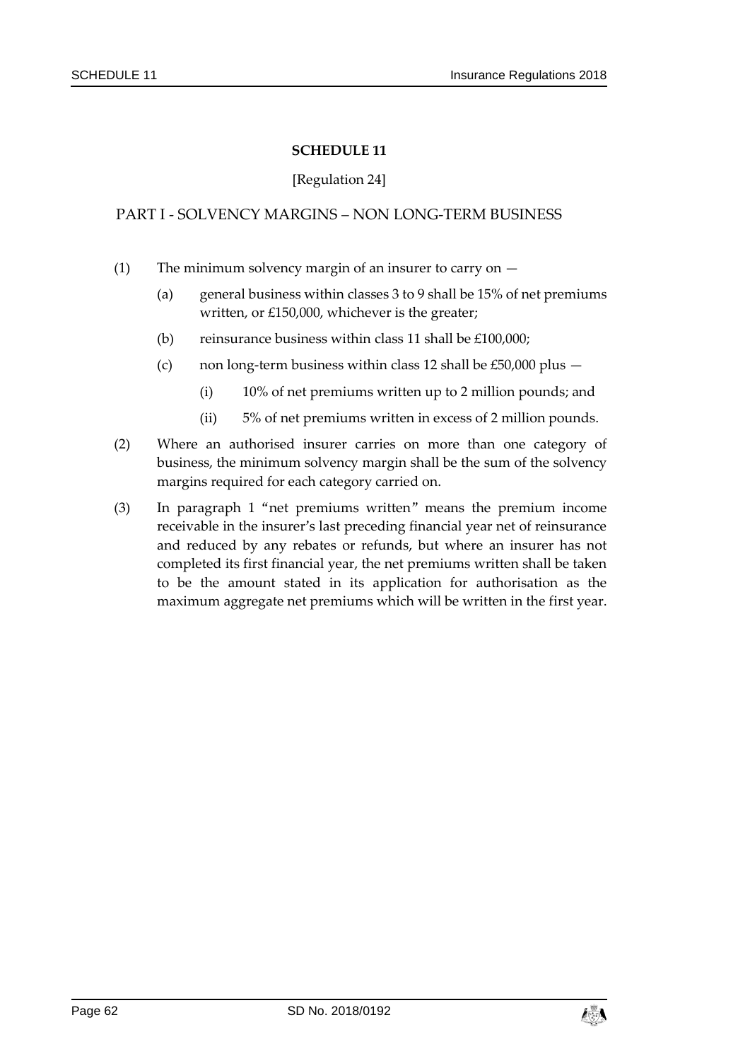# SCHEDULE 11

[Regulation 24]

## PART I - SOLVENCY MARGINS – NON LONG-TERM BUSINESS

(1) The minimum solvency margin of an insurer to carry on —

   (a) general business within classes 3 to 9 shall be 15% of net premiums written, or £150,000, whichever is the greater;

   (b) reinsurance business within class 11 shall be £100,000;

   (c) non long-term business within class 12 shall be £50,000 plus —

      (i) 10% of net premiums written up to 2 million pounds; and

      (ii) 5% of net premiums written in excess of 2 million pounds.

(2) Where an authorised insurer carries on more than one category of business, the minimum solvency margin shall be the sum of the solvency margins required for each category carried on.

(3) In paragraph 1 "net premiums written" means the premium income receivable in the insurer's last preceding financial year net of reinsurance and reduced by any rebates or refunds, but where an insurer has not completed its first financial year, the net premiums written shall be taken to be the amount stated in its application for authorisation as the maximum aggregate net premiums which will be written in the first year.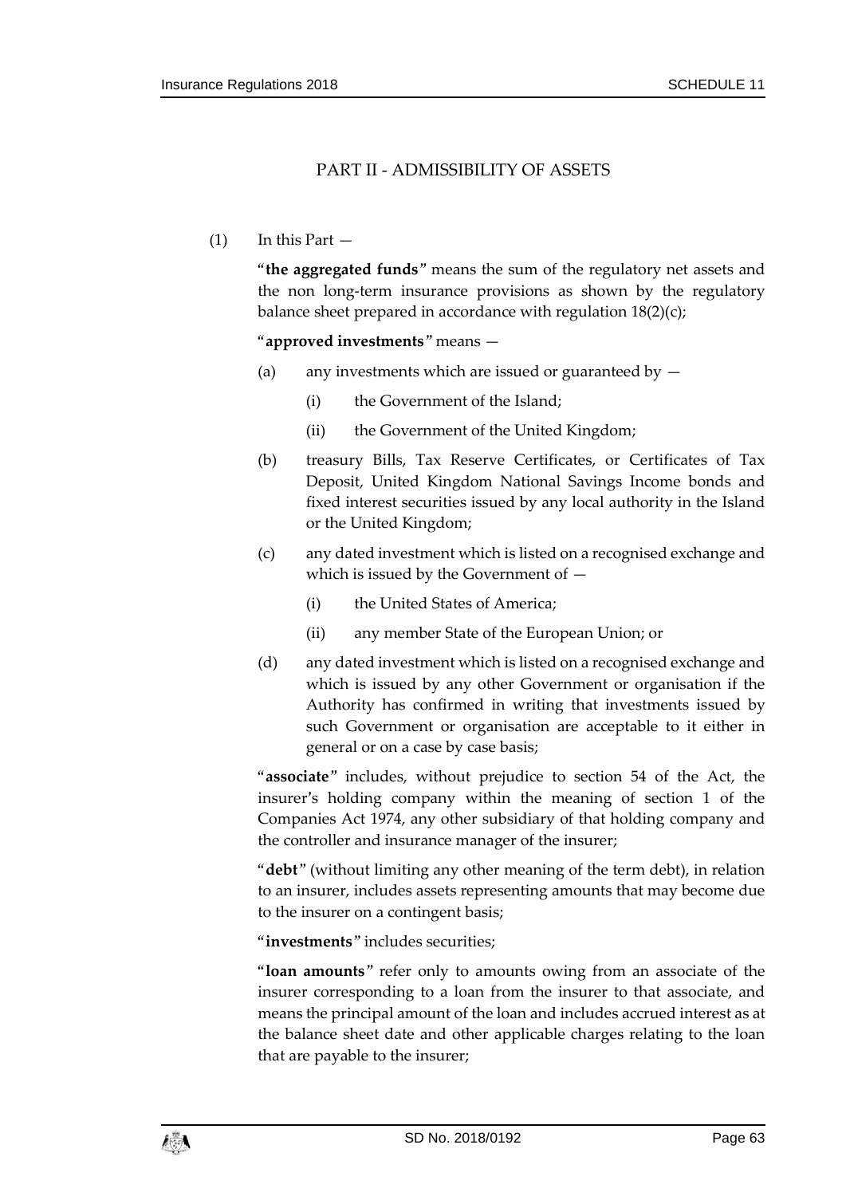## PART II - ADMISSIBILITY OF ASSETS

(1) In this Part —

"**the aggregated funds**" means the sum of the regulatory net assets and the non long-term insurance provisions as shown by the regulatory balance sheet prepared in accordance with regulation 18(2)(c);

"**approved investments**" means —

(a) any investments which are issued or guaranteed by —

(i) the Government of the Island;

(ii) the Government of the United Kingdom;

(b) treasury Bills, Tax Reserve Certificates, or Certificates of Tax Deposit, United Kingdom National Savings Income bonds and fixed interest securities issued by any local authority in the Island or the United Kingdom;

(c) any dated investment which is listed on a recognised exchange and which is issued by the Government of —

(i) the United States of America;

(ii) any member State of the European Union; or

(d) any dated investment which is listed on a recognised exchange and which is issued by any other Government or organisation if the Authority has confirmed in writing that investments issued by such Government or organisation are acceptable to it either in general or on a case by case basis;

"**associate**" includes, without prejudice to section 54 of the Act, the insurer's holding company within the meaning of section 1 of the Companies Act 1974, any other subsidiary of that holding company and the controller and insurance manager of the insurer;

"**debt**" (without limiting any other meaning of the term debt), in relation to an insurer, includes assets representing amounts that may become due to the insurer on a contingent basis;

"**investments**" includes securities;

"**loan amounts**" refer only to amounts owing from an associate of the insurer corresponding to a loan from the insurer to that associate, and means the principal amount of the loan and includes accrued interest as at the balance sheet date and other applicable charges relating to the loan that are payable to the insurer;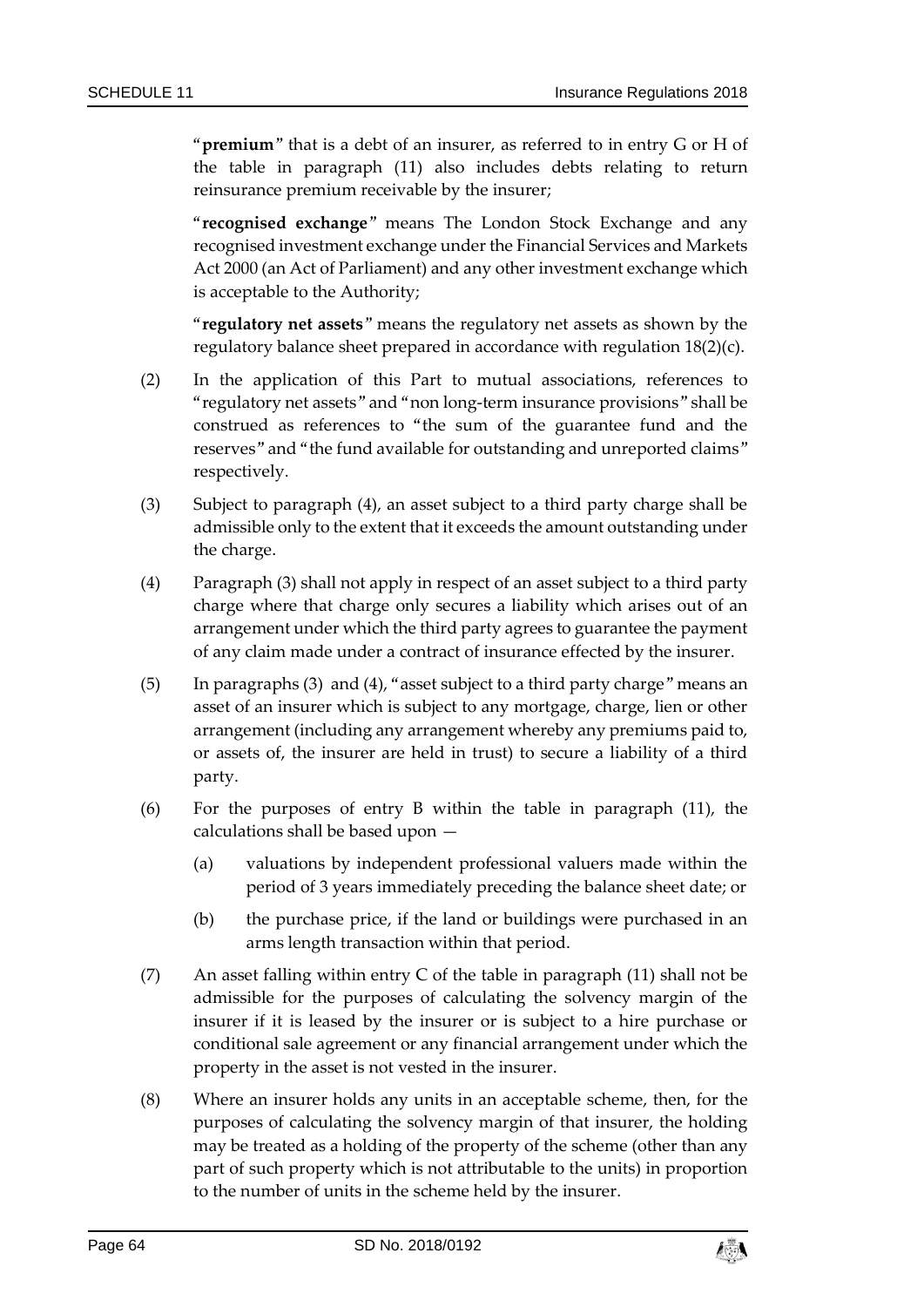"**premium**" that is a debt of an insurer, as referred to in entry G or H of the table in paragraph (11) also includes debts relating to return reinsurance premium receivable by the insurer;

"**recognised exchange**" means The London Stock Exchange and any recognised investment exchange under the Financial Services and Markets Act 2000 (an Act of Parliament) and any other investment exchange which is acceptable to the Authority;

"**regulatory net assets**" means the regulatory net assets as shown by the regulatory balance sheet prepared in accordance with regulation 18(2)(c).

(2) In the application of this Part to mutual associations, references to "regulatory net assets" and "non long-term insurance provisions" shall be construed as references to "the sum of the guarantee fund and the reserves" and "the fund available for outstanding and unreported claims" respectively.

(3) Subject to paragraph (4), an asset subject to a third party charge shall be admissible only to the extent that it exceeds the amount outstanding under the charge.

(4) Paragraph (3) shall not apply in respect of an asset subject to a third party charge where that charge only secures a liability which arises out of an arrangement under which the third party agrees to guarantee the payment of any claim made under a contract of insurance effected by the insurer.

(5) In paragraphs (3) and (4), "asset subject to a third party charge" means an asset of an insurer which is subject to any mortgage, charge, lien or other arrangement (including any arrangement whereby any premiums paid to, or assets of, the insurer are held in trust) to secure a liability of a third party.

(6) For the purposes of entry B within the table in paragraph (11), the calculations shall be based upon —

(a) valuations by independent professional valuers made within the period of 3 years immediately preceding the balance sheet date; or

(b) the purchase price, if the land or buildings were purchased in an arms length transaction within that period.

(7) An asset falling within entry C of the table in paragraph (11) shall not be admissible for the purposes of calculating the solvency margin of the insurer if it is leased by the insurer or is subject to a hire purchase or conditional sale agreement or any financial arrangement under which the property in the asset is not vested in the insurer.

(8) Where an insurer holds any units in an acceptable scheme, then, for the purposes of calculating the solvency margin of that insurer, the holding may be treated as a holding of the property of the scheme (other than any part of such property which is not attributable to the units) in proportion to the number of units in the scheme held by the insurer.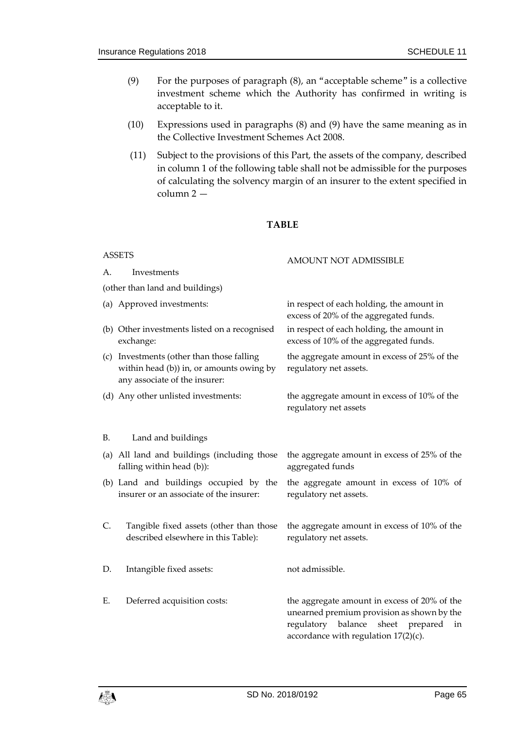(9) For the purposes of paragraph (8), an "acceptable scheme" is a collective investment scheme which the Authority has confirmed in writing is acceptable to it.

(10) Expressions used in paragraphs (8) and (9) have the same meaning as in the Collective Investment Schemes Act 2008.

(11) Subject to the provisions of this Part, the assets of the company, described in column 1 of the following table shall not be admissible for the purposes of calculating the solvency margin of an insurer to the extent specified in column 2 —

**TABLE**

| ASSETS | AMOUNT NOT ADMISSIBLE |
|---|---|
| A. Investments (other than land and buildings) | |
| (a) Approved investments: | in respect of each holding, the amount in excess of 20% of the aggregated funds. |
| (b) Other investments listed on a recognised exchange: | in respect of each holding, the amount in excess of 10% of the aggregated funds. |
| (c) Investments (other than those falling within head (b)) in, or amounts owing by any associate of the insurer: | the aggregate amount in excess of 25% of the regulatory net assets. |
| (d) Any other unlisted investments: | the aggregate amount in excess of 10% of the regulatory net assets |
| B. Land and buildings | |
| (a) All land and buildings (including those falling within head (b)): | the aggregate amount in excess of 25% of the aggregated funds |
| (b) Land and buildings occupied by the insurer or an associate of the insurer: | the aggregate amount in excess of 10% of regulatory net assets. |
| C. Tangible fixed assets (other than those described elsewhere in this Table): | the aggregate amount in excess of 10% of the regulatory net assets. |
| D. Intangible fixed assets: | not admissible. |
| E. Deferred acquisition costs: | the aggregate amount in excess of 20% of the unearned premium provision as shown by the regulatory balance sheet prepared in accordance with regulation 17(2)(c). |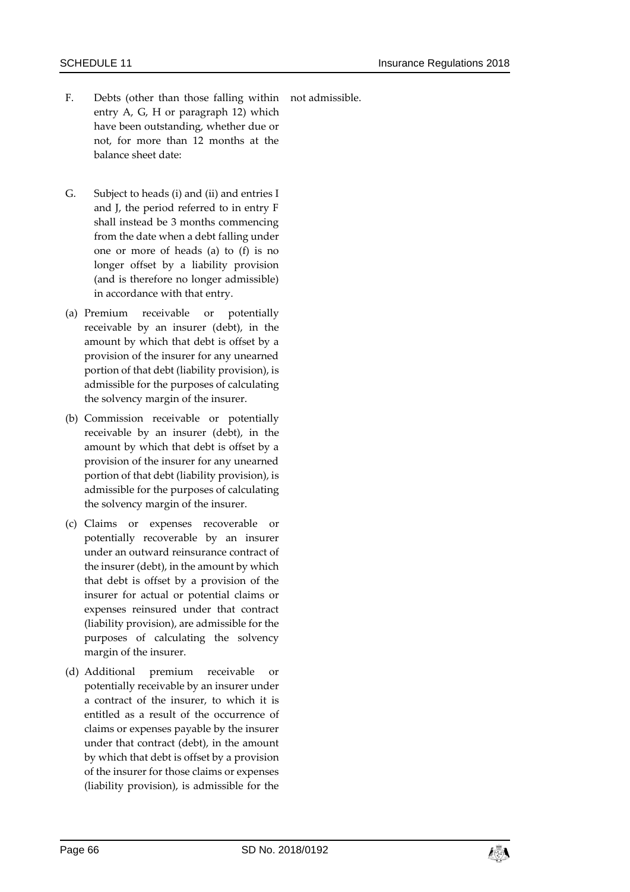| | |
|---|---|
| F. Debts (other than those falling within entry A, G, H or paragraph 12) which have been outstanding, whether due or not, for more than 12 months at the balance sheet date: | not admissible. |
| G. Subject to heads (i) and (ii) and entries I and J, the period referred to in entry F shall instead be 3 months commencing from the date when a debt falling under one or more of heads (a) to (f) is no longer offset by a liability provision (and is therefore no longer admissible) in accordance with that entry. | |
| (a) Premium receivable or potentially receivable by an insurer (debt), in the amount by which that debt is offset by a provision of the insurer for any unearned portion of that debt (liability provision), is admissible for the purposes of calculating the solvency margin of the insurer. | |
| (b) Commission receivable or potentially receivable by an insurer (debt), in the amount by which that debt is offset by a provision of the insurer for any unearned portion of that debt (liability provision), is admissible for the purposes of calculating the solvency margin of the insurer. | |
| (c) Claims or expenses recoverable or potentially recoverable by an insurer under an outward reinsurance contract of the insurer (debt), in the amount by which that debt is offset by a provision of the insurer for actual or potential claims or expenses reinsured under that contract (liability provision), are admissible for the purposes of calculating the solvency margin of the insurer. | |
| (d) Additional premium receivable or potentially receivable by an insurer under a contract of the insurer, to which it is entitled as a result of the occurrence of claims or expenses payable by the insurer under that contract (debt), in the amount by which that debt is offset by a provision of the insurer for those claims or expenses (liability provision), is admissible for the | |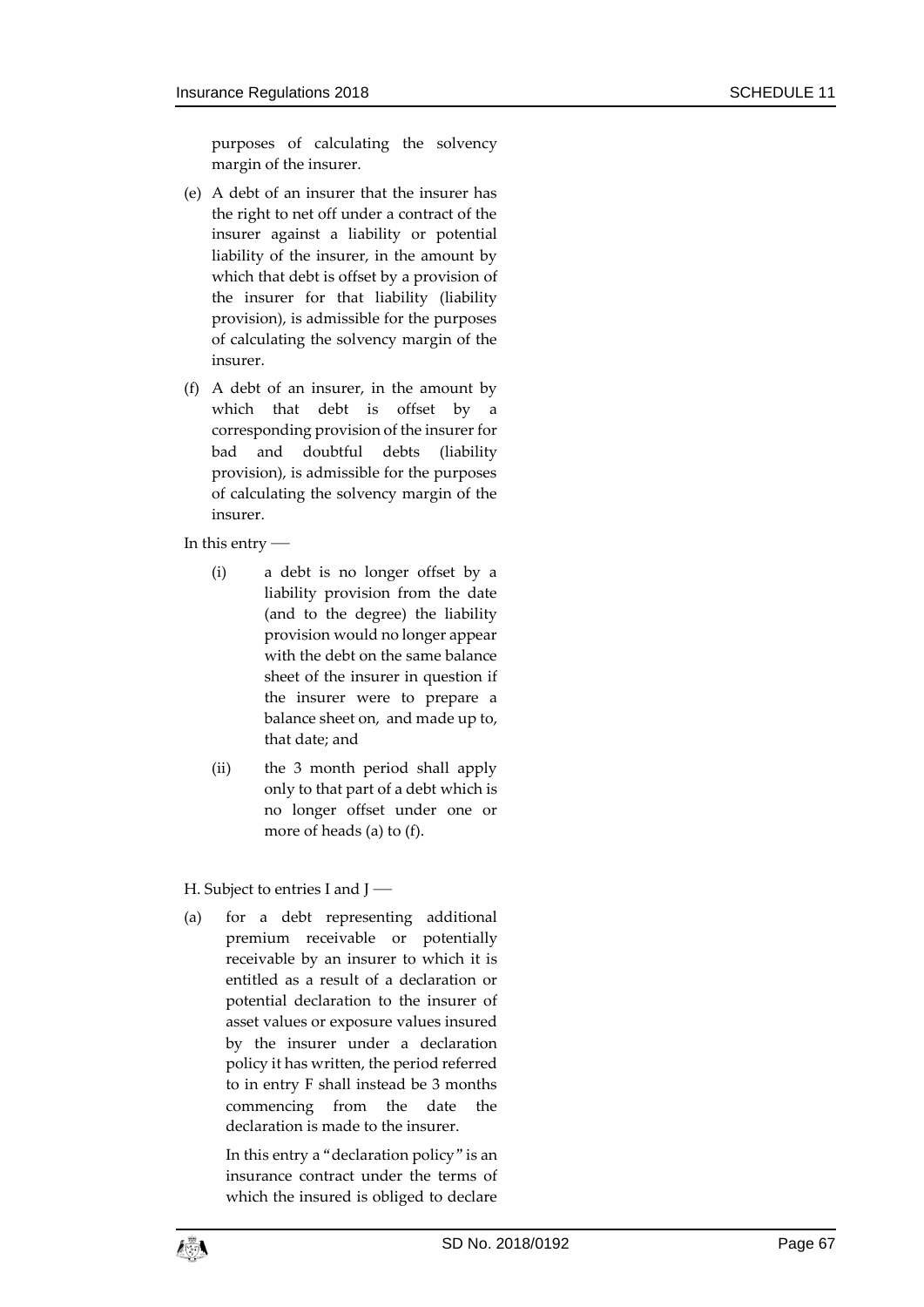purposes of calculating the solvency margin of the insurer.

(e) A debt of an insurer that the insurer has the right to net off under a contract of the insurer against a liability or potential liability of the insurer, in the amount by which that debt is offset by a provision of the insurer for that liability (liability provision), is admissible for the purposes of calculating the solvency margin of the insurer.

(f) A debt of an insurer, in the amount by which that debt is offset by a corresponding provision of the insurer for bad and doubtful debts (liability provision), is admissible for the purposes of calculating the solvency margin of the insurer.

In this entry —

(i) a debt is no longer offset by a liability provision from the date (and to the degree) the liability provision would no longer appear with the debt on the same balance sheet of the insurer in question if the insurer were to prepare a balance sheet on, and made up to, that date; and

(ii) the 3 month period shall apply only to that part of a debt which is no longer offset under one or more of heads (a) to (f).

H. Subject to entries I and J —

(a) for a debt representing additional premium receivable or potentially receivable by an insurer to which it is entitled as a result of a declaration or potential declaration to the insurer of asset values or exposure values insured by the insurer under a declaration policy it has written, the period referred to in entry F shall instead be 3 months commencing from the date the declaration is made to the insurer.

In this entry a "declaration policy" is an insurance contract under the terms of which the insured is obliged to declare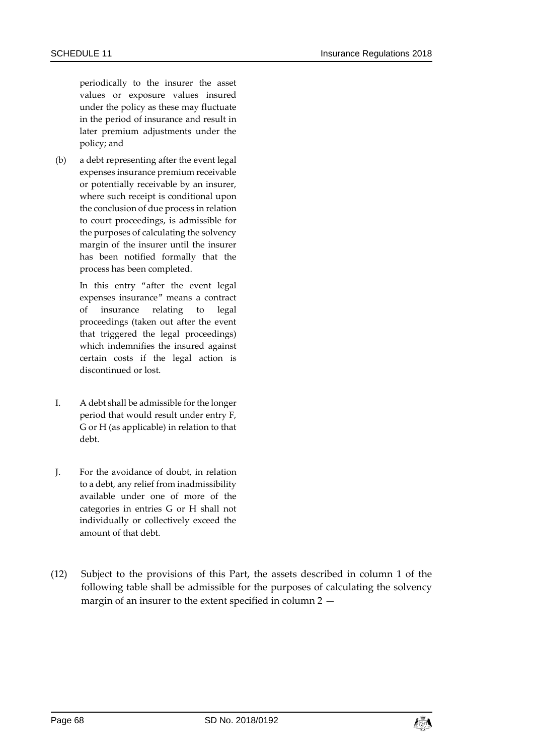periodically to the insurer the asset values or exposure values insured under the policy as these may fluctuate in the period of insurance and result in later premium adjustments under the policy; and

(b) a debt representing after the event legal expenses insurance premium receivable or potentially receivable by an insurer, where such receipt is conditional upon the conclusion of due process in relation to court proceedings, is admissible for the purposes of calculating the solvency margin of the insurer until the insurer has been notified formally that the process has been completed.

In this entry "after the event legal expenses insurance" means a contract of insurance relating to legal proceedings (taken out after the event that triggered the legal proceedings) which indemnifies the insured against certain costs if the legal action is discontinued or lost.

I. A debt shall be admissible for the longer period that would result under entry F, G or H (as applicable) in relation to that debt.

J. For the avoidance of doubt, in relation to a debt, any relief from inadmissibility available under one of more of the categories in entries G or H shall not individually or collectively exceed the amount of that debt.

(12) Subject to the provisions of this Part, the assets described in column 1 of the following table shall be admissible for the purposes of calculating the solvency margin of an insurer to the extent specified in column 2 —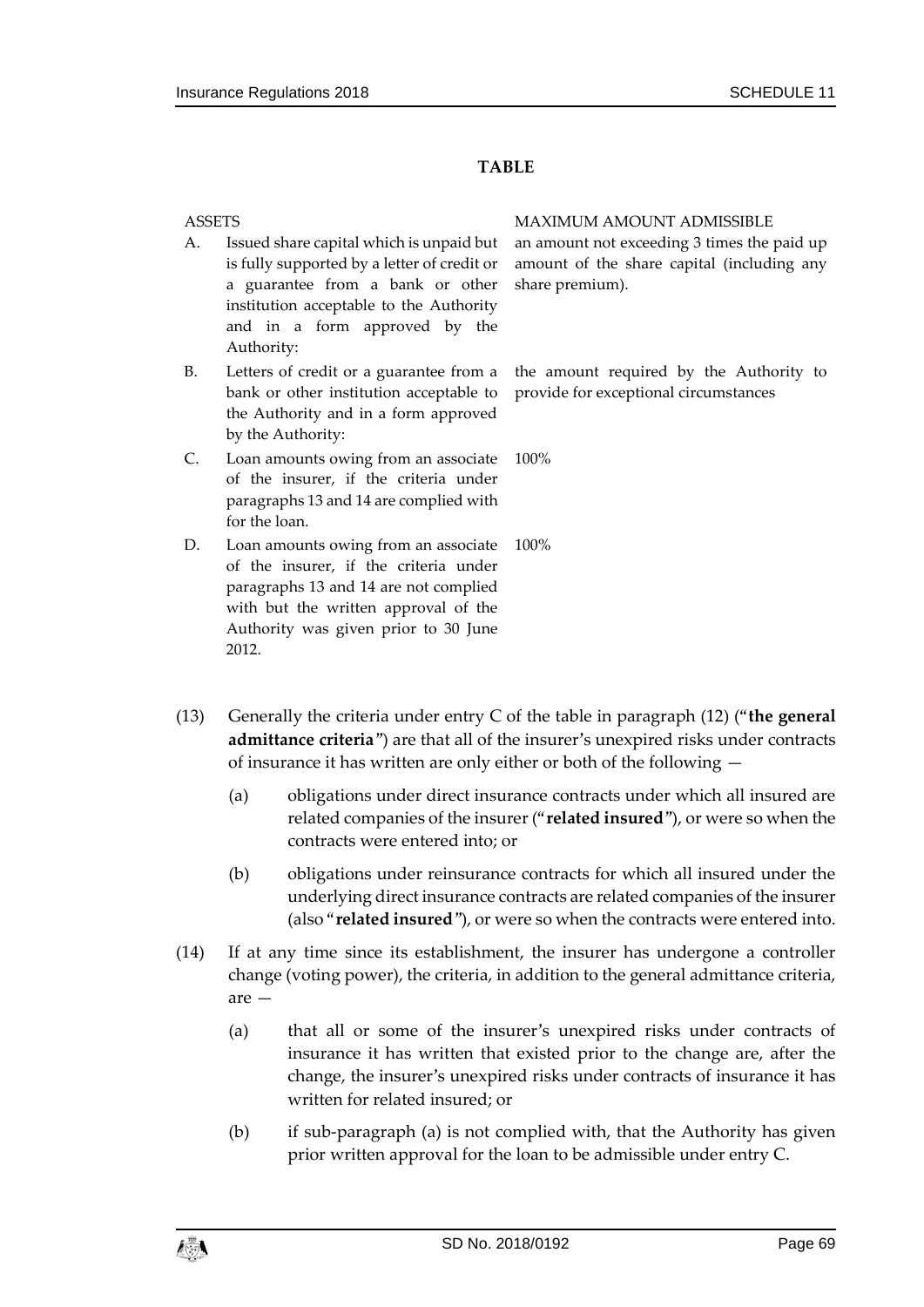**TABLE**

| | ASSETS | MAXIMUM AMOUNT ADMISSIBLE |
|---|---|---|
| A. | Issued share capital which is unpaid but is fully supported by a letter of credit or a guarantee from a bank or other institution acceptable to the Authority and in a form approved by the Authority: | an amount not exceeding 3 times the paid up amount of the share capital (including any share premium). |
| B. | Letters of credit or a guarantee from a bank or other institution acceptable to the Authority and in a form approved by the Authority: | the amount required by the Authority to provide for exceptional circumstances |
| C. | Loan amounts owing from an associate of the insurer, if the criteria under paragraphs 13 and 14 are complied with for the loan. | 100% |
| D. | Loan amounts owing from an associate of the insurer, if the criteria under paragraphs 13 and 14 are not complied with but the written approval of the Authority was given prior to 30 June 2012. | 100% |

(13) Generally the criteria under entry C of the table in paragraph (12) ("**the general admittance criteria**") are that all of the insurer's unexpired risks under contracts of insurance it has written are only either or both of the following —

(a) obligations under direct insurance contracts under which all insured are related companies of the insurer ("**related insured**"), or were so when the contracts were entered into; or

(b) obligations under reinsurance contracts for which all insured under the underlying direct insurance contracts are related companies of the insurer (also "**related insured**"), or were so when the contracts were entered into.

(14) If at any time since its establishment, the insurer has undergone a controller change (voting power), the criteria, in addition to the general admittance criteria, are —

(a) that all or some of the insurer's unexpired risks under contracts of insurance it has written that existed prior to the change are, after the change, the insurer's unexpired risks under contracts of insurance it has written for related insured; or

(b) if sub-paragraph (a) is not complied with, that the Authority has given prior written approval for the loan to be admissible under entry C.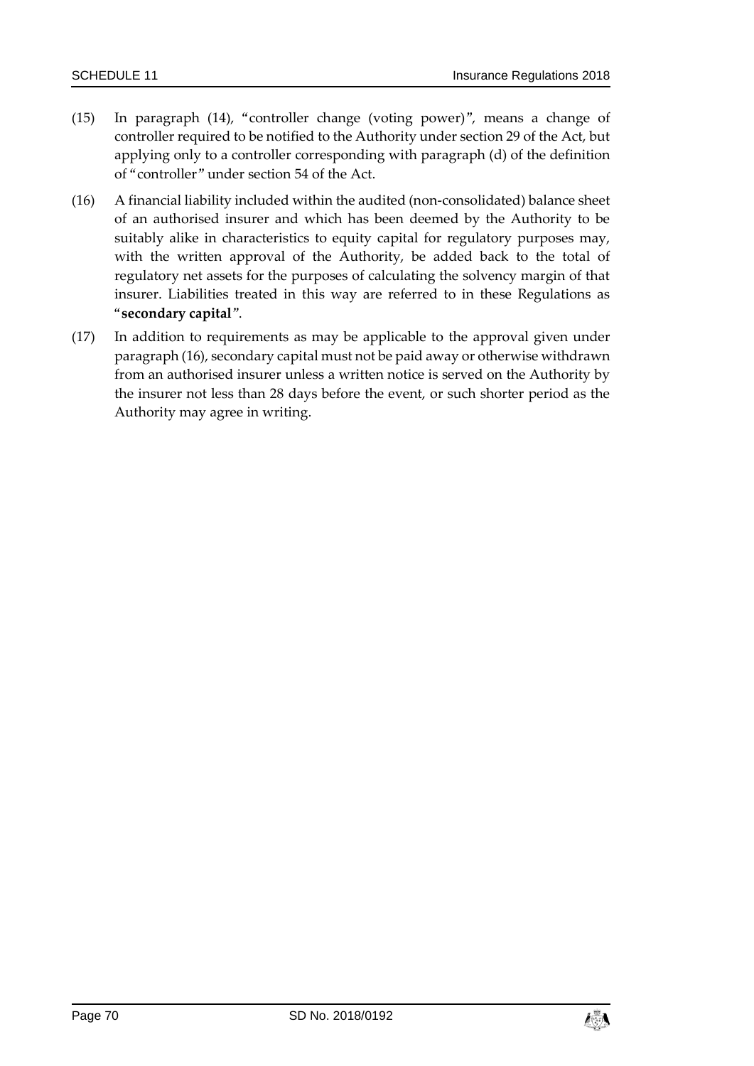(15) In paragraph (14), "controller change (voting power)", means a change of controller required to be notified to the Authority under section 29 of the Act, but applying only to a controller corresponding with paragraph (d) of the definition of "controller" under section 54 of the Act.

(16) A financial liability included within the audited (non-consolidated) balance sheet of an authorised insurer and which has been deemed by the Authority to be suitably alike in characteristics to equity capital for regulatory purposes may, with the written approval of the Authority, be added back to the total of regulatory net assets for the purposes of calculating the solvency margin of that insurer. Liabilities treated in this way are referred to in these Regulations as "**secondary capital**".

(17) In addition to requirements as may be applicable to the approval given under paragraph (16), secondary capital must not be paid away or otherwise withdrawn from an authorised insurer unless a written notice is served on the Authority by the insurer not less than 28 days before the event, or such shorter period as the Authority may agree in writing.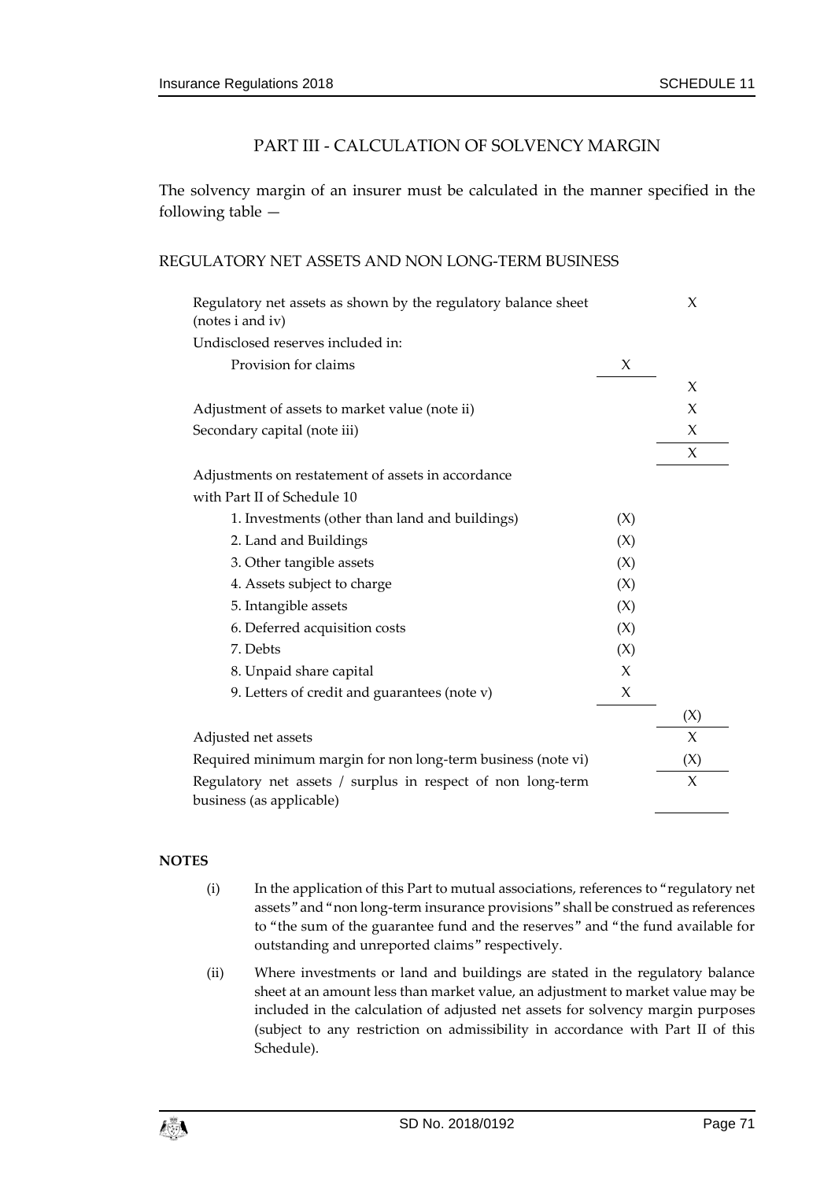## PART III - CALCULATION OF SOLVENCY MARGIN

The solvency margin of an insurer must be calculated in the manner specified in the following table —

### REGULATORY NET ASSETS AND NON LONG-TERM BUSINESS

| | | |
|---|---|---|
| Regulatory net assets as shown by the regulatory balance sheet (notes i and iv) | | X |
| Undisclosed reserves included in: | | |
| Provision for claims | X | |
| | | X |
| Adjustment of assets to market value (note ii) | | X |
| Secondary capital (note iii) | | X |
| | | X |
| Adjustments on restatement of assets in accordance with Part II of Schedule 10 | | |
| 1. Investments (other than land and buildings) | (X) | |
| 2. Land and Buildings | (X) | |
| 3. Other tangible assets | (X) | |
| 4. Assets subject to charge | (X) | |
| 5. Intangible assets | (X) | |
| 6. Deferred acquisition costs | (X) | |
| 7. Debts | (X) | |
| 8. Unpaid share capital | X | |
| 9. Letters of credit and guarantees (note v) | X | |
| | | (X) |
| Adjusted net assets | | X |
| Required minimum margin for non long-term business (note vi) | | (X) |
| Regulatory net assets / surplus in respect of non long-term business (as applicable) | | X |

**NOTES**

(i) In the application of this Part to mutual associations, references to "regulatory net assets" and "non long-term insurance provisions" shall be construed as references to "the sum of the guarantee fund and the reserves" and "the fund available for outstanding and unreported claims" respectively.

(ii) Where investments or land and buildings are stated in the regulatory balance sheet at an amount less than market value, an adjustment to market value may be included in the calculation of adjusted net assets for solvency margin purposes (subject to any restriction on admissibility in accordance with Part II of this Schedule).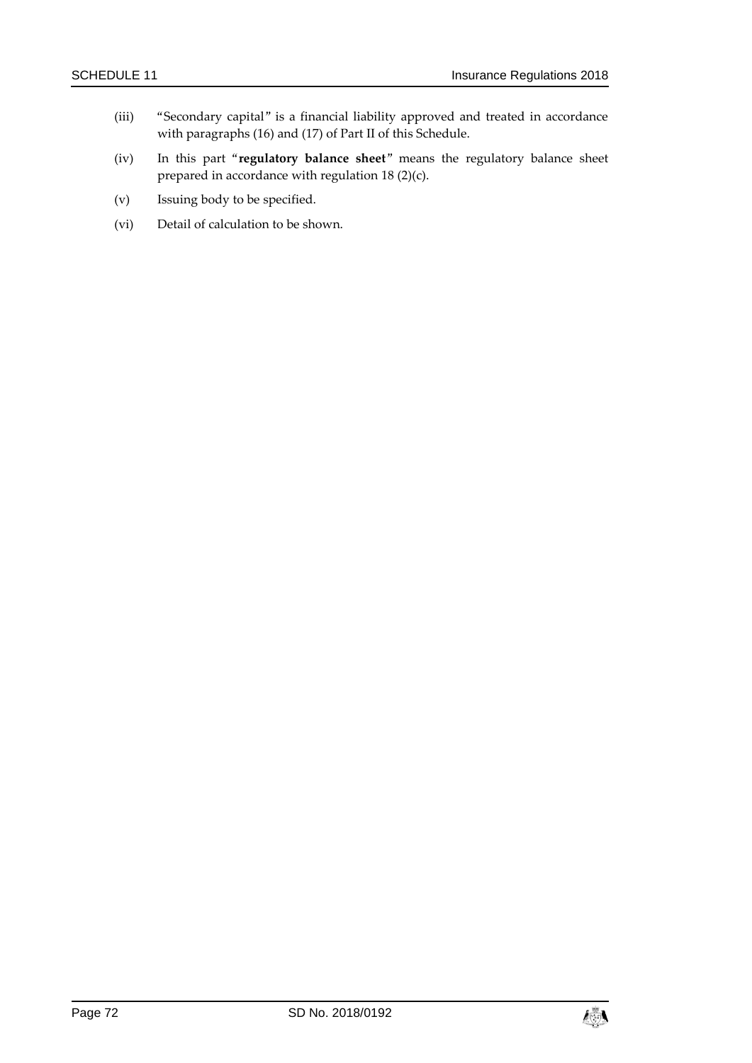(iii) "Secondary capital" is a financial liability approved and treated in accordance with paragraphs (16) and (17) of Part II of this Schedule.

(iv) In this part "**regulatory balance sheet**" means the regulatory balance sheet prepared in accordance with regulation 18 (2)(c).

(v) Issuing body to be specified.

(vi) Detail of calculation to be shown.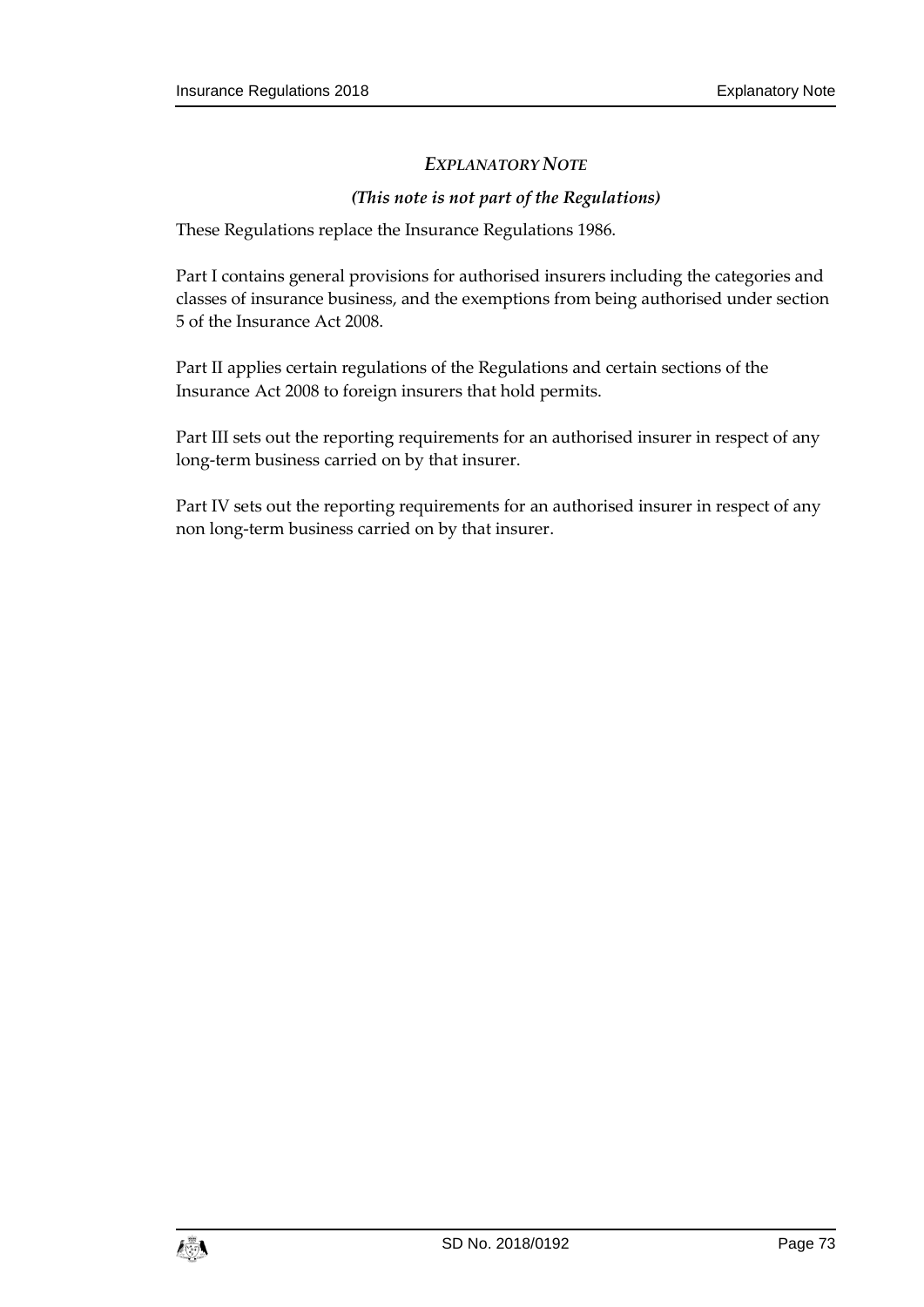## *EXPLANATORY NOTE*

***(This note is not part of the Regulations)***

These Regulations replace the Insurance Regulations 1986.

Part I contains general provisions for authorised insurers including the categories and classes of insurance business, and the exemptions from being authorised under section 5 of the Insurance Act 2008.

Part II applies certain regulations of the Regulations and certain sections of the Insurance Act 2008 to foreign insurers that hold permits.

Part III sets out the reporting requirements for an authorised insurer in respect of any long-term business carried on by that insurer.

Part IV sets out the reporting requirements for an authorised insurer in respect of any non long-term business carried on by that insurer.